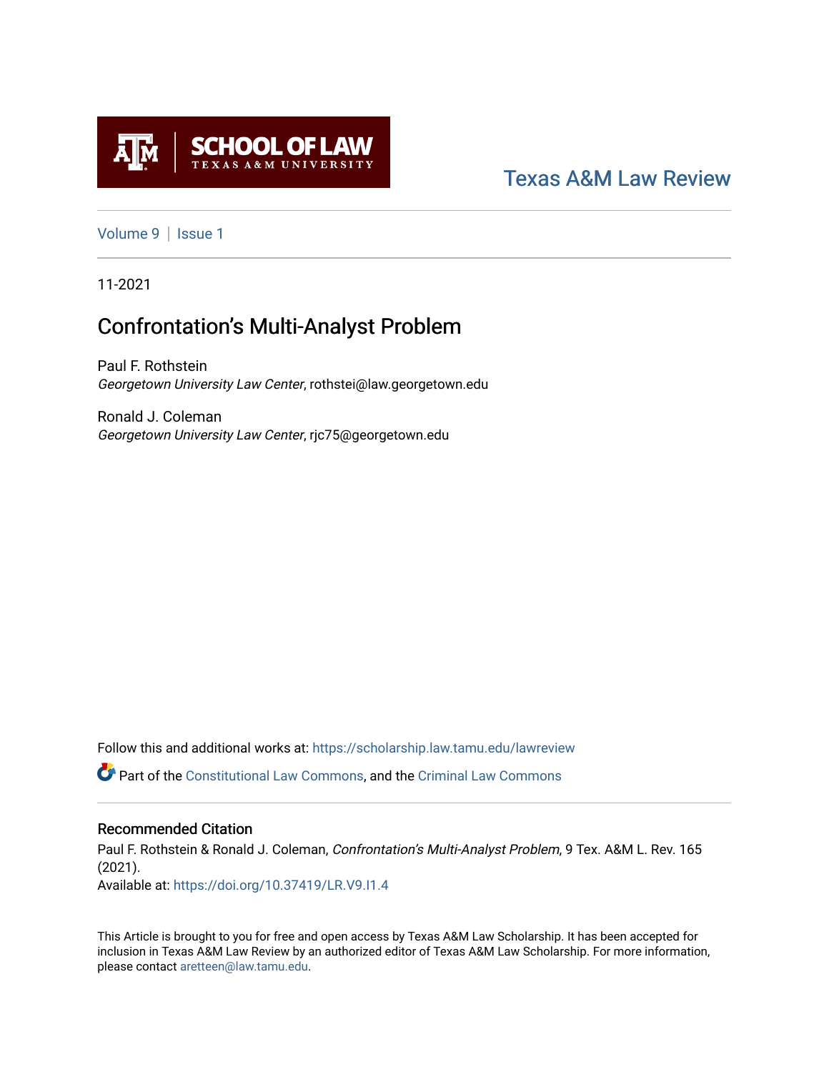Texas A&M Law Review

Volume 9 | Issue 1

11-2021

# Confrontation's Multi-Analyst Problem

Paul F. Rothstein
*Georgetown University Law Center*, rothstei@law.georgetown.edu

Ronald J. Coleman
*Georgetown University Law Center*, rjc75@georgetown.edu

Follow this and additional works at: https://scholarship.law.tamu.edu/lawreview

Part of the Constitutional Law Commons, and the Criminal Law Commons

## Recommended Citation

Paul F. Rothstein & Ronald J. Coleman, *Confrontation's Multi-Analyst Problem*, 9 Tex. A&M L. Rev. 165 (2021).

Available at: https://doi.org/10.37419/LR.V9.I1.4

This Article is brought to you for free and open access by Texas A&M Law Scholarship. It has been accepted for inclusion in Texas A&M Law Review by an authorized editor of Texas A&M Law Scholarship. For more information, please contact aretteen@law.tamu.edu.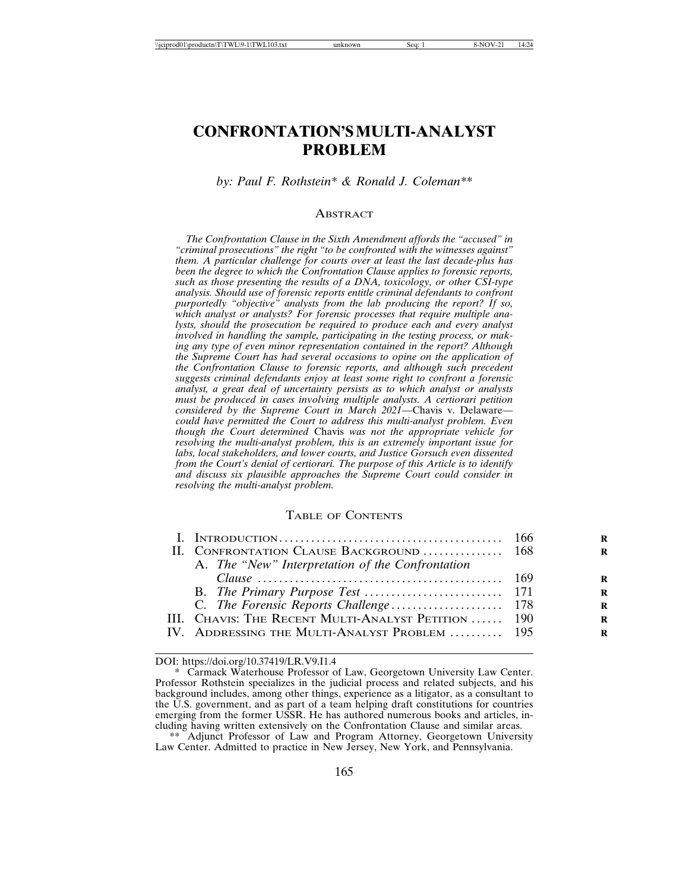# CONFRONTATION'S MULTI-ANALYST PROBLEM

*by: Paul F. Rothstein\* & Ronald J. Coleman\*\**

## ABSTRACT

*The Confrontation Clause in the Sixth Amendment affords the "accused" in "criminal prosecutions" the right "to be confronted with the witnesses against" them. A particular challenge for courts over at least the last decade-plus has been the degree to which the Confrontation Clause applies to forensic reports, such as those presenting the results of a DNA, toxicology, or other CSI-type analysis. Should use of forensic reports entitle criminal defendants to confront purportedly "objective" analysts from the lab producing the report? If so, which analyst or analysts? For forensic processes that require multiple analysts, should the prosecution be required to produce each and every analyst involved in handling the sample, participating in the testing process, or making any type of even minor representation contained in the report? Although the Supreme Court has had several occasions to opine on the application of the Confrontation Clause to forensic reports, and although such precedent suggests criminal defendants enjoy at least some right to confront a forensic analyst, a great deal of uncertainty persists as to which analyst or analysts must be produced in cases involving multiple analysts. A certiorari petition considered by the Supreme Court in March 2021—*Chavis v. Delaware*—could have permitted the Court to address this multi-analyst problem. Even though the Court determined* Chavis *was not the appropriate vehicle for resolving the multi-analyst problem, this is an extremely important issue for labs, local stakeholders, and lower courts, and Justice Gorsuch even dissented from the Court's denial of certiorari. The purpose of this Article is to identify and discuss six plausible approaches the Supreme Court could consider in resolving the multi-analyst problem.*

## TABLE OF CONTENTS

| | |
|---|---|
| I. INTRODUCTION | 166 |
| II. CONFRONTATION CLAUSE BACKGROUND | 168 |
| A. *The "New" Interpretation of the Confrontation Clause* | 169 |
| B. *The Primary Purpose Test* | 171 |
| C. *The Forensic Reports Challenge* | 178 |
| III. CHAVIS: THE RECENT MULTI-ANALYST PETITION | 190 |
| IV. ADDRESSING THE MULTI-ANALYST PROBLEM | 195 |

DOI: https://doi.org/10.37419/LR.V9.I1.4

\* Carmack Waterhouse Professor of Law, Georgetown University Law Center. Professor Rothstein specializes in the judicial process and related subjects, and his background includes, among other things, experience as a litigator, as a consultant to the U.S. government, and as part of a team helping draft constitutions for countries emerging from the former USSR. He has authored numerous books and articles, including having written extensively on the Confrontation Clause and similar areas.

\*\* Adjunct Professor of Law and Program Attorney, Georgetown University Law Center. Admitted to practice in New Jersey, New York, and Pennsylvania.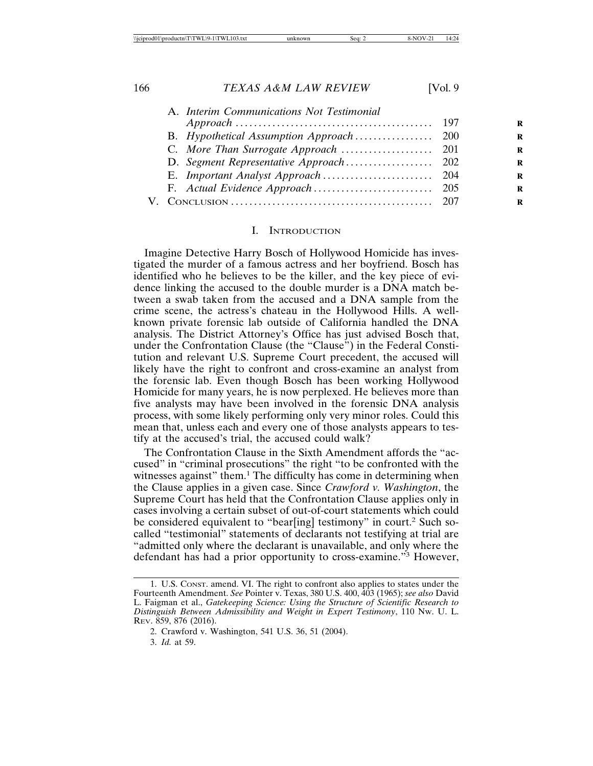A. *Interim Communications Not Testimonial Approach* .......................................... 197
B. *Hypothetical Assumption Approach* ................ 200
C. *More Than Surrogate Approach* .................... 201
D. *Segment Representative Approach* ................. 202
E. *Important Analyst Approach* ........................ 204
F. *Actual Evidence Approach* .......................... 205

V. Conclusion ........................................... 207

## I. Introduction

Imagine Detective Harry Bosch of Hollywood Homicide has investigated the murder of a famous actress and her boyfriend. Bosch has identified who he believes to be the killer, and the key piece of evidence linking the accused to the double murder is a DNA match between a swab taken from the accused and a DNA sample from the crime scene, the actress's chateau in the Hollywood Hills. A well-known private forensic lab outside of California handled the DNA analysis. The District Attorney's Office has just advised Bosch that, under the Confrontation Clause (the "Clause") in the Federal Constitution and relevant U.S. Supreme Court precedent, the accused will likely have the right to confront and cross-examine an analyst from the forensic lab. Even though Bosch has been working Hollywood Homicide for many years, he is now perplexed. He believes more than five analysts may have been involved in the forensic DNA analysis process, with some likely performing only very minor roles. Could this mean that, unless each and every one of those analysts appears to testify at the accused's trial, the accused could walk?

The Confrontation Clause in the Sixth Amendment affords the "accused" in "criminal prosecutions" the right "to be confronted with the witnesses against" them.[1] The difficulty has come in determining when the Clause applies in a given case. Since *Crawford v. Washington*, the Supreme Court has held that the Confrontation Clause applies only in cases involving a certain subset of out-of-court statements which could be considered equivalent to "bear[ing] testimony" in court.[2] Such so-called "testimonial" statements of declarants not testifying at trial are "admitted only where the declarant is unavailable, and only where the defendant has had a prior opportunity to cross-examine."[3] However,

---

1. U.S. Const. amend. VI. The right to confront also applies to states under the Fourteenth Amendment. *See* Pointer v. Texas, 380 U.S. 400, 403 (1965); *see also* David L. Faigman et al., *Gatekeeping Science: Using the Structure of Scientific Research to Distinguish Between Admissibility and Weight in Expert Testimony*, 110 Nw. U. L. Rev. 859, 876 (2016).

2. Crawford v. Washington, 541 U.S. 36, 51 (2004).

3. *Id.* at 59.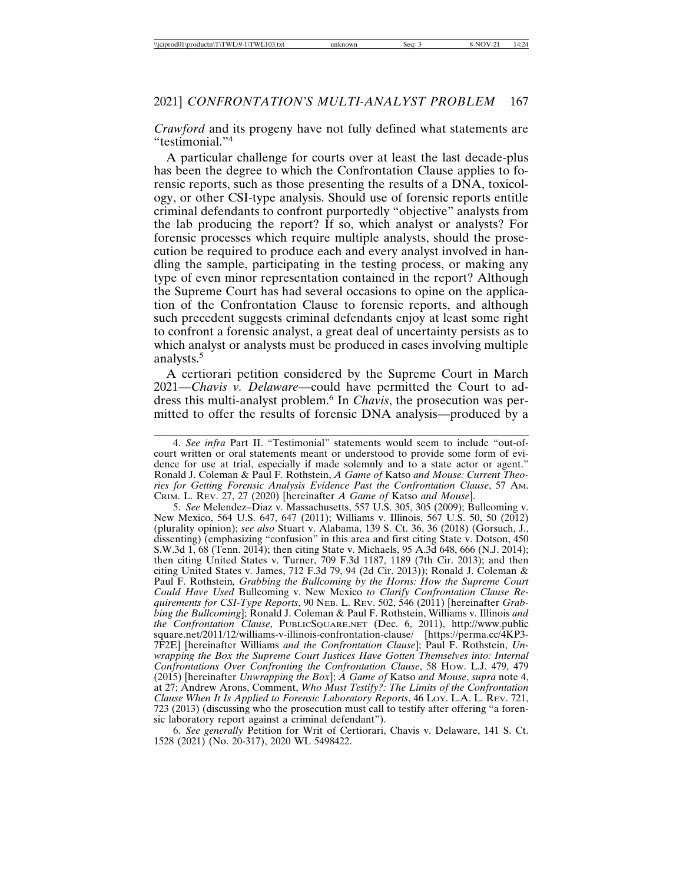*Crawford* and its progeny have not fully defined what statements are "testimonial."[4]

A particular challenge for courts over at least the last decade-plus has been the degree to which the Confrontation Clause applies to forensic reports, such as those presenting the results of a DNA, toxicology, or other CSI-type analysis. Should use of forensic reports entitle criminal defendants to confront purportedly "objective" analysts from the lab producing the report? If so, which analyst or analysts? For forensic processes which require multiple analysts, should the prosecution be required to produce each and every analyst involved in handling the sample, participating in the testing process, or making any type of even minor representation contained in the report? Although the Supreme Court has had several occasions to opine on the application of the Confrontation Clause to forensic reports, and although such precedent suggests criminal defendants enjoy at least some right to confront a forensic analyst, a great deal of uncertainty persists as to which analyst or analysts must be produced in cases involving multiple analysts.[5]

A certiorari petition considered by the Supreme Court in March 2021—*Chavis v. Delaware*—could have permitted the Court to address this multi-analyst problem.[6] In *Chavis*, the prosecution was permitted to offer the results of forensic DNA analysis—produced by a

---

4. *See infra* Part II. "Testimonial" statements would seem to include "out-of-court written or oral statements meant or understood to provide some form of evidence for use at trial, especially if made solemnly and to a state actor or agent." Ronald J. Coleman & Paul F. Rothstein, *A Game of* Katso *and Mouse: Current Theories for Getting Forensic Analysis Evidence Past the Confrontation Clause*, 57 AM. CRIM. L. REV. 27, 27 (2020) [hereinafter *A Game of* Katso *and Mouse*].

5. *See* Melendez–Diaz v. Massachusetts, 557 U.S. 305, 305 (2009); Bullcoming v. New Mexico, 564 U.S. 647, 647 (2011); Williams v. Illinois, 567 U.S. 50, 50 (2012) (plurality opinion); *see also* Stuart v. Alabama, 139 S. Ct. 36, 36 (2018) (Gorsuch, J., dissenting) (emphasizing "confusion" in this area and first citing State v. Dotson, 450 S.W.3d 1, 68 (Tenn. 2014); then citing State v. Michaels, 95 A.3d 648, 666 (N.J. 2014); then citing United States v. Turner, 709 F.3d 1187, 1189 (7th Cir. 2013); and then citing United States v. James, 712 F.3d 79, 94 (2d Cir. 2013)); Ronald J. Coleman & Paul F. Rothstein*, Grabbing the Bullcoming by the Horns: How the Supreme Court Could Have Used* Bullcoming v. New Mexico *to Clarify Confrontation Clause Requirements for CSI-Type Reports*, 90 NEB. L. REV. 502, 546 (2011) [hereinafter *Grabbing the Bullcoming*]; Ronald J. Coleman & Paul F. Rothstein, Williams v. Illinois *and the Confrontation Clause*, PUBLICSQUARE.NET (Dec. 6, 2011), http://www.publicsquare.net/2011/12/williams-v-illinois-confrontation-clause/ [https://perma.cc/4KP3-7F2E] [hereinafter Williams *and the Confrontation Clause*]; Paul F. Rothstein, *Unwrapping the Box the Supreme Court Justices Have Gotten Themselves into: Internal Confrontations Over Confronting the Confrontation Clause*, 58 HOW. L.J. 479, 479 (2015) [hereinafter *Unwrapping the Box*]; *A Game of* Katso *and Mouse*, *supra* note 4, at 27; Andrew Arons, Comment, *Who Must Testify?: The Limits of the Confrontation Clause When It Is Applied to Forensic Laboratory Reports*, 46 LOY. L.A. L. REV. 721, 723 (2013) (discussing who the prosecution must call to testify after offering "a forensic laboratory report against a criminal defendant").

6. *See generally* Petition for Writ of Certiorari, Chavis v. Delaware, 141 S. Ct. 1528 (2021) (No. 20-317), 2020 WL 5498422.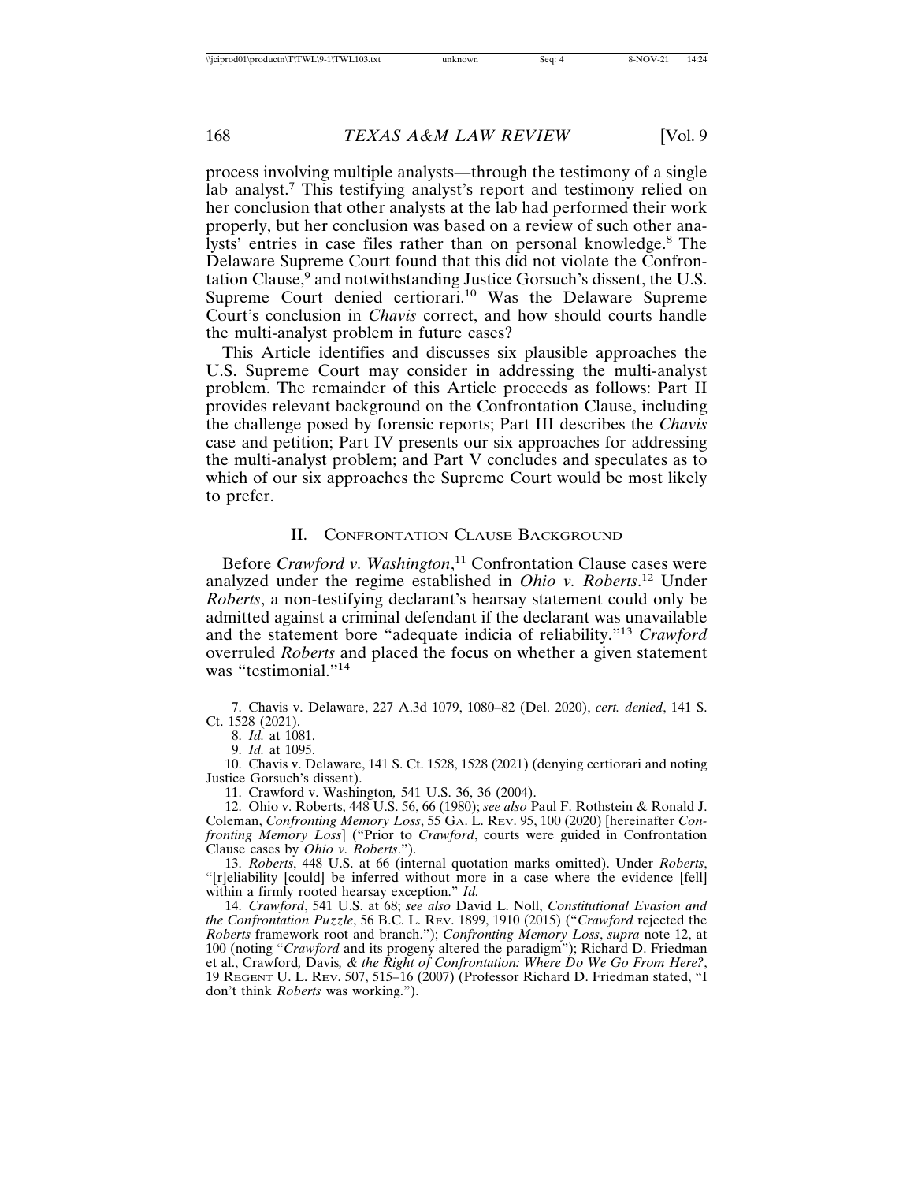process involving multiple analysts—through the testimony of a single lab analyst.[7] This testifying analyst's report and testimony relied on her conclusion that other analysts at the lab had performed their work properly, but her conclusion was based on a review of such other analysts' entries in case files rather than on personal knowledge.[8] The Delaware Supreme Court found that this did not violate the Confrontation Clause,[9] and notwithstanding Justice Gorsuch's dissent, the U.S. Supreme Court denied certiorari.[10] Was the Delaware Supreme Court's conclusion in *Chavis* correct, and how should courts handle the multi-analyst problem in future cases?

This Article identifies and discusses six plausible approaches the U.S. Supreme Court may consider in addressing the multi-analyst problem. The remainder of this Article proceeds as follows: Part II provides relevant background on the Confrontation Clause, including the challenge posed by forensic reports; Part III describes the *Chavis* case and petition; Part IV presents our six approaches for addressing the multi-analyst problem; and Part V concludes and speculates as to which of our six approaches the Supreme Court would be most likely to prefer.

## II. Confrontation Clause Background

Before *Crawford v. Washington*,[11] Confrontation Clause cases were analyzed under the regime established in *Ohio v. Roberts*.[12] Under *Roberts*, a non-testifying declarant's hearsay statement could only be admitted against a criminal defendant if the declarant was unavailable and the statement bore "adequate indicia of reliability."[13] *Crawford* overruled *Roberts* and placed the focus on whether a given statement was "testimonial."[14]

---

7. Chavis v. Delaware, 227 A.3d 1079, 1080–82 (Del. 2020), *cert. denied*, 141 S. Ct. 1528 (2021).

8. *Id.* at 1081.

9. *Id.* at 1095.

10. Chavis v. Delaware, 141 S. Ct. 1528, 1528 (2021) (denying certiorari and noting Justice Gorsuch's dissent).

11. Crawford v. Washington, 541 U.S. 36, 36 (2004).

12. Ohio v. Roberts, 448 U.S. 56, 66 (1980); *see also* Paul F. Rothstein & Ronald J. Coleman, *Confronting Memory Loss*, 55 GA. L. REV. 95, 100 (2020) [hereinafter *Confronting Memory Loss*] ("Prior to *Crawford*, courts were guided in Confrontation Clause cases by *Ohio v. Roberts*.").

13. *Roberts*, 448 U.S. at 66 (internal quotation marks omitted). Under *Roberts*, "[r]eliability [could] be inferred without more in a case where the evidence [fell] within a firmly rooted hearsay exception." *Id.*

14. *Crawford*, 541 U.S. at 68; *see also* David L. Noll, *Constitutional Evasion and the Confrontation Puzzle*, 56 B.C. L. REV. 1899, 1910 (2015) ("*Crawford* rejected the *Roberts* framework root and branch."); *Confronting Memory Loss*, *supra* note 12, at 100 (noting "*Crawford* and its progeny altered the paradigm"); Richard D. Friedman et al., Crawford*,* Davis*, & the Right of Confrontation: Where Do We Go From Here?*, 19 REGENT U. L. REV. 507, 515–16 (2007) (Professor Richard D. Friedman stated, "I don't think *Roberts* was working.").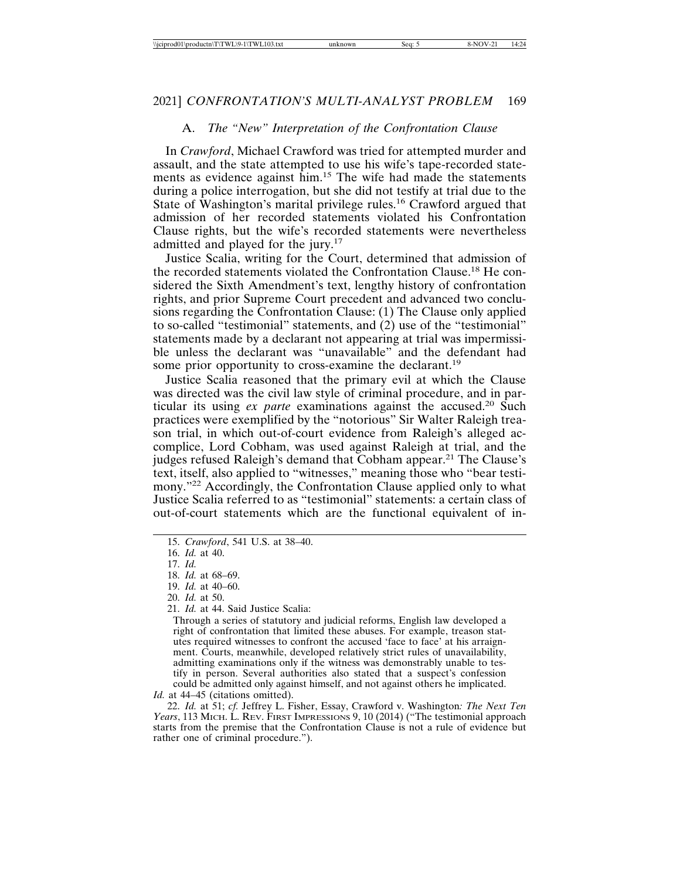### A. *The "New" Interpretation of the Confrontation Clause*

In *Crawford*, Michael Crawford was tried for attempted murder and assault, and the state attempted to use his wife's tape-recorded statements as evidence against him.[15] The wife had made the statements during a police interrogation, but she did not testify at trial due to the State of Washington's marital privilege rules.[16] Crawford argued that admission of her recorded statements violated his Confrontation Clause rights, but the wife's recorded statements were nevertheless admitted and played for the jury.[17]

Justice Scalia, writing for the Court, determined that admission of the recorded statements violated the Confrontation Clause.[18] He considered the Sixth Amendment's text, lengthy history of confrontation rights, and prior Supreme Court precedent and advanced two conclusions regarding the Confrontation Clause: (1) The Clause only applied to so-called "testimonial" statements, and (2) use of the "testimonial" statements made by a declarant not appearing at trial was impermissible unless the declarant was "unavailable" and the defendant had some prior opportunity to cross-examine the declarant.[19]

Justice Scalia reasoned that the primary evil at which the Clause was directed was the civil law style of criminal procedure, and in particular its using *ex parte* examinations against the accused.[20] Such practices were exemplified by the "notorious" Sir Walter Raleigh treason trial, in which out-of-court evidence from Raleigh's alleged accomplice, Lord Cobham, was used against Raleigh at trial, and the judges refused Raleigh's demand that Cobham appear.[21] The Clause's text, itself, also applied to "witnesses," meaning those who "bear testimony."[22] Accordingly, the Confrontation Clause applied only to what Justice Scalia referred to as "testimonial" statements: a certain class of out-of-court statements which are the functional equivalent of in-

---

15. *Crawford*, 541 U.S. at 38–40.

16. *Id.* at 40.

17. *Id.*

18. *Id.* at 68–69.

19. *Id.* at 40–60.

20. *Id.* at 50.

21. *Id.* at 44. Said Justice Scalia:

> Through a series of statutory and judicial reforms, English law developed a right of confrontation that limited these abuses. For example, treason statutes required witnesses to confront the accused 'face to face' at his arraignment. Courts, meanwhile, developed relatively strict rules of unavailability, admitting examinations only if the witness was demonstrably unable to testify in person. Several authorities also stated that a suspect's confession could be admitted only against himself, and not against others he implicated.

*Id.* at 44–45 (citations omitted).

22. *Id.* at 51; *cf.* Jeffrey L. Fisher, Essay, Crawford v. Washington*: The Next Ten Years*, 113 MICH. L. REV. FIRST IMPRESSIONS 9, 10 (2014) ("The testimonial approach starts from the premise that the Confrontation Clause is not a rule of evidence but rather one of criminal procedure.").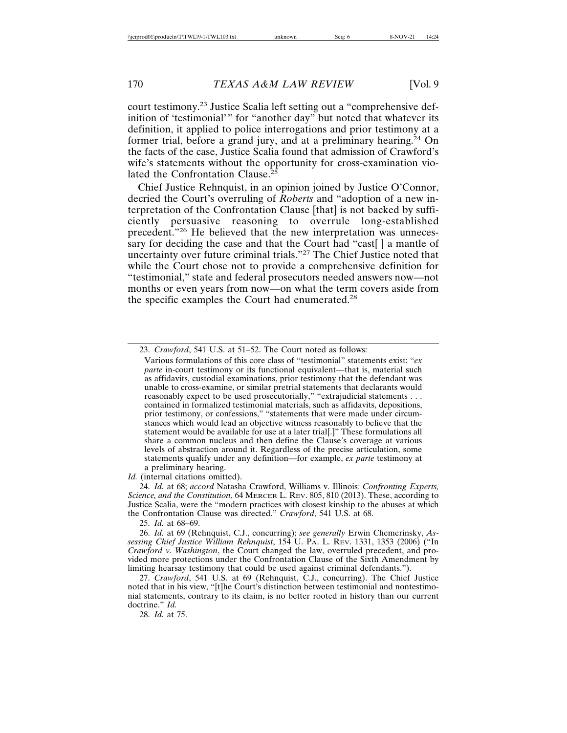court testimony.[23] Justice Scalia left setting out a "comprehensive definition of 'testimonial'" for "another day" but noted that whatever its definition, it applied to police interrogations and prior testimony at a former trial, before a grand jury, and at a preliminary hearing.[24] On the facts of the case, Justice Scalia found that admission of Crawford's wife's statements without the opportunity for cross-examination violated the Confrontation Clause.[25]

Chief Justice Rehnquist, in an opinion joined by Justice O'Connor, decried the Court's overruling of *Roberts* and "adoption of a new interpretation of the Confrontation Clause [that] is not backed by sufficiently persuasive reasoning to overrule long-established precedent."[26] He believed that the new interpretation was unnecessary for deciding the case and that the Court had "cast[ ] a mantle of uncertainty over future criminal trials."[27] The Chief Justice noted that while the Court chose not to provide a comprehensive definition for "testimonial," state and federal prosecutors needed answers now—not months or even years from now—on what the term covers aside from the specific examples the Court had enumerated.[28]

---

23. *Crawford*, 541 U.S. at 51–52. The Court noted as follows:

> Various formulations of this core class of "testimonial" statements exist: "*ex parte* in-court testimony or its functional equivalent—that is, material such as affidavits, custodial examinations, prior testimony that the defendant was unable to cross-examine, or similar pretrial statements that declarants would reasonably expect to be used prosecutorially," "extrajudicial statements . . . contained in formalized testimonial materials, such as affidavits, depositions, prior testimony, or confessions," "statements that were made under circumstances which would lead an objective witness reasonably to believe that the statement would be available for use at a later trial[.]" These formulations all share a common nucleus and then define the Clause's coverage at various levels of abstraction around it. Regardless of the precise articulation, some statements qualify under any definition—for example, *ex parte* testimony at a preliminary hearing.

*Id.* (internal citations omitted).

24. *Id.* at 68; *accord* Natasha Crawford, Williams v. Illinois*: Confronting Experts, Science, and the Constitution*, 64 MERCER L. REV. 805, 810 (2013). These, according to Justice Scalia, were the "modern practices with closest kinship to the abuses at which the Confrontation Clause was directed." *Crawford*, 541 U.S. at 68.

25. *Id.* at 68–69.

26. *Id.* at 69 (Rehnquist, C.J., concurring); *see generally* Erwin Chemerinsky, *Assessing Chief Justice William Rehnquist*, 154 U. PA. L. REV. 1331, 1353 (2006) ("In *Crawford v. Washington*, the Court changed the law, overruled precedent, and provided more protections under the Confrontation Clause of the Sixth Amendment by limiting hearsay testimony that could be used against criminal defendants.").

27. *Crawford*, 541 U.S. at 69 (Rehnquist, C.J., concurring). The Chief Justice noted that in his view, "[t]he Court's distinction between testimonial and nontestimonial statements, contrary to its claim, is no better rooted in history than our current doctrine." *Id.*

28. *Id.* at 75.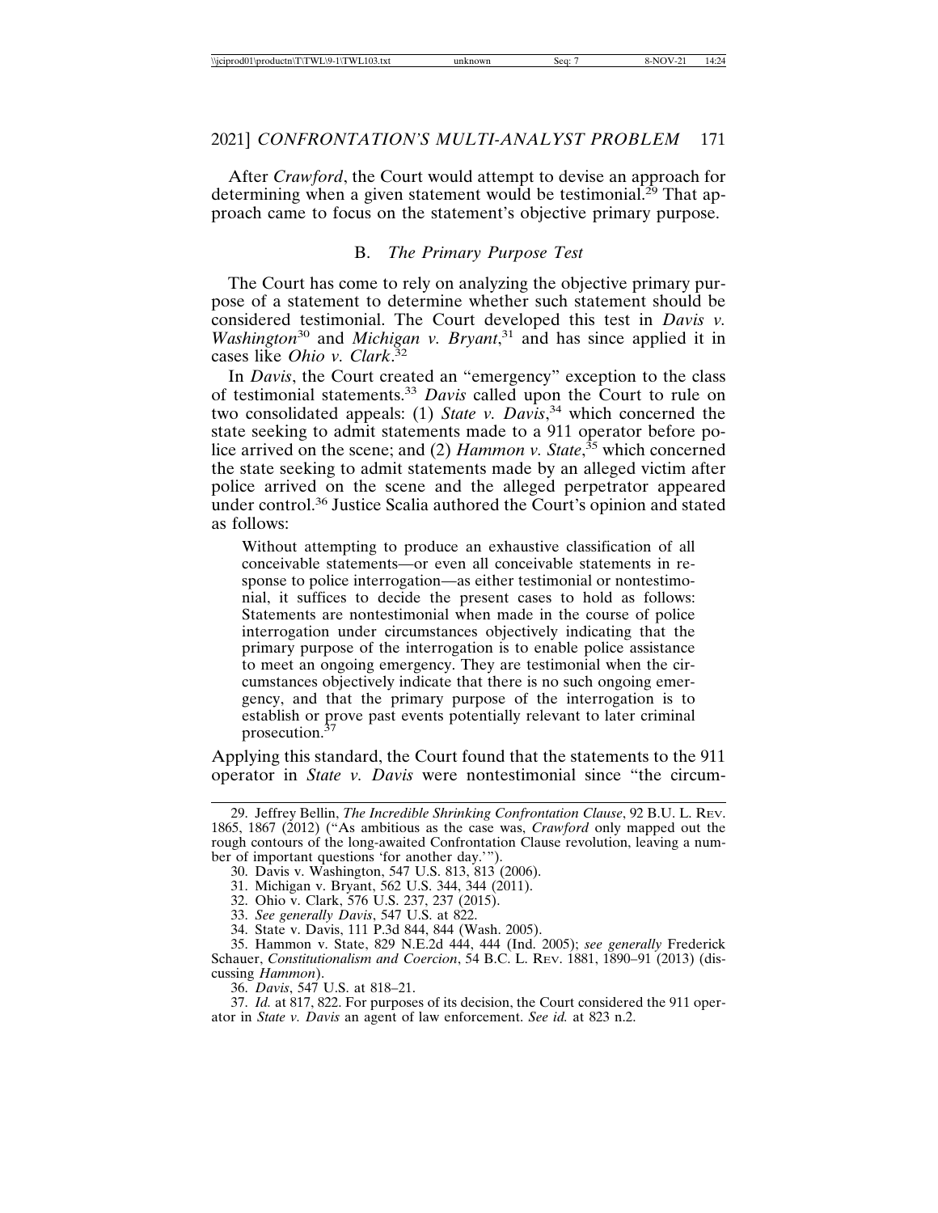After *Crawford*, the Court would attempt to devise an approach for determining when a given statement would be testimonial.[29] That approach came to focus on the statement's objective primary purpose.

### B. *The Primary Purpose Test*

The Court has come to rely on analyzing the objective primary purpose of a statement to determine whether such statement should be considered testimonial. The Court developed this test in *Davis v. Washington*[30] and *Michigan v. Bryant*,[31] and has since applied it in cases like *Ohio v. Clark*.[32]

In *Davis*, the Court created an "emergency" exception to the class of testimonial statements.[33] *Davis* called upon the Court to rule on two consolidated appeals: (1) *State v. Davis*,[34] which concerned the state seeking to admit statements made to a 911 operator before police arrived on the scene; and (2) *Hammon v. State*,[35] which concerned the state seeking to admit statements made by an alleged victim after police arrived on the scene and the alleged perpetrator appeared under control.[36] Justice Scalia authored the Court's opinion and stated as follows:

> Without attempting to produce an exhaustive classification of all conceivable statements—or even all conceivable statements in response to police interrogation—as either testimonial or nontestimonial, it suffices to decide the present cases to hold as follows: Statements are nontestimonial when made in the course of police interrogation under circumstances objectively indicating that the primary purpose of the interrogation is to enable police assistance to meet an ongoing emergency. They are testimonial when the circumstances objectively indicate that there is no such ongoing emergency, and that the primary purpose of the interrogation is to establish or prove past events potentially relevant to later criminal prosecution.[37]

Applying this standard, the Court found that the statements to the 911 operator in *State v. Davis* were nontestimonial since "the circum-

---

29. Jeffrey Bellin, *The Incredible Shrinking Confrontation Clause*, 92 B.U. L. REV. 1865, 1867 (2012) ("As ambitious as the case was, *Crawford* only mapped out the rough contours of the long-awaited Confrontation Clause revolution, leaving a number of important questions 'for another day.'").

30. Davis v. Washington, 547 U.S. 813, 813 (2006).

31. Michigan v. Bryant, 562 U.S. 344, 344 (2011).

32. Ohio v. Clark, 576 U.S. 237, 237 (2015).

33. *See generally Davis*, 547 U.S. at 822.

34. State v. Davis, 111 P.3d 844, 844 (Wash. 2005).

35. Hammon v. State, 829 N.E.2d 444, 444 (Ind. 2005); *see generally* Frederick Schauer, *Constitutionalism and Coercion*, 54 B.C. L. REV. 1881, 1890–91 (2013) (discussing *Hammon*).

36. *Davis*, 547 U.S. at 818–21.

37. *Id.* at 817, 822. For purposes of its decision, the Court considered the 911 operator in *State v. Davis* an agent of law enforcement. *See id.* at 823 n.2.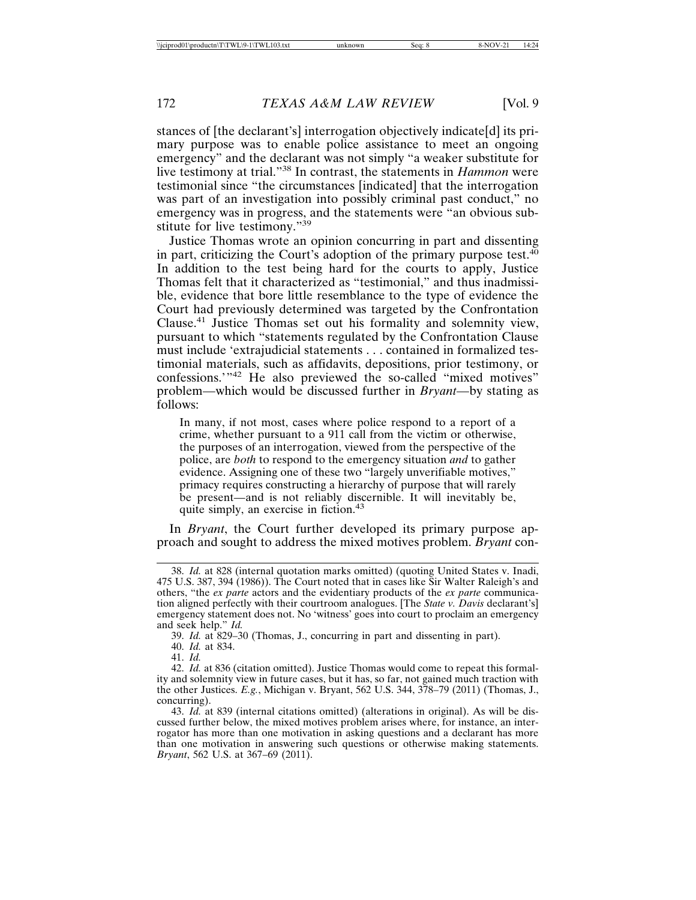stances of [the declarant's] interrogation objectively indicate[d] its primary purpose was to enable police assistance to meet an ongoing emergency" and the declarant was not simply "a weaker substitute for live testimony at trial."[38] In contrast, the statements in *Hammon* were testimonial since "the circumstances [indicated] that the interrogation was part of an investigation into possibly criminal past conduct," no emergency was in progress, and the statements were "an obvious substitute for live testimony."[39]

Justice Thomas wrote an opinion concurring in part and dissenting in part, criticizing the Court's adoption of the primary purpose test.[40] In addition to the test being hard for the courts to apply, Justice Thomas felt that it characterized as "testimonial," and thus inadmissible, evidence that bore little resemblance to the type of evidence the Court had previously determined was targeted by the Confrontation Clause.[41] Justice Thomas set out his formality and solemnity view, pursuant to which "statements regulated by the Confrontation Clause must include 'extrajudicial statements . . . contained in formalized testimonial materials, such as affidavits, depositions, prior testimony, or confessions.'"[42] He also previewed the so-called "mixed motives" problem—which would be discussed further in *Bryant*—by stating as follows:

> In many, if not most, cases where police respond to a report of a crime, whether pursuant to a 911 call from the victim or otherwise, the purposes of an interrogation, viewed from the perspective of the police, are *both* to respond to the emergency situation *and* to gather evidence. Assigning one of these two "largely unverifiable motives," primacy requires constructing a hierarchy of purpose that will rarely be present—and is not reliably discernible. It will inevitably be, quite simply, an exercise in fiction.[43]

In *Bryant*, the Court further developed its primary purpose approach and sought to address the mixed motives problem. *Bryant* con-

---

38. *Id.* at 828 (internal quotation marks omitted) (quoting United States v. Inadi, 475 U.S. 387, 394 (1986)). The Court noted that in cases like Sir Walter Raleigh's and others, "the *ex parte* actors and the evidentiary products of the *ex parte* communication aligned perfectly with their courtroom analogues. [The *State v. Davis* declarant's] emergency statement does not. No 'witness' goes into court to proclaim an emergency and seek help." *Id.*

39. *Id.* at 829–30 (Thomas, J., concurring in part and dissenting in part).

40. *Id.* at 834.

41. *Id.*

42. *Id.* at 836 (citation omitted). Justice Thomas would come to repeat this formality and solemnity view in future cases, but it has, so far, not gained much traction with the other Justices. *E.g.*, Michigan v. Bryant, 562 U.S. 344, 378–79 (2011) (Thomas, J., concurring).

43. *Id.* at 839 (internal citations omitted) (alterations in original). As will be discussed further below, the mixed motives problem arises where, for instance, an interrogator has more than one motivation in asking questions and a declarant has more than one motivation in answering such questions or otherwise making statements. *Bryant*, 562 U.S. at 367–69 (2011).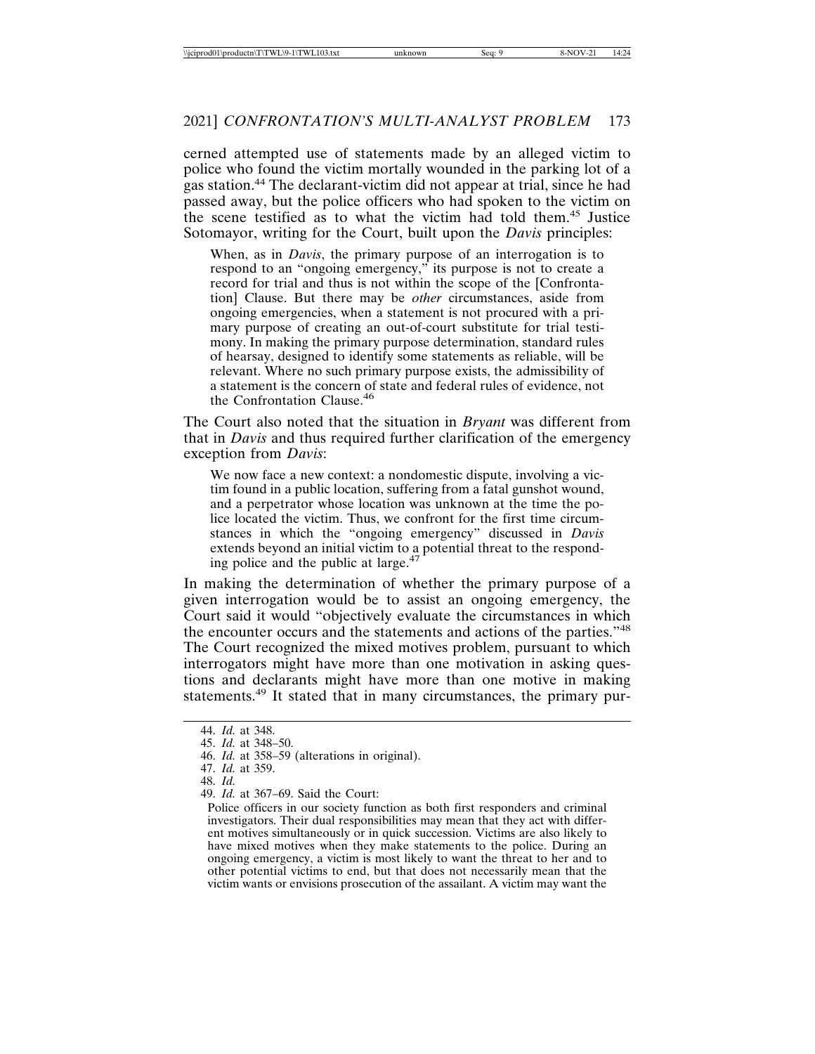cerned attempted use of statements made by an alleged victim to police who found the victim mortally wounded in the parking lot of a gas station.[44] The declarant-victim did not appear at trial, since he had passed away, but the police officers who had spoken to the victim on the scene testified as to what the victim had told them.[45] Justice Sotomayor, writing for the Court, built upon the *Davis* principles:

> When, as in *Davis*, the primary purpose of an interrogation is to respond to an "ongoing emergency," its purpose is not to create a record for trial and thus is not within the scope of the [Confrontation] Clause. But there may be *other* circumstances, aside from ongoing emergencies, when a statement is not procured with a primary purpose of creating an out-of-court substitute for trial testimony. In making the primary purpose determination, standard rules of hearsay, designed to identify some statements as reliable, will be relevant. Where no such primary purpose exists, the admissibility of a statement is the concern of state and federal rules of evidence, not the Confrontation Clause.[46]

The Court also noted that the situation in *Bryant* was different from that in *Davis* and thus required further clarification of the emergency exception from *Davis*:

> We now face a new context: a nondomestic dispute, involving a victim found in a public location, suffering from a fatal gunshot wound, and a perpetrator whose location was unknown at the time the police located the victim. Thus, we confront for the first time circumstances in which the "ongoing emergency" discussed in *Davis* extends beyond an initial victim to a potential threat to the responding police and the public at large.[47]

In making the determination of whether the primary purpose of a given interrogation would be to assist an ongoing emergency, the Court said it would "objectively evaluate the circumstances in which the encounter occurs and the statements and actions of the parties."[48] The Court recognized the mixed motives problem, pursuant to which interrogators might have more than one motivation in asking questions and declarants might have more than one motive in making statements.[49] It stated that in many circumstances, the primary pur-

---

44. *Id.* at 348.

45. *Id.* at 348–50.

46. *Id.* at 358–59 (alterations in original).

47. *Id.* at 359.

48. *Id.*

49. *Id.* at 367–69. Said the Court:

> Police officers in our society function as both first responders and criminal investigators. Their dual responsibilities may mean that they act with different motives simultaneously or in quick succession. Victims are also likely to have mixed motives when they make statements to the police. During an ongoing emergency, a victim is most likely to want the threat to her and to other potential victims to end, but that does not necessarily mean that the victim wants or envisions prosecution of the assailant. A victim may want the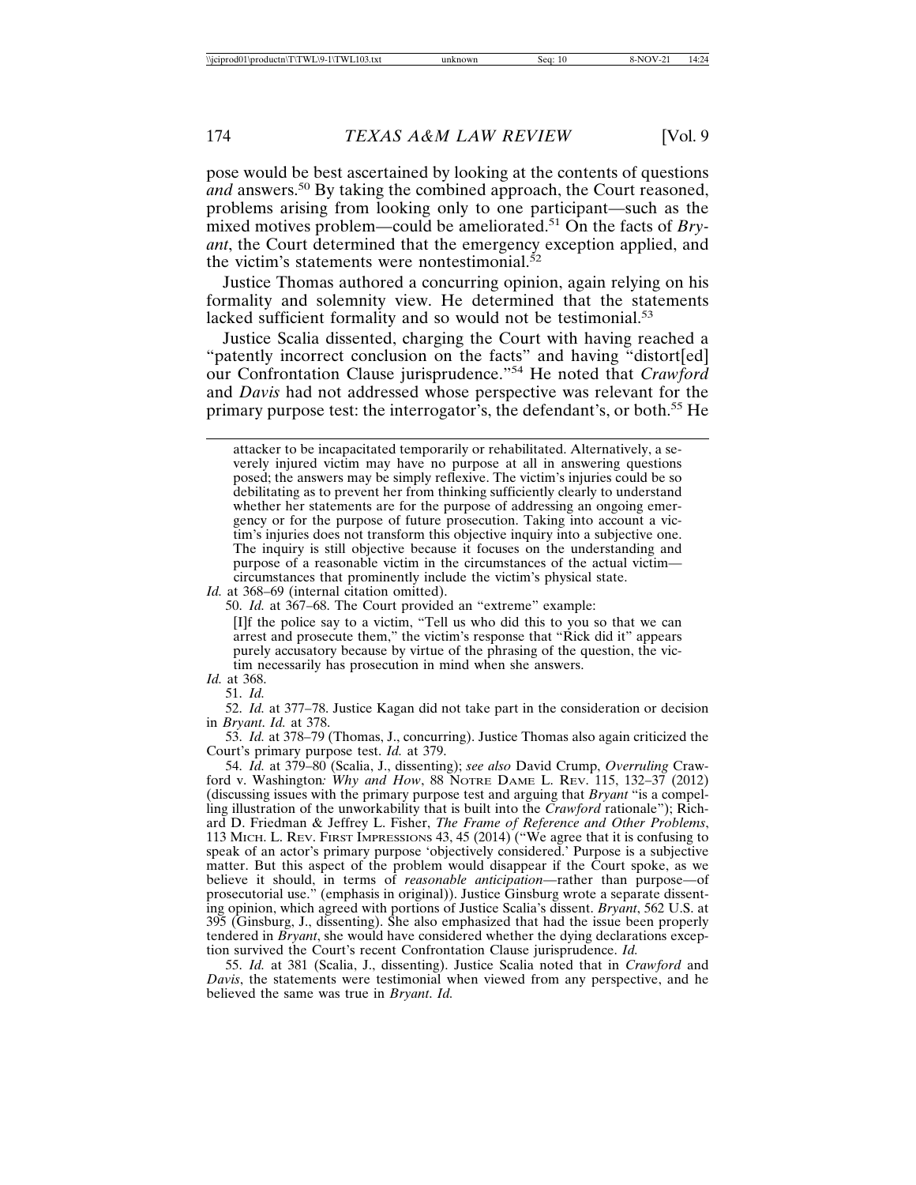pose would be best ascertained by looking at the contents of questions *and* answers.[50] By taking the combined approach, the Court reasoned, problems arising from looking only to one participant—such as the mixed motives problem—could be ameliorated.[51] On the facts of *Bryant*, the Court determined that the emergency exception applied, and the victim's statements were nontestimonial.[52]

Justice Thomas authored a concurring opinion, again relying on his formality and solemnity view. He determined that the statements lacked sufficient formality and so would not be testimonial.[53]

Justice Scalia dissented, charging the Court with having reached a "patently incorrect conclusion on the facts" and having "distort[ed] our Confrontation Clause jurisprudence."[54] He noted that *Crawford* and *Davis* had not addressed whose perspective was relevant for the primary purpose test: the interrogator's, the defendant's, or both.[55] He

---

> attacker to be incapacitated temporarily or rehabilitated. Alternatively, a severely injured victim may have no purpose at all in answering questions posed; the answers may be simply reflexive. The victim's injuries could be so debilitating as to prevent her from thinking sufficiently clearly to understand whether her statements are for the purpose of addressing an ongoing emergency or for the purpose of future prosecution. Taking into account a victim's injuries does not transform this objective inquiry into a subjective one. The inquiry is still objective because it focuses on the understanding and purpose of a reasonable victim in the circumstances of the actual victim—circumstances that prominently include the victim's physical state.

*Id.* at 368–69 (internal citation omitted).

50. *Id.* at 367–68. The Court provided an "extreme" example:

> [I]f the police say to a victim, "Tell us who did this to you so that we can arrest and prosecute them," the victim's response that "Rick did it" appears purely accusatory because by virtue of the phrasing of the question, the victim necessarily has prosecution in mind when she answers.

*Id.* at 368.

51. *Id.*

52. *Id.* at 377–78. Justice Kagan did not take part in the consideration or decision in *Bryant*. *Id.* at 378.

53. *Id.* at 378–79 (Thomas, J., concurring). Justice Thomas also again criticized the Court's primary purpose test. *Id.* at 379.

54. *Id.* at 379–80 (Scalia, J., dissenting); *see also* David Crump, *Overruling* Crawford v. Washington*: Why and How*, 88 NOTRE DAME L. REV. 115, 132–37 (2012) (discussing issues with the primary purpose test and arguing that *Bryant* "is a compelling illustration of the unworkability that is built into the *Crawford* rationale"); Richard D. Friedman & Jeffrey L. Fisher, *The Frame of Reference and Other Problems*, 113 MICH. L. REV. FIRST IMPRESSIONS 43, 45 (2014) ("We agree that it is confusing to speak of an actor's primary purpose 'objectively considered.' Purpose is a subjective matter. But this aspect of the problem would disappear if the Court spoke, as we believe it should, in terms of *reasonable anticipation*—rather than purpose—of prosecutorial use." (emphasis in original)). Justice Ginsburg wrote a separate dissenting opinion, which agreed with portions of Justice Scalia's dissent. *Bryant*, 562 U.S. at 395 (Ginsburg, J., dissenting). She also emphasized that had the issue been properly tendered in *Bryant*, she would have considered whether the dying declarations exception survived the Court's recent Confrontation Clause jurisprudence. *Id.*

55. *Id.* at 381 (Scalia, J., dissenting). Justice Scalia noted that in *Crawford* and *Davis*, the statements were testimonial when viewed from any perspective, and he believed the same was true in *Bryant*. *Id.*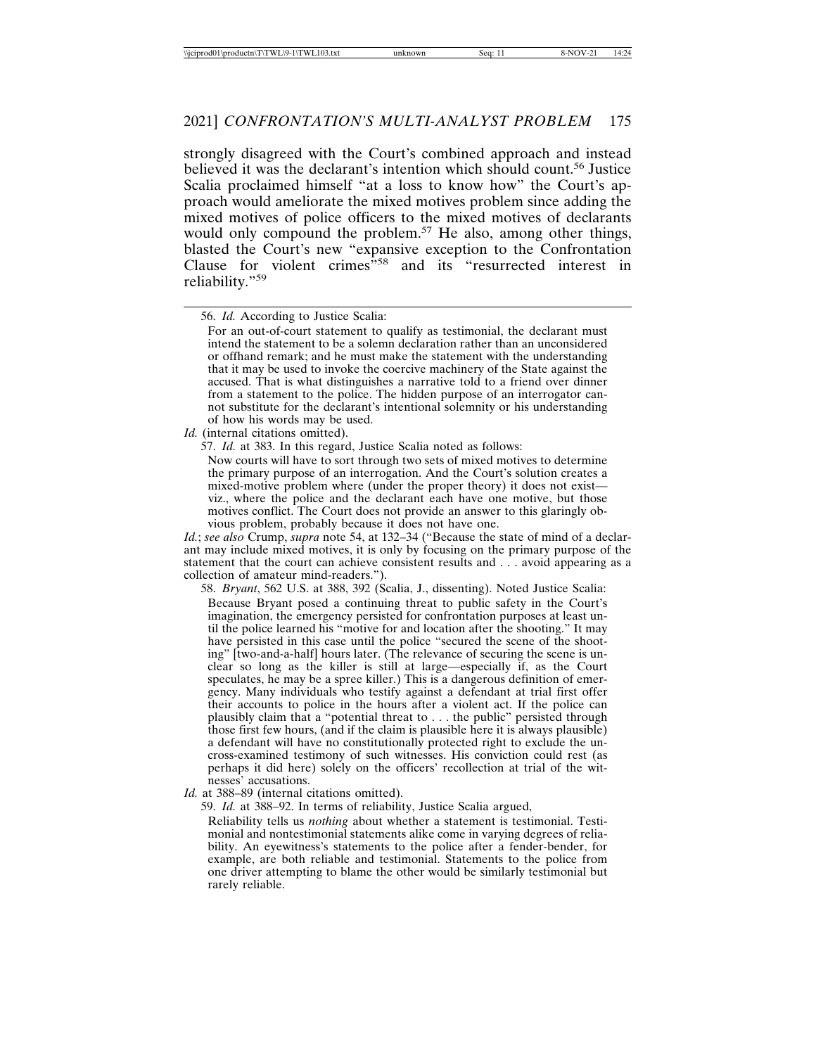strongly disagreed with the Court's combined approach and instead believed it was the declarant's intention which should count.[56] Justice Scalia proclaimed himself "at a loss to know how" the Court's approach would ameliorate the mixed motives problem since adding the mixed motives of police officers to the mixed motives of declarants would only compound the problem.[57] He also, among other things, blasted the Court's new "expansive exception to the Confrontation Clause for violent crimes"[58] and its "resurrected interest in reliability."[59]

---

56. *Id.* According to Justice Scalia:

> For an out-of-court statement to qualify as testimonial, the declarant must intend the statement to be a solemn declaration rather than an unconsidered or offhand remark; and he must make the statement with the understanding that it may be used to invoke the coercive machinery of the State against the accused. That is what distinguishes a narrative told to a friend over dinner from a statement to the police. The hidden purpose of an interrogator cannot substitute for the declarant's intentional solemnity or his understanding of how his words may be used.

*Id.* (internal citations omitted).

57. *Id.* at 383. In this regard, Justice Scalia noted as follows:

> Now courts will have to sort through two sets of mixed motives to determine the primary purpose of an interrogation. And the Court's solution creates a mixed-motive problem where (under the proper theory) it does not exist—viz., where the police and the declarant each have one motive, but those motives conflict. The Court does not provide an answer to this glaringly obvious problem, probably because it does not have one.

*Id.*; *see also* Crump, *supra* note 54, at 132–34 ("Because the state of mind of a declarant may include mixed motives, it is only by focusing on the primary purpose of the statement that the court can achieve consistent results and . . . avoid appearing as a collection of amateur mind-readers.").

58. *Bryant*, 562 U.S. at 388, 392 (Scalia, J., dissenting). Noted Justice Scalia:

> Because Bryant posed a continuing threat to public safety in the Court's imagination, the emergency persisted for confrontation purposes at least until the police learned his "motive for and location after the shooting." It may have persisted in this case until the police "secured the scene of the shooting" [two-and-a-half] hours later. (The relevance of securing the scene is unclear so long as the killer is still at large—especially if, as the Court speculates, he may be a spree killer.) This is a dangerous definition of emergency. Many individuals who testify against a defendant at trial first offer their accounts to police in the hours after a violent act. If the police can plausibly claim that a "potential threat to . . . the public" persisted through those first few hours, (and if the claim is plausible here it is always plausible) a defendant will have no constitutionally protected right to exclude the uncross-examined testimony of such witnesses. His conviction could rest (as perhaps it did here) solely on the officers' recollection at trial of the witnesses' accusations.

*Id.* at 388–89 (internal citations omitted).

59. *Id.* at 388–92. In terms of reliability, Justice Scalia argued,

> Reliability tells us *nothing* about whether a statement is testimonial. Testimonial and nontestimonial statements alike come in varying degrees of reliability. An eyewitness's statements to the police after a fender-bender, for example, are both reliable and testimonial. Statements to the police from one driver attempting to blame the other would be similarly testimonial but rarely reliable.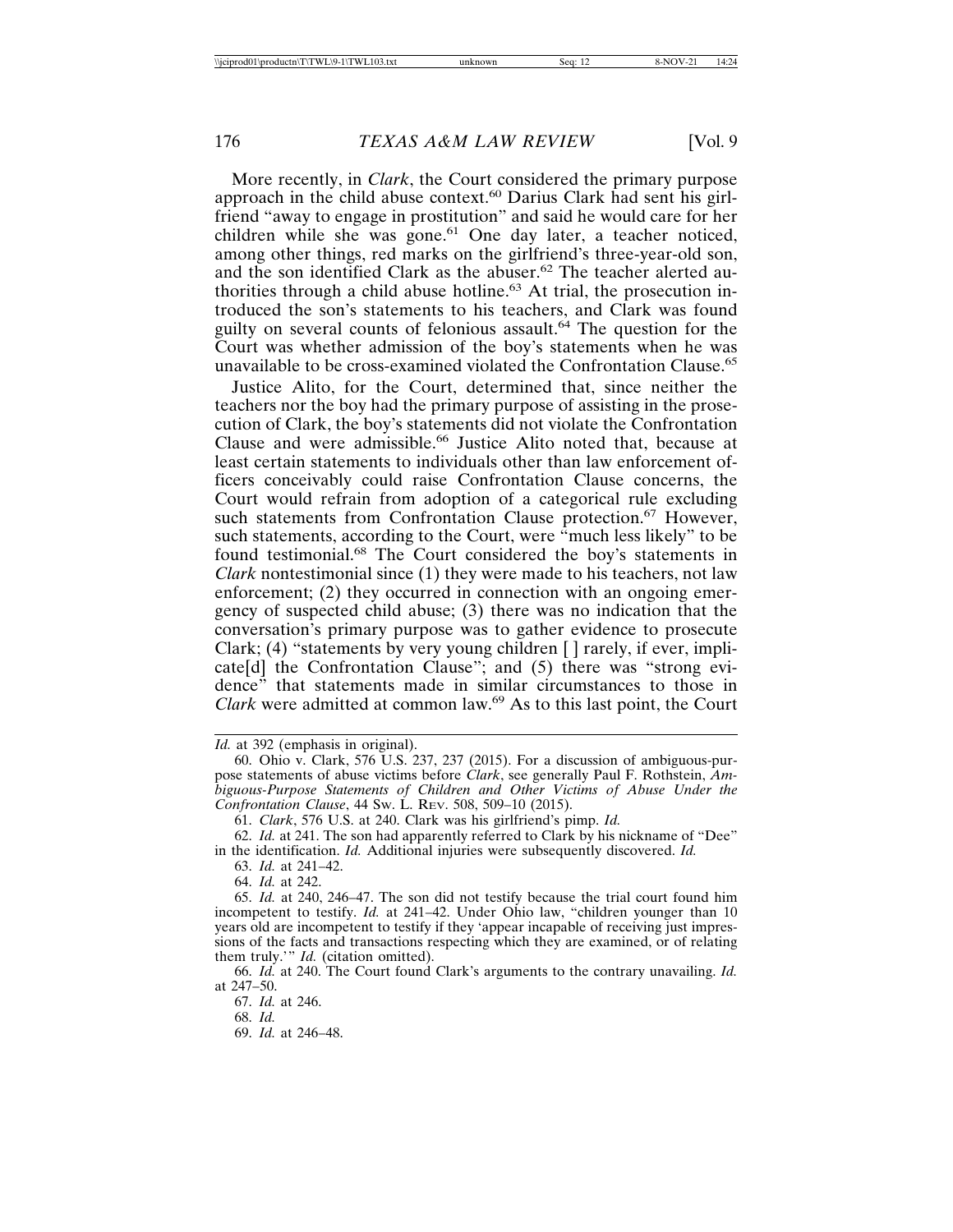More recently, in *Clark*, the Court considered the primary purpose approach in the child abuse context.[60] Darius Clark had sent his girlfriend "away to engage in prostitution" and said he would care for her children while she was gone.[61] One day later, a teacher noticed, among other things, red marks on the girlfriend's three-year-old son, and the son identified Clark as the abuser.[62] The teacher alerted authorities through a child abuse hotline.[63] At trial, the prosecution introduced the son's statements to his teachers, and Clark was found guilty on several counts of felonious assault.[64] The question for the Court was whether admission of the boy's statements when he was unavailable to be cross-examined violated the Confrontation Clause.[65]

Justice Alito, for the Court, determined that, since neither the teachers nor the boy had the primary purpose of assisting in the prosecution of Clark, the boy's statements did not violate the Confrontation Clause and were admissible.[66] Justice Alito noted that, because at least certain statements to individuals other than law enforcement officers conceivably could raise Confrontation Clause concerns, the Court would refrain from adoption of a categorical rule excluding such statements from Confrontation Clause protection.[67] However, such statements, according to the Court, were "much less likely" to be found testimonial.[68] The Court considered the boy's statements in *Clark* nontestimonial since (1) they were made to his teachers, not law enforcement; (2) they occurred in connection with an ongoing emergency of suspected child abuse; (3) there was no indication that the conversation's primary purpose was to gather evidence to prosecute Clark; (4) "statements by very young children [ ] rarely, if ever, implicate[d] the Confrontation Clause"; and (5) there was "strong evidence" that statements made in similar circumstances to those in *Clark* were admitted at common law.[69] As to this last point, the Court

---

*Id.* at 392 (emphasis in original).

60. Ohio v. Clark, 576 U.S. 237, 237 (2015). For a discussion of ambiguous-purpose statements of abuse victims before *Clark*, see generally Paul F. Rothstein, *Ambiguous-Purpose Statements of Children and Other Victims of Abuse Under the Confrontation Clause*, 44 Sw. L. Rev. 508, 509–10 (2015).

61. *Clark*, 576 U.S. at 240. Clark was his girlfriend's pimp. *Id.*

62. *Id.* at 241. The son had apparently referred to Clark by his nickname of "Dee" in the identification. *Id.* Additional injuries were subsequently discovered. *Id.*

63. *Id.* at 241–42.

64. *Id.* at 242.

65. *Id.* at 240, 246–47. The son did not testify because the trial court found him incompetent to testify. *Id.* at 241–42. Under Ohio law, "children younger than 10 years old are incompetent to testify if they 'appear incapable of receiving just impressions of the facts and transactions respecting which they are examined, or of relating them truly.'" *Id.* (citation omitted).

66. *Id.* at 240. The Court found Clark's arguments to the contrary unavailing. *Id.* at 247–50.

67. *Id.* at 246.

68. *Id.*

69. *Id.* at 246–48.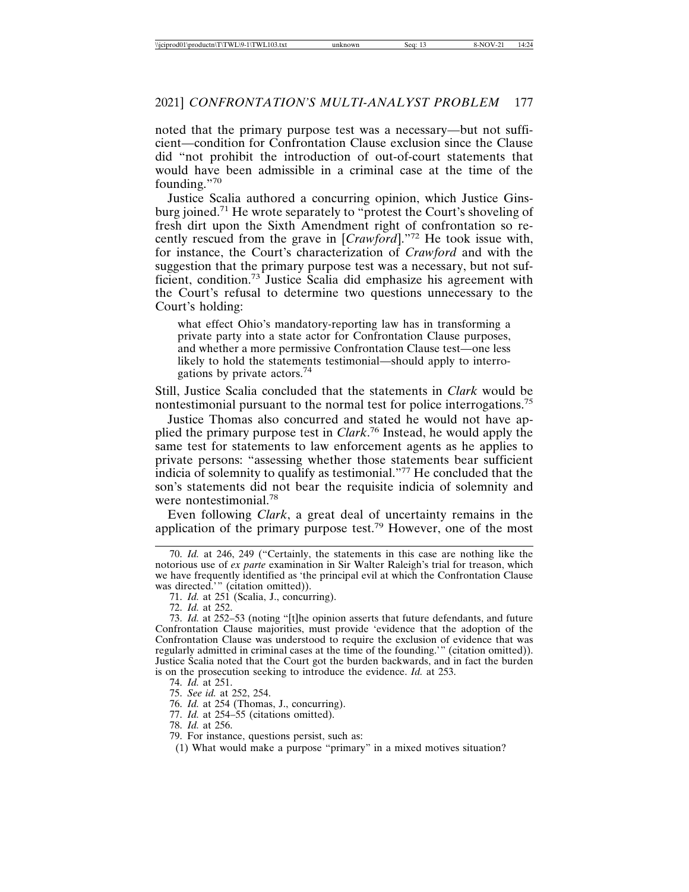noted that the primary purpose test was a necessary—but not sufficient—condition for Confrontation Clause exclusion since the Clause did "not prohibit the introduction of out-of-court statements that would have been admissible in a criminal case at the time of the founding."[70]

Justice Scalia authored a concurring opinion, which Justice Ginsburg joined.[71] He wrote separately to "protest the Court's shoveling of fresh dirt upon the Sixth Amendment right of confrontation so recently rescued from the grave in [*Crawford*]."[72] He took issue with, for instance, the Court's characterization of *Crawford* and with the suggestion that the primary purpose test was a necessary, but not sufficient, condition.[73] Justice Scalia did emphasize his agreement with the Court's refusal to determine two questions unnecessary to the Court's holding:

> what effect Ohio's mandatory-reporting law has in transforming a private party into a state actor for Confrontation Clause purposes, and whether a more permissive Confrontation Clause test—one less likely to hold the statements testimonial—should apply to interrogations by private actors.[74]

Still, Justice Scalia concluded that the statements in *Clark* would be nontestimonial pursuant to the normal test for police interrogations.[75]

Justice Thomas also concurred and stated he would not have applied the primary purpose test in *Clark*.[76] Instead, he would apply the same test for statements to law enforcement agents as he applies to private persons: "assessing whether those statements bear sufficient indicia of solemnity to qualify as testimonial."[77] He concluded that the son's statements did not bear the requisite indicia of solemnity and were nontestimonial.[78]

Even following *Clark*, a great deal of uncertainty remains in the application of the primary purpose test.[79] However, one of the most

---

70. *Id.* at 246, 249 ("Certainly, the statements in this case are nothing like the notorious use of *ex parte* examination in Sir Walter Raleigh's trial for treason, which we have frequently identified as 'the principal evil at which the Confrontation Clause was directed.'" (citation omitted)).

71. *Id.* at 251 (Scalia, J., concurring).

72. *Id.* at 252.

73. *Id.* at 252–53 (noting "[t]he opinion asserts that future defendants, and future Confrontation Clause majorities, must provide 'evidence that the adoption of the Confrontation Clause was understood to require the exclusion of evidence that was regularly admitted in criminal cases at the time of the founding.'" (citation omitted)). Justice Scalia noted that the Court got the burden backwards, and in fact the burden is on the prosecution seeking to introduce the evidence. *Id.* at 253.

74. *Id.* at 251.

75. *See id.* at 252, 254.

76. *Id.* at 254 (Thomas, J., concurring).

77. *Id.* at 254–55 (citations omitted).

78. *Id.* at 256.

79. For instance, questions persist, such as:

(1) What would make a purpose "primary" in a mixed motives situation?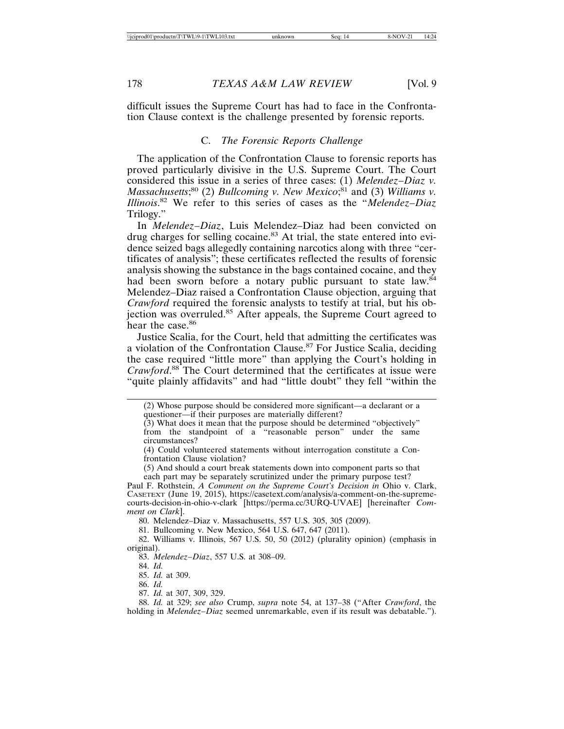difficult issues the Supreme Court has had to face in the Confrontation Clause context is the challenge presented by forensic reports.

### C. *The Forensic Reports Challenge*

The application of the Confrontation Clause to forensic reports has proved particularly divisive in the U.S. Supreme Court. The Court considered this issue in a series of three cases: (1) *Melendez–Diaz v. Massachusetts*;[80] (2) *Bullcoming v. New Mexico*;[81] and (3) *Williams v. Illinois*.[82] We refer to this series of cases as the "*Melendez–Diaz* Trilogy."

In *Melendez–Diaz*, Luis Melendez–Diaz had been convicted on drug charges for selling cocaine.[83] At trial, the state entered into evidence seized bags allegedly containing narcotics along with three "certificates of analysis"; these certificates reflected the results of forensic analysis showing the substance in the bags contained cocaine, and they had been sworn before a notary public pursuant to state law.[84] Melendez–Diaz raised a Confrontation Clause objection, arguing that *Crawford* required the forensic analysts to testify at trial, but his objection was overruled.[85] After appeals, the Supreme Court agreed to hear the case.[86]

Justice Scalia, for the Court, held that admitting the certificates was a violation of the Confrontation Clause.[87] For Justice Scalia, deciding the case required "little more" than applying the Court's holding in *Crawford*.[88] The Court determined that the certificates at issue were "quite plainly affidavits" and had "little doubt" they fell "within the

---

(2) Whose purpose should be considered more significant—a declarant or a questioner—if their purposes are materially different?

(3) What does it mean that the purpose should be determined "objectively" from the standpoint of a "reasonable person" under the same circumstances?

(4) Could volunteered statements without interrogation constitute a Confrontation Clause violation?

(5) And should a court break statements down into component parts so that each part may be separately scrutinized under the primary purpose test?

Paul F. Rothstein, *A Comment on the Supreme Court's Decision in* Ohio v. Clark, CASETEXT (June 19, 2015), https://casetext.com/analysis/a-comment-on-the-supreme-courts-decision-in-ohio-v-clark [https://perma.cc/3URQ-UVAE] [hereinafter *Comment on Clark*].

80. Melendez–Diaz v. Massachusetts, 557 U.S. 305, 305 (2009).

81. Bullcoming v. New Mexico, 564 U.S. 647, 647 (2011).

82. Williams v. Illinois, 567 U.S. 50, 50 (2012) (plurality opinion) (emphasis in original).

83. *Melendez–Diaz*, 557 U.S. at 308–09.

84. *Id.*

85. *Id.* at 309.

86. *Id.*

87. *Id.* at 307, 309, 329.

88. *Id.* at 329; *see also* Crump, *supra* note 54, at 137–38 ("After *Crawford*, the holding in *Melendez–Diaz* seemed unremarkable, even if its result was debatable.").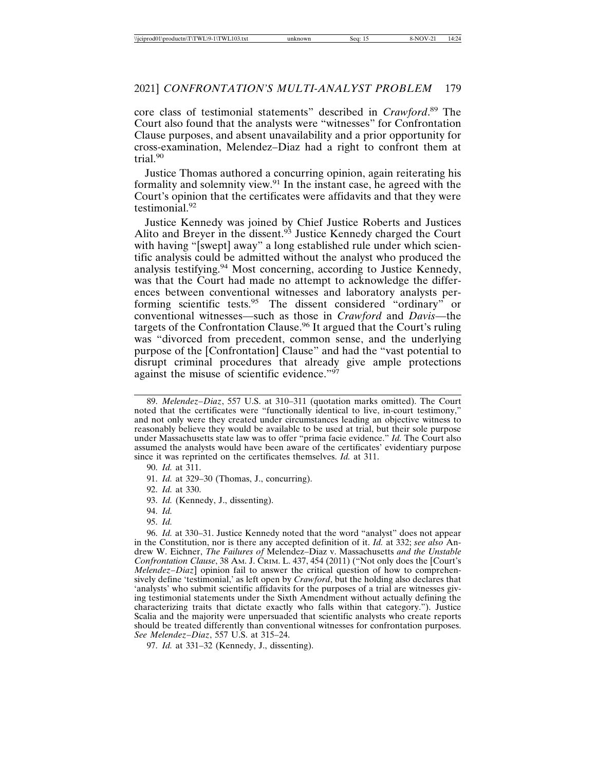core class of testimonial statements" described in *Crawford*.[89] The Court also found that the analysts were "witnesses" for Confrontation Clause purposes, and absent unavailability and a prior opportunity for cross-examination, Melendez–Diaz had a right to confront them at trial.[90]

Justice Thomas authored a concurring opinion, again reiterating his formality and solemnity view.[91] In the instant case, he agreed with the Court's opinion that the certificates were affidavits and that they were testimonial.[92]

Justice Kennedy was joined by Chief Justice Roberts and Justices Alito and Breyer in the dissent.[93] Justice Kennedy charged the Court with having "[swept] away" a long established rule under which scientific analysis could be admitted without the analyst who produced the analysis testifying.[94] Most concerning, according to Justice Kennedy, was that the Court had made no attempt to acknowledge the differences between conventional witnesses and laboratory analysts performing scientific tests.[95] The dissent considered "ordinary" or conventional witnesses—such as those in *Crawford* and *Davis*—the targets of the Confrontation Clause.[96] It argued that the Court's ruling was "divorced from precedent, common sense, and the underlying purpose of the [Confrontation] Clause" and had the "vast potential to disrupt criminal procedures that already give ample protections against the misuse of scientific evidence."[97]

---

89. *Melendez–Diaz*, 557 U.S. at 310–311 (quotation marks omitted). The Court noted that the certificates were "functionally identical to live, in-court testimony," and not only were they created under circumstances leading an objective witness to reasonably believe they would be available to be used at trial, but their sole purpose under Massachusetts state law was to offer "prima facie evidence." *Id.* The Court also assumed the analysts would have been aware of the certificates' evidentiary purpose since it was reprinted on the certificates themselves. *Id.* at 311.

90. *Id.* at 311.

91. *Id.* at 329–30 (Thomas, J., concurring).

92. *Id.* at 330.

93. *Id.* (Kennedy, J., dissenting).

94. *Id.*

95. *Id.*

96. *Id.* at 330–31. Justice Kennedy noted that the word "analyst" does not appear in the Constitution, nor is there any accepted definition of it. *Id.* at 332; *see also* Andrew W. Eichner, *The Failures of* Melendez–Diaz v. Massachusetts *and the Unstable Confrontation Clause*, 38 AM. J. CRIM. L. 437, 454 (2011) ("Not only does the [Court's *Melendez–Diaz*] opinion fail to answer the critical question of how to comprehensively define 'testimonial,' as left open by *Crawford*, but the holding also declares that 'analysts' who submit scientific affidavits for the purposes of a trial are witnesses giving testimonial statements under the Sixth Amendment without actually defining the characterizing traits that dictate exactly who falls within that category."). Justice Scalia and the majority were unpersuaded that scientific analysts who create reports should be treated differently than conventional witnesses for confrontation purposes. *See Melendez–Diaz*, 557 U.S. at 315–24.

97. *Id.* at 331–32 (Kennedy, J., dissenting).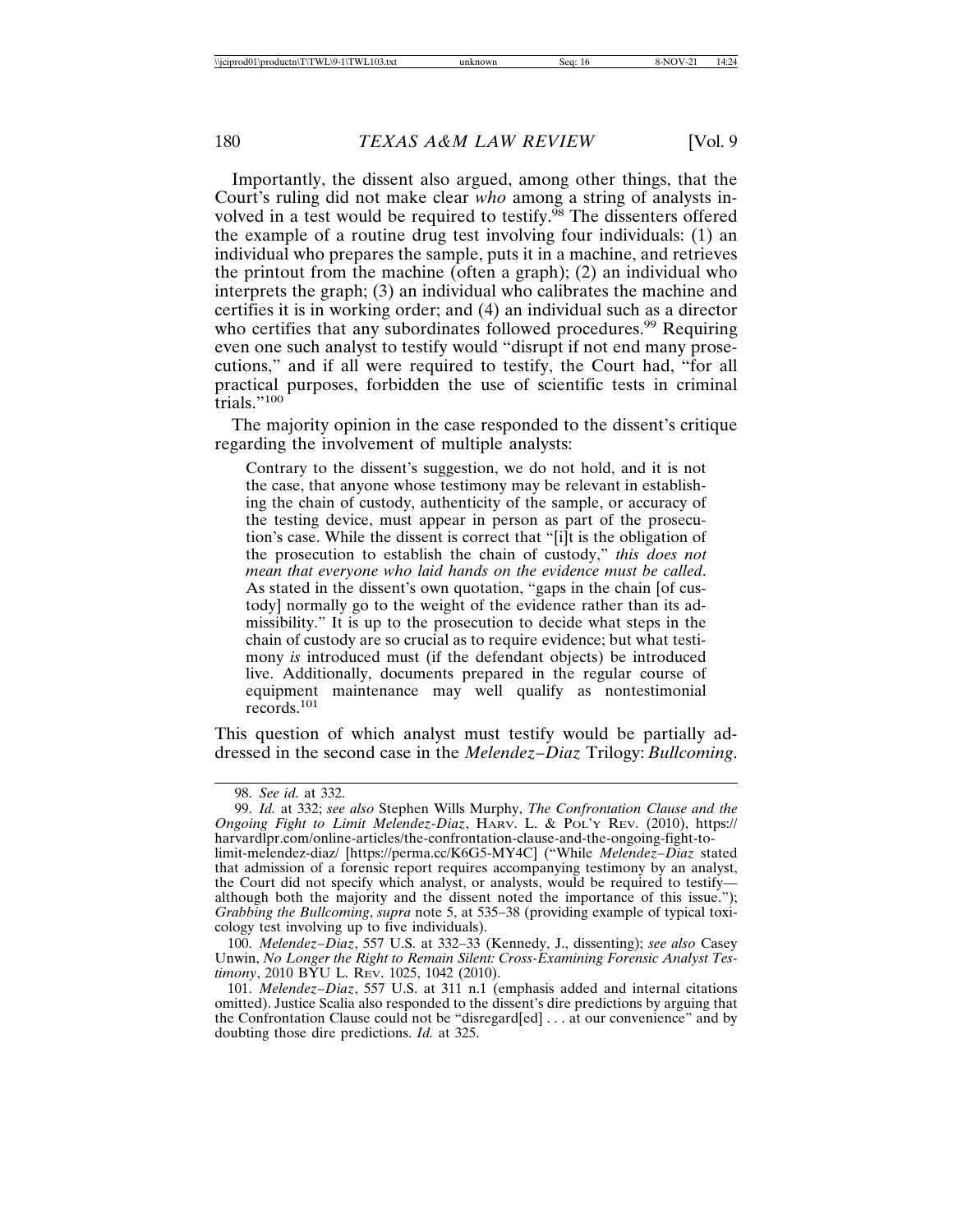Importantly, the dissent also argued, among other things, that the Court's ruling did not make clear *who* among a string of analysts involved in a test would be required to testify.[98] The dissenters offered the example of a routine drug test involving four individuals: (1) an individual who prepares the sample, puts it in a machine, and retrieves the printout from the machine (often a graph); (2) an individual who interprets the graph; (3) an individual who calibrates the machine and certifies it is in working order; and (4) an individual such as a director who certifies that any subordinates followed procedures.[99] Requiring even one such analyst to testify would "disrupt if not end many prosecutions," and if all were required to testify, the Court had, "for all practical purposes, forbidden the use of scientific tests in criminal trials."[100]

The majority opinion in the case responded to the dissent's critique regarding the involvement of multiple analysts:

> Contrary to the dissent's suggestion, we do not hold, and it is not the case, that anyone whose testimony may be relevant in establishing the chain of custody, authenticity of the sample, or accuracy of the testing device, must appear in person as part of the prosecution's case. While the dissent is correct that "[i]t is the obligation of the prosecution to establish the chain of custody," *this does not mean that everyone who laid hands on the evidence must be called*. As stated in the dissent's own quotation, "gaps in the chain [of custody] normally go to the weight of the evidence rather than its admissibility." It is up to the prosecution to decide what steps in the chain of custody are so crucial as to require evidence; but what testimony *is* introduced must (if the defendant objects) be introduced live. Additionally, documents prepared in the regular course of equipment maintenance may well qualify as nontestimonial records.[101]

This question of which analyst must testify would be partially addressed in the second case in the *Melendez–Diaz* Trilogy: *Bullcoming*.

---

98. *See id.* at 332.

99. *Id.* at 332; *see also* Stephen Wills Murphy, *The Confrontation Clause and the Ongoing Fight to Limit Melendez-Diaz*, HARV. L. & POL'Y REV. (2010), https://harvardlpr.com/online-articles/the-confrontation-clause-and-the-ongoing-fight-to-limit-melendez-diaz/ [https://perma.cc/K6G5-MY4C] ("While *Melendez–Diaz* stated that admission of a forensic report requires accompanying testimony by an analyst, the Court did not specify which analyst, or analysts, would be required to testify—although both the majority and the dissent noted the importance of this issue."); *Grabbing the Bullcoming*, *supra* note 5, at 535–38 (providing example of typical toxicology test involving up to five individuals).

100. *Melendez–Diaz*, 557 U.S. at 332–33 (Kennedy, J., dissenting); *see also* Casey Unwin, *No Longer the Right to Remain Silent: Cross-Examining Forensic Analyst Testimony*, 2010 BYU L. REV. 1025, 1042 (2010).

101. *Melendez–Diaz*, 557 U.S. at 311 n.1 (emphasis added and internal citations omitted). Justice Scalia also responded to the dissent's dire predictions by arguing that the Confrontation Clause could not be "disregard[ed] . . . at our convenience" and by doubting those dire predictions. *Id.* at 325.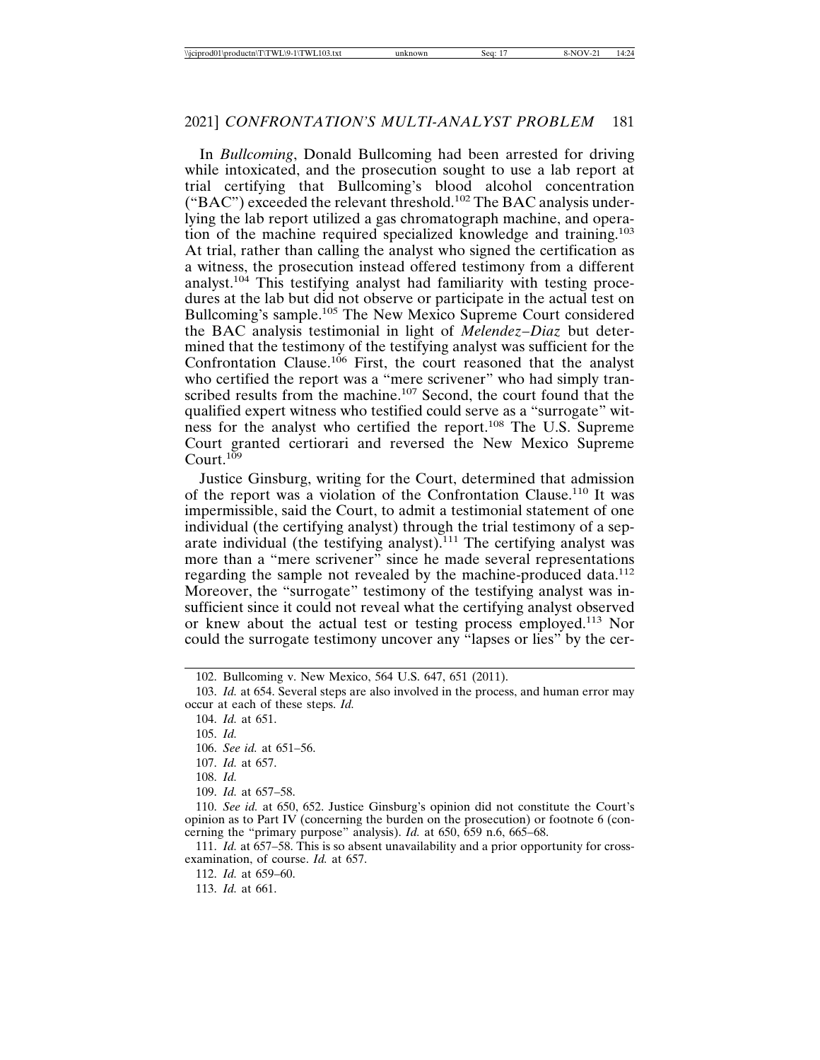In *Bullcoming*, Donald Bullcoming had been arrested for driving while intoxicated, and the prosecution sought to use a lab report at trial certifying that Bullcoming's blood alcohol concentration ("BAC") exceeded the relevant threshold.[102] The BAC analysis underlying the lab report utilized a gas chromatograph machine, and operation of the machine required specialized knowledge and training.[103] At trial, rather than calling the analyst who signed the certification as a witness, the prosecution instead offered testimony from a different analyst.[104] This testifying analyst had familiarity with testing procedures at the lab but did not observe or participate in the actual test on Bullcoming's sample.[105] The New Mexico Supreme Court considered the BAC analysis testimonial in light of *Melendez–Diaz* but determined that the testimony of the testifying analyst was sufficient for the Confrontation Clause.[106] First, the court reasoned that the analyst who certified the report was a "mere scrivener" who had simply transcribed results from the machine.[107] Second, the court found that the qualified expert witness who testified could serve as a "surrogate" witness for the analyst who certified the report.[108] The U.S. Supreme Court granted certiorari and reversed the New Mexico Supreme Court.[109]

Justice Ginsburg, writing for the Court, determined that admission of the report was a violation of the Confrontation Clause.[110] It was impermissible, said the Court, to admit a testimonial statement of one individual (the certifying analyst) through the trial testimony of a separate individual (the testifying analyst).[111] The certifying analyst was more than a "mere scrivener" since he made several representations regarding the sample not revealed by the machine-produced data.[112] Moreover, the "surrogate" testimony of the testifying analyst was insufficient since it could not reveal what the certifying analyst observed or knew about the actual test or testing process employed.[113] Nor could the surrogate testimony uncover any "lapses or lies" by the cer-

---

102. Bullcoming v. New Mexico, 564 U.S. 647, 651 (2011).

103. *Id.* at 654. Several steps are also involved in the process, and human error may occur at each of these steps. *Id.*

104. *Id.* at 651.

105. *Id.*

106. *See id.* at 651–56.

107. *Id.* at 657.

108. *Id.*

109. *Id.* at 657–58.

110. *See id.* at 650, 652. Justice Ginsburg's opinion did not constitute the Court's opinion as to Part IV (concerning the burden on the prosecution) or footnote 6 (concerning the "primary purpose" analysis). *Id.* at 650, 659 n.6, 665–68.

111. *Id.* at 657–58. This is so absent unavailability and a prior opportunity for cross-examination, of course. *Id.* at 657.

112. *Id.* at 659–60.

113. *Id.* at 661.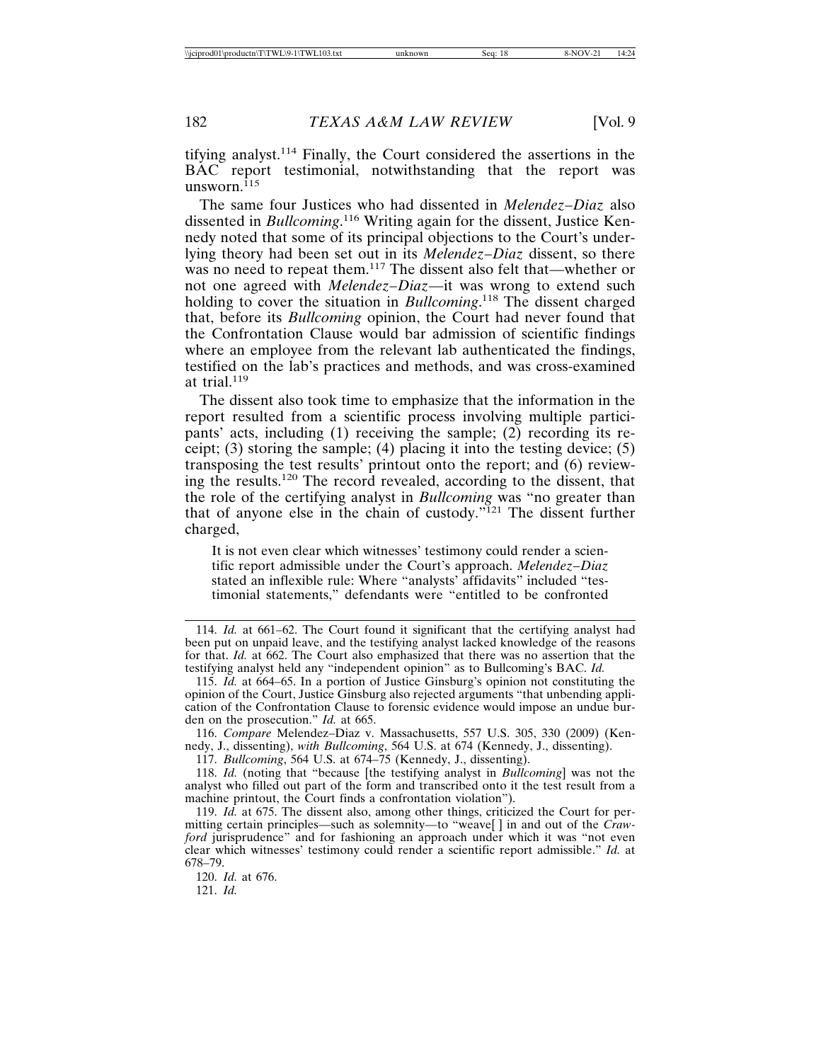tifying analyst.[114] Finally, the Court considered the assertions in the BAC report testimonial, notwithstanding that the report was unsworn.[115]

The same four Justices who had dissented in *Melendez–Diaz* also dissented in *Bullcoming*.[116] Writing again for the dissent, Justice Kennedy noted that some of its principal objections to the Court's underlying theory had been set out in its *Melendez–Diaz* dissent, so there was no need to repeat them.[117] The dissent also felt that—whether or not one agreed with *Melendez–Diaz*—it was wrong to extend such holding to cover the situation in *Bullcoming*.[118] The dissent charged that, before its *Bullcoming* opinion, the Court had never found that the Confrontation Clause would bar admission of scientific findings where an employee from the relevant lab authenticated the findings, testified on the lab's practices and methods, and was cross-examined at trial.[119]

The dissent also took time to emphasize that the information in the report resulted from a scientific process involving multiple participants' acts, including (1) receiving the sample; (2) recording its receipt; (3) storing the sample; (4) placing it into the testing device; (5) transposing the test results' printout onto the report; and (6) reviewing the results.[120] The record revealed, according to the dissent, that the role of the certifying analyst in *Bullcoming* was "no greater than that of anyone else in the chain of custody."[121] The dissent further charged,

> It is not even clear which witnesses' testimony could render a scientific report admissible under the Court's approach. *Melendez–Diaz* stated an inflexible rule: Where "analysts' affidavits" included "testimonial statements," defendants were "entitled to be confronted

---

114. *Id.* at 661–62. The Court found it significant that the certifying analyst had been put on unpaid leave, and the testifying analyst lacked knowledge of the reasons for that. *Id.* at 662. The Court also emphasized that there was no assertion that the testifying analyst held any "independent opinion" as to Bullcoming's BAC. *Id.*

115. *Id.* at 664–65. In a portion of Justice Ginsburg's opinion not constituting the opinion of the Court, Justice Ginsburg also rejected arguments "that unbending application of the Confrontation Clause to forensic evidence would impose an undue burden on the prosecution." *Id.* at 665.

116. *Compare* Melendez–Diaz v. Massachusetts, 557 U.S. 305, 330 (2009) (Kennedy, J., dissenting), *with Bullcoming*, 564 U.S. at 674 (Kennedy, J., dissenting).

117. *Bullcoming*, 564 U.S. at 674–75 (Kennedy, J., dissenting).

118. *Id.* (noting that "because [the testifying analyst in *Bullcoming*] was not the analyst who filled out part of the form and transcribed onto it the test result from a machine printout, the Court finds a confrontation violation").

119. *Id.* at 675. The dissent also, among other things, criticized the Court for permitting certain principles—such as solemnity—to "weave[ ] in and out of the *Crawford* jurisprudence" and for fashioning an approach under which it was "not even clear which witnesses' testimony could render a scientific report admissible." *Id.* at 678–79.

120. *Id.* at 676.

121. *Id.*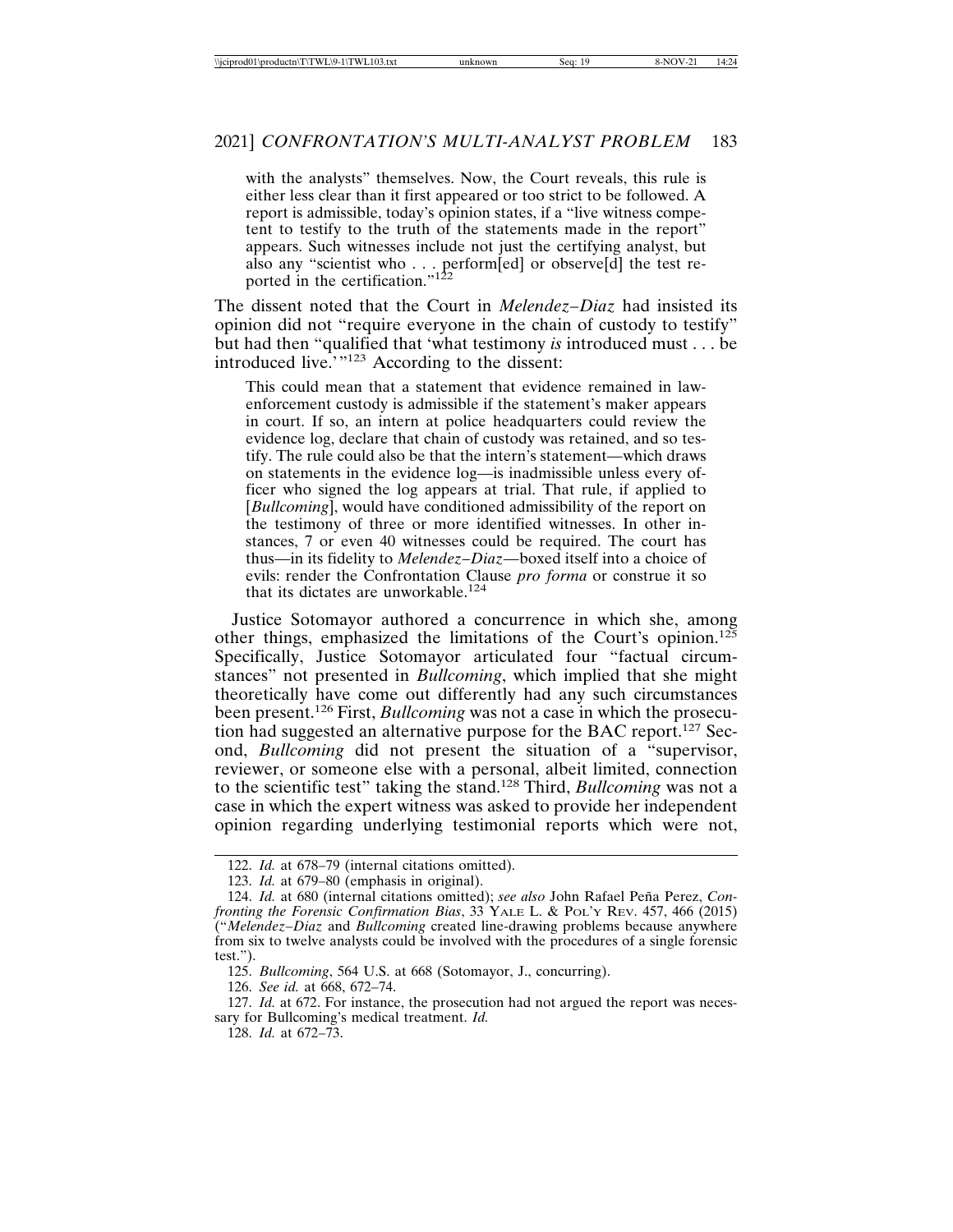with the analysts" themselves. Now, the Court reveals, this rule is either less clear than it first appeared or too strict to be followed. A report is admissible, today's opinion states, if a "live witness competent to testify to the truth of the statements made in the report" appears. Such witnesses include not just the certifying analyst, but also any "scientist who . . . perform[ed] or observe[d] the test reported in the certification."[122]

The dissent noted that the Court in *Melendez–Diaz* had insisted its opinion did not "require everyone in the chain of custody to testify" but had then "qualified that 'what testimony *is* introduced must . . . be introduced live.'"[123] According to the dissent:

> This could mean that a statement that evidence remained in law-enforcement custody is admissible if the statement's maker appears in court. If so, an intern at police headquarters could review the evidence log, declare that chain of custody was retained, and so testify. The rule could also be that the intern's statement—which draws on statements in the evidence log—is inadmissible unless every officer who signed the log appears at trial. That rule, if applied to [*Bullcoming*], would have conditioned admissibility of the report on the testimony of three or more identified witnesses. In other instances, 7 or even 40 witnesses could be required. The court has thus—in its fidelity to *Melendez–Diaz*—boxed itself into a choice of evils: render the Confrontation Clause *pro forma* or construe it so that its dictates are unworkable.[124]

Justice Sotomayor authored a concurrence in which she, among other things, emphasized the limitations of the Court's opinion.[125] Specifically, Justice Sotomayor articulated four "factual circumstances" not presented in *Bullcoming*, which implied that she might theoretically have come out differently had any such circumstances been present.[126] First, *Bullcoming* was not a case in which the prosecution had suggested an alternative purpose for the BAC report.[127] Second, *Bullcoming* did not present the situation of a "supervisor, reviewer, or someone else with a personal, albeit limited, connection to the scientific test" taking the stand.[128] Third, *Bullcoming* was not a case in which the expert witness was asked to provide her independent opinion regarding underlying testimonial reports which were not,

---

122. *Id.* at 678–79 (internal citations omitted).

123. *Id.* at 679–80 (emphasis in original).

124. *Id.* at 680 (internal citations omitted); *see also* John Rafael Peña Perez, *Confronting the Forensic Confirmation Bias*, 33 YALE L. & POL'Y REV. 457, 466 (2015) ("*Melendez–Diaz* and *Bullcoming* created line-drawing problems because anywhere from six to twelve analysts could be involved with the procedures of a single forensic test.").

125. *Bullcoming*, 564 U.S. at 668 (Sotomayor, J., concurring).

126. *See id.* at 668, 672–74.

127. *Id.* at 672. For instance, the prosecution had not argued the report was necessary for Bullcoming's medical treatment. *Id.*

128. *Id.* at 672–73.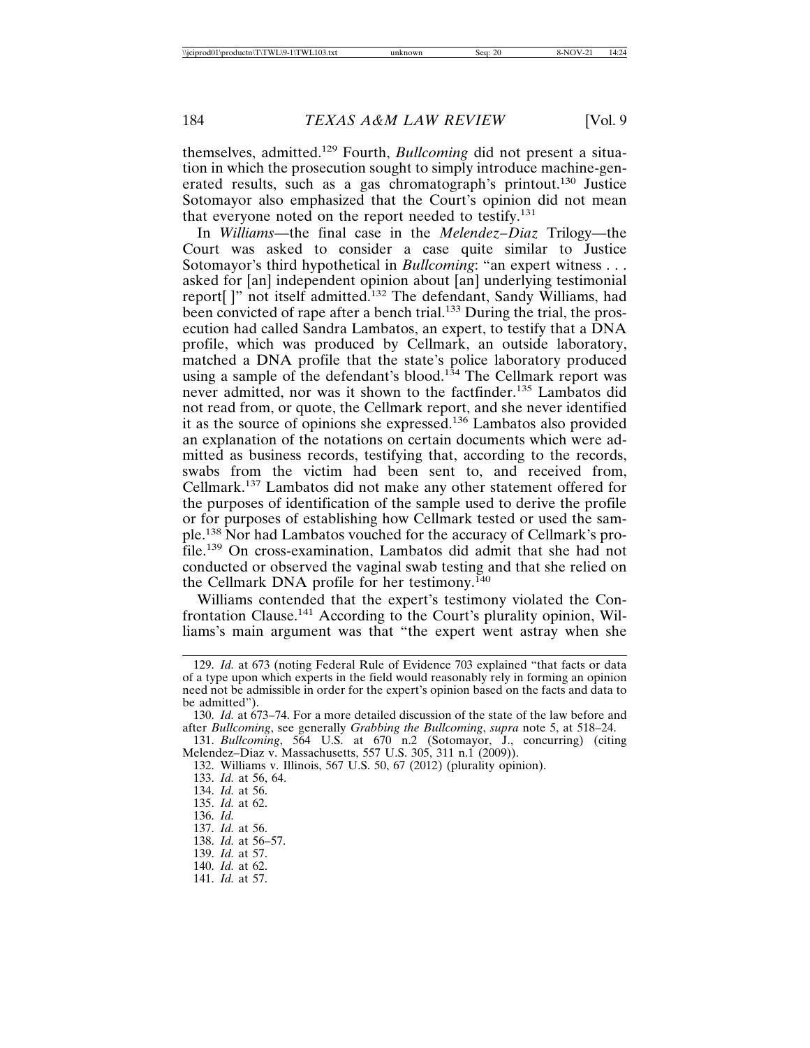themselves, admitted.[129] Fourth, *Bullcoming* did not present a situation in which the prosecution sought to simply introduce machine-generated results, such as a gas chromatograph's printout.[130] Justice Sotomayor also emphasized that the Court's opinion did not mean that everyone noted on the report needed to testify.[131]

In *Williams*—the final case in the *Melendez–Diaz* Trilogy—the Court was asked to consider a case quite similar to Justice Sotomayor's third hypothetical in *Bullcoming*: "an expert witness . . . asked for [an] independent opinion about [an] underlying testimonial report[ ]" not itself admitted.[132] The defendant, Sandy Williams, had been convicted of rape after a bench trial.[133] During the trial, the prosecution had called Sandra Lambatos, an expert, to testify that a DNA profile, which was produced by Cellmark, an outside laboratory, matched a DNA profile that the state's police laboratory produced using a sample of the defendant's blood.[134] The Cellmark report was never admitted, nor was it shown to the factfinder.[135] Lambatos did not read from, or quote, the Cellmark report, and she never identified it as the source of opinions she expressed.[136] Lambatos also provided an explanation of the notations on certain documents which were admitted as business records, testifying that, according to the records, swabs from the victim had been sent to, and received from, Cellmark.[137] Lambatos did not make any other statement offered for the purposes of identification of the sample used to derive the profile or for purposes of establishing how Cellmark tested or used the sample.[138] Nor had Lambatos vouched for the accuracy of Cellmark's profile.[139] On cross-examination, Lambatos did admit that she had not conducted or observed the vaginal swab testing and that she relied on the Cellmark DNA profile for her testimony.[140]

Williams contended that the expert's testimony violated the Confrontation Clause.[141] According to the Court's plurality opinion, Williams's main argument was that "the expert went astray when she

---

129. *Id.* at 673 (noting Federal Rule of Evidence 703 explained "that facts or data of a type upon which experts in the field would reasonably rely in forming an opinion need not be admissible in order for the expert's opinion based on the facts and data to be admitted").

130. *Id.* at 673–74. For a more detailed discussion of the state of the law before and after *Bullcoming*, see generally *Grabbing the Bullcoming*, *supra* note 5, at 518–24.

131. *Bullcoming*, 564 U.S. at 670 n.2 (Sotomayor, J., concurring) (citing Melendez–Diaz v. Massachusetts, 557 U.S. 305, 311 n.1 (2009)).

132. Williams v. Illinois, 567 U.S. 50, 67 (2012) (plurality opinion).

133. *Id.* at 56, 64.

134. *Id.* at 56.

135. *Id.* at 62.

136. *Id.*

137. *Id.* at 56.

138. *Id.* at 56–57.

139. *Id.* at 57.

140. *Id.* at 62.

141. *Id.* at 57.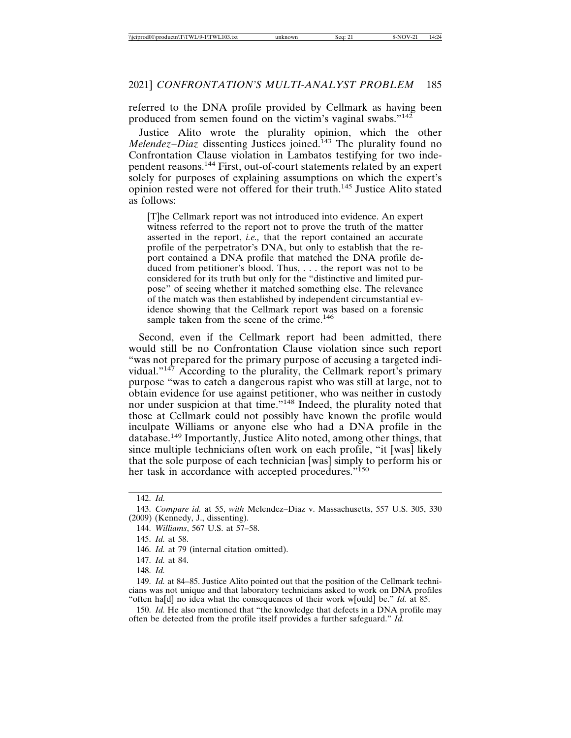referred to the DNA profile provided by Cellmark as having been produced from semen found on the victim's vaginal swabs."[142]

Justice Alito wrote the plurality opinion, which the other *Melendez–Diaz* dissenting Justices joined.[143] The plurality found no Confrontation Clause violation in Lambatos testifying for two independent reasons.[144] First, out-of-court statements related by an expert solely for purposes of explaining assumptions on which the expert's opinion rested were not offered for their truth.[145] Justice Alito stated as follows:

> [T]he Cellmark report was not introduced into evidence. An expert witness referred to the report not to prove the truth of the matter asserted in the report, *i.e.,* that the report contained an accurate profile of the perpetrator's DNA, but only to establish that the report contained a DNA profile that matched the DNA profile deduced from petitioner's blood. Thus, . . . the report was not to be considered for its truth but only for the "distinctive and limited purpose" of seeing whether it matched something else. The relevance of the match was then established by independent circumstantial evidence showing that the Cellmark report was based on a forensic sample taken from the scene of the crime.[146]

Second, even if the Cellmark report had been admitted, there would still be no Confrontation Clause violation since such report "was not prepared for the primary purpose of accusing a targeted individual."[147] According to the plurality, the Cellmark report's primary purpose "was to catch a dangerous rapist who was still at large, not to obtain evidence for use against petitioner, who was neither in custody nor under suspicion at that time."[148] Indeed, the plurality noted that those at Cellmark could not possibly have known the profile would inculpate Williams or anyone else who had a DNA profile in the database.[149] Importantly, Justice Alito noted, among other things, that since multiple technicians often work on each profile, "it [was] likely that the sole purpose of each technician [was] simply to perform his or her task in accordance with accepted procedures."[150]

---

142. *Id.*

143. *Compare id.* at 55, *with* Melendez–Diaz v. Massachusetts, 557 U.S. 305, 330 (2009) (Kennedy, J., dissenting).

144. *Williams*, 567 U.S. at 57–58.

145. *Id.* at 58.

146. *Id.* at 79 (internal citation omitted).

147. *Id.* at 84.

148. *Id.*

149. *Id.* at 84–85. Justice Alito pointed out that the position of the Cellmark technicians was not unique and that laboratory technicians asked to work on DNA profiles "often ha[d] no idea what the consequences of their work w[ould] be." *Id.* at 85.

150. *Id.* He also mentioned that "the knowledge that defects in a DNA profile may often be detected from the profile itself provides a further safeguard." *Id.*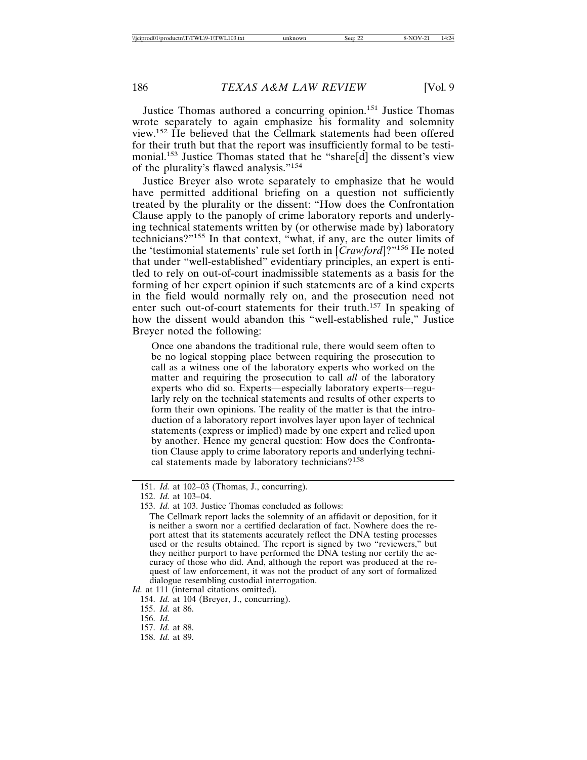Justice Thomas authored a concurring opinion.[151] Justice Thomas wrote separately to again emphasize his formality and solemnity view.[152] He believed that the Cellmark statements had been offered for their truth but that the report was insufficiently formal to be testimonial.[153] Justice Thomas stated that he "share[d] the dissent's view of the plurality's flawed analysis."[154]

Justice Breyer also wrote separately to emphasize that he would have permitted additional briefing on a question not sufficiently treated by the plurality or the dissent: "How does the Confrontation Clause apply to the panoply of crime laboratory reports and underlying technical statements written by (or otherwise made by) laboratory technicians?"[155] In that context, "what, if any, are the outer limits of the 'testimonial statements' rule set forth in [*Crawford*]?"[156] He noted that under "well-established" evidentiary principles, an expert is entitled to rely on out-of-court inadmissible statements as a basis for the forming of her expert opinion if such statements are of a kind experts in the field would normally rely on, and the prosecution need not enter such out-of-court statements for their truth.[157] In speaking of how the dissent would abandon this "well-established rule," Justice Breyer noted the following:

> Once one abandons the traditional rule, there would seem often to be no logical stopping place between requiring the prosecution to call as a witness one of the laboratory experts who worked on the matter and requiring the prosecution to call *all* of the laboratory experts who did so. Experts—especially laboratory experts—regularly rely on the technical statements and results of other experts to form their own opinions. The reality of the matter is that the introduction of a laboratory report involves layer upon layer of technical statements (express or implied) made by one expert and relied upon by another. Hence my general question: How does the Confrontation Clause apply to crime laboratory reports and underlying technical statements made by laboratory technicians?[158]

---

151. *Id.* at 102–03 (Thomas, J., concurring).

152. *Id.* at 103–04.

153. *Id.* at 103. Justice Thomas concluded as follows:

> The Cellmark report lacks the solemnity of an affidavit or deposition, for it is neither a sworn nor a certified declaration of fact. Nowhere does the report attest that its statements accurately reflect the DNA testing processes used or the results obtained. The report is signed by two "reviewers," but they neither purport to have performed the DNA testing nor certify the accuracy of those who did. And, although the report was produced at the request of law enforcement, it was not the product of any sort of formalized dialogue resembling custodial interrogation.

*Id.* at 111 (internal citations omitted).

154. *Id.* at 104 (Breyer, J., concurring).

155. *Id.* at 86.

156. *Id.*

157. *Id.* at 88.

158. *Id.* at 89.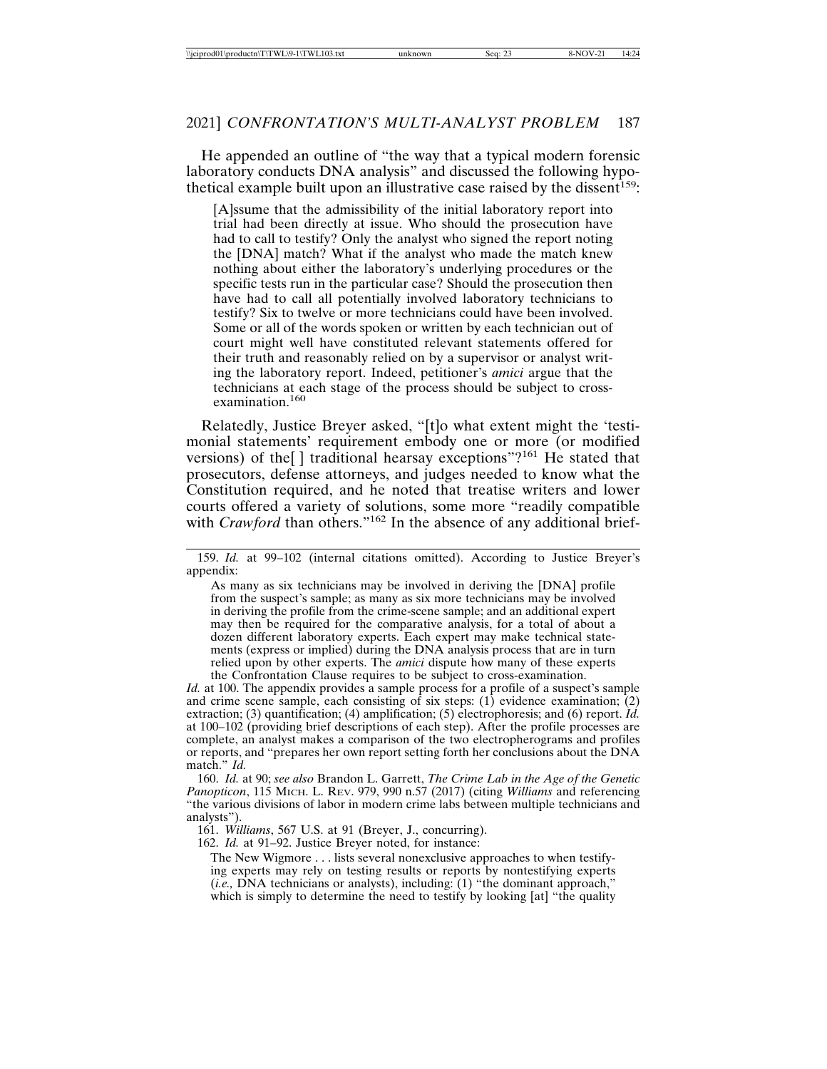He appended an outline of "the way that a typical modern forensic laboratory conducts DNA analysis" and discussed the following hypothetical example built upon an illustrative case raised by the dissent[159]:

> [A]ssume that the admissibility of the initial laboratory report into trial had been directly at issue. Who should the prosecution have had to call to testify? Only the analyst who signed the report noting the [DNA] match? What if the analyst who made the match knew nothing about either the laboratory's underlying procedures or the specific tests run in the particular case? Should the prosecution then have had to call all potentially involved laboratory technicians to testify? Six to twelve or more technicians could have been involved. Some or all of the words spoken or written by each technician out of court might well have constituted relevant statements offered for their truth and reasonably relied on by a supervisor or analyst writing the laboratory report. Indeed, petitioner's *amici* argue that the technicians at each stage of the process should be subject to cross-examination.[160]

Relatedly, Justice Breyer asked, "[t]o what extent might the 'testimonial statements' requirement embody one or more (or modified versions) of the[ ] traditional hearsay exceptions"?[161] He stated that prosecutors, defense attorneys, and judges needed to know what the Constitution required, and he noted that treatise writers and lower courts offered a variety of solutions, some more "readily compatible with *Crawford* than others."[162] In the absence of any additional brief-

---

159. *Id.* at 99–102 (internal citations omitted). According to Justice Breyer's appendix:

> As many as six technicians may be involved in deriving the [DNA] profile from the suspect's sample; as many as six more technicians may be involved in deriving the profile from the crime-scene sample; and an additional expert may then be required for the comparative analysis, for a total of about a dozen different laboratory experts. Each expert may make technical statements (express or implied) during the DNA analysis process that are in turn relied upon by other experts. The *amici* dispute how many of these experts the Confrontation Clause requires to be subject to cross-examination.

*Id.* at 100. The appendix provides a sample process for a profile of a suspect's sample and crime scene sample, each consisting of six steps: (1) evidence examination; (2) extraction; (3) quantification; (4) amplification; (5) electrophoresis; and (6) report. *Id.* at 100–102 (providing brief descriptions of each step). After the profile processes are complete, an analyst makes a comparison of the two electropherograms and profiles or reports, and "prepares her own report setting forth her conclusions about the DNA match." *Id.*

160. *Id.* at 90; *see also* Brandon L. Garrett, *The Crime Lab in the Age of the Genetic Panopticon*, 115 MICH. L. REV. 979, 990 n.57 (2017) (citing *Williams* and referencing "the various divisions of labor in modern crime labs between multiple technicians and analysts").

161. *Williams*, 567 U.S. at 91 (Breyer, J., concurring).

162. *Id.* at 91–92. Justice Breyer noted, for instance:

> The New Wigmore . . . lists several nonexclusive approaches to when testifying experts may rely on testing results or reports by nontestifying experts (*i.e.,* DNA technicians or analysts), including: (1) "the dominant approach," which is simply to determine the need to testify by looking [at] "the quality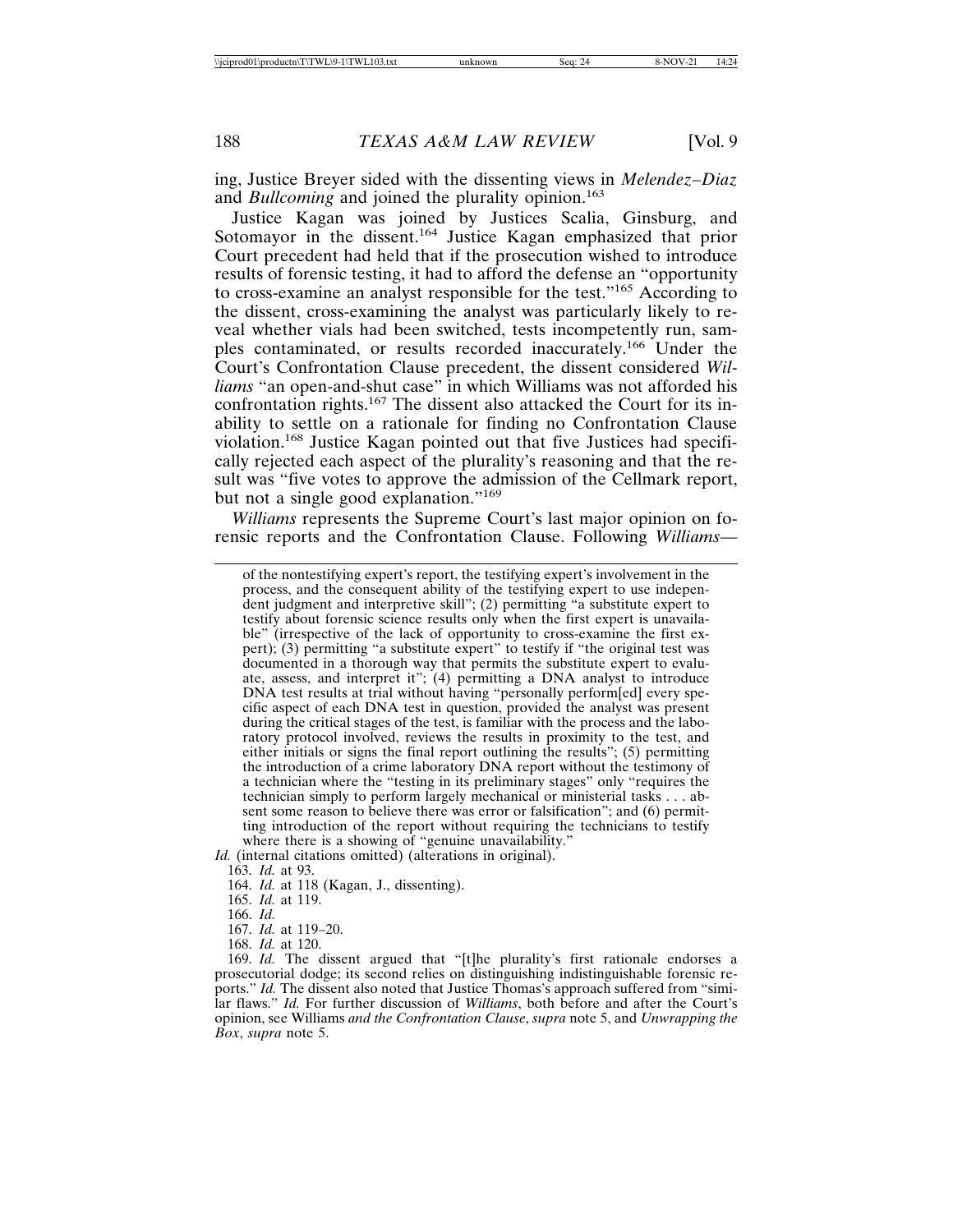ing, Justice Breyer sided with the dissenting views in *Melendez–Diaz* and *Bullcoming* and joined the plurality opinion.[163]

Justice Kagan was joined by Justices Scalia, Ginsburg, and Sotomayor in the dissent.[164] Justice Kagan emphasized that prior Court precedent had held that if the prosecution wished to introduce results of forensic testing, it had to afford the defense an "opportunity to cross-examine an analyst responsible for the test."[165] According to the dissent, cross-examining the analyst was particularly likely to reveal whether vials had been switched, tests incompetently run, samples contaminated, or results recorded inaccurately.[166] Under the Court's Confrontation Clause precedent, the dissent considered *Williams* "an open-and-shut case" in which Williams was not afforded his confrontation rights.[167] The dissent also attacked the Court for its inability to settle on a rationale for finding no Confrontation Clause violation.[168] Justice Kagan pointed out that five Justices had specifically rejected each aspect of the plurality's reasoning and that the result was "five votes to approve the admission of the Cellmark report, but not a single good explanation."[169]

*Williams* represents the Supreme Court's last major opinion on forensic reports and the Confrontation Clause. Following *Williams*—

---

of the nontestifying expert's report, the testifying expert's involvement in the process, and the consequent ability of the testifying expert to use independent judgment and interpretive skill"; (2) permitting "a substitute expert to testify about forensic science results only when the first expert is unavailable" (irrespective of the lack of opportunity to cross-examine the first expert); (3) permitting "a substitute expert" to testify if "the original test was documented in a thorough way that permits the substitute expert to evaluate, assess, and interpret it"; (4) permitting a DNA analyst to introduce DNA test results at trial without having "personally perform[ed] every specific aspect of each DNA test in question, provided the analyst was present during the critical stages of the test, is familiar with the process and the laboratory protocol involved, reviews the results in proximity to the test, and either initials or signs the final report outlining the results"; (5) permitting the introduction of a crime laboratory DNA report without the testimony of a technician where the "testing in its preliminary stages" only "requires the technician simply to perform largely mechanical or ministerial tasks . . . absent some reason to believe there was error or falsification"; and (6) permitting introduction of the report without requiring the technicians to testify where there is a showing of "genuine unavailability."

*Id.* (internal citations omitted) (alterations in original).

163. *Id.* at 93.

164. *Id.* at 118 (Kagan, J., dissenting).

165. *Id.* at 119.

166. *Id.*

167. *Id.* at 119–20.

168. *Id.* at 120.

169. *Id.* The dissent argued that "[t]he plurality's first rationale endorses a prosecutorial dodge; its second relies on distinguishing indistinguishable forensic reports." *Id.* The dissent also noted that Justice Thomas's approach suffered from "similar flaws." *Id.* For further discussion of *Williams*, both before and after the Court's opinion, see Williams *and the Confrontation Clause*, *supra* note 5, and *Unwrapping the Box*, *supra* note 5.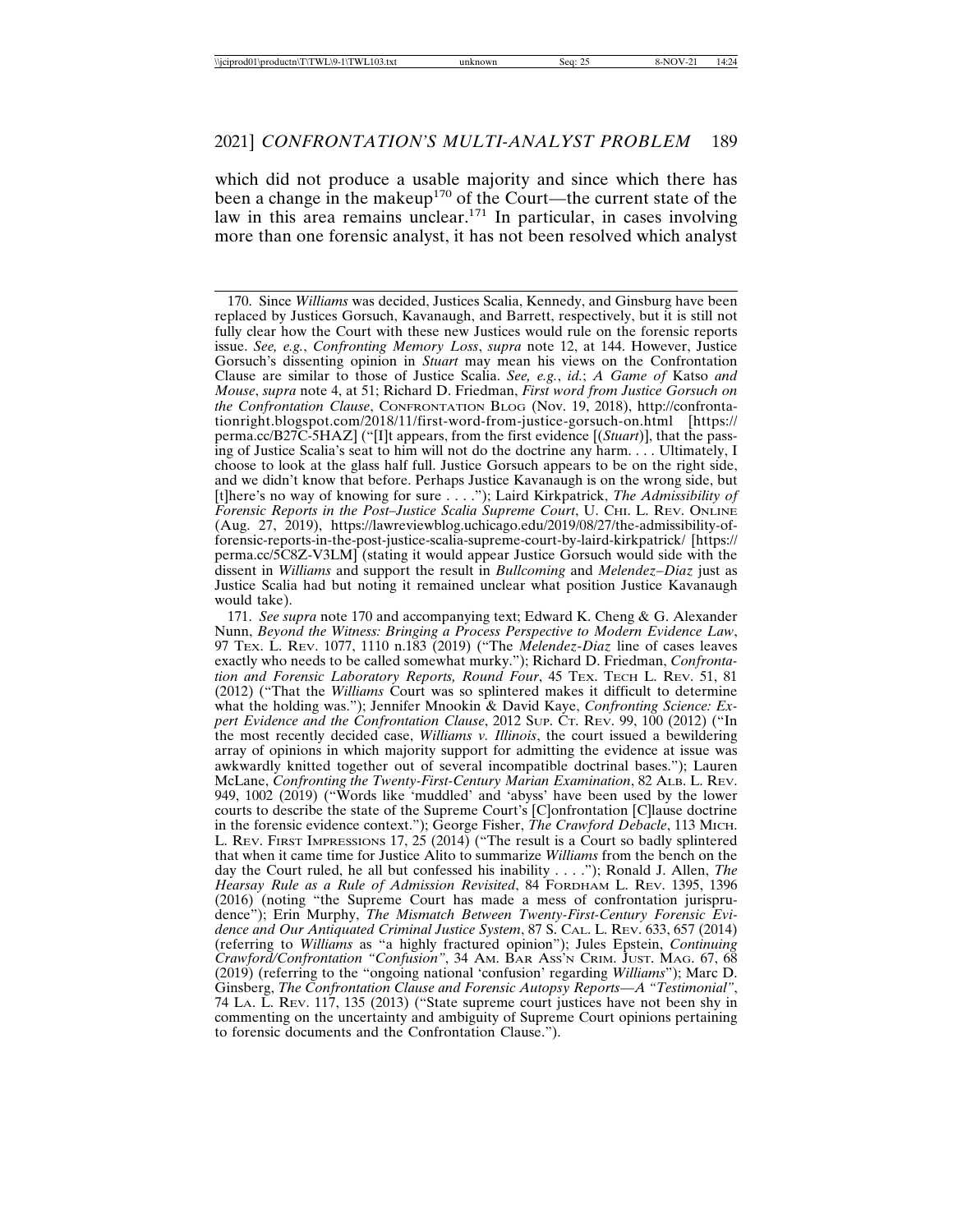which did not produce a usable majority and since which there has been a change in the makeup[170] of the Court—the current state of the law in this area remains unclear.[171] In particular, in cases involving more than one forensic analyst, it has not been resolved which analyst

---

170. Since *Williams* was decided, Justices Scalia, Kennedy, and Ginsburg have been replaced by Justices Gorsuch, Kavanaugh, and Barrett, respectively, but it is still not fully clear how the Court with these new Justices would rule on the forensic reports issue. *See, e.g.*, *Confronting Memory Loss*, *supra* note 12, at 144. However, Justice Gorsuch's dissenting opinion in *Stuart* may mean his views on the Confrontation Clause are similar to those of Justice Scalia. *See, e.g.*, *id.*; *A Game of* Katso *and Mouse*, *supra* note 4, at 51; Richard D. Friedman, *First word from Justice Gorsuch on the Confrontation Clause*, CONFRONTATION BLOG (Nov. 19, 2018), http://confrontationright.blogspot.com/2018/11/first-word-from-justice-gorsuch-on.html [https://perma.cc/B27C-5HAZ] ("[I]t appears, from the first evidence [(*Stuart*)], that the passing of Justice Scalia's seat to him will not do the doctrine any harm. . . . Ultimately, I choose to look at the glass half full. Justice Gorsuch appears to be on the right side, and we didn't know that before. Perhaps Justice Kavanaugh is on the wrong side, but [t]here's no way of knowing for sure . . . ."); Laird Kirkpatrick, *The Admissibility of Forensic Reports in the Post–Justice Scalia Supreme Court*, U. CHI. L. REV. ONLINE (Aug. 27, 2019), https://lawreviewblog.uchicago.edu/2019/08/27/the-admissibility-of-forensic-reports-in-the-post-justice-scalia-supreme-court-by-laird-kirkpatrick/ [https://perma.cc/5C8Z-V3LM] (stating it would appear Justice Gorsuch would side with the dissent in *Williams* and support the result in *Bullcoming* and *Melendez–Diaz* just as Justice Scalia had but noting it remained unclear what position Justice Kavanaugh would take).

171. *See supra* note 170 and accompanying text; Edward K. Cheng & G. Alexander Nunn, *Beyond the Witness: Bringing a Process Perspective to Modern Evidence Law*, 97 TEX. L. REV. 1077, 1110 n.183 (2019) ("The *Melendez-Diaz* line of cases leaves exactly who needs to be called somewhat murky."); Richard D. Friedman, *Confrontation and Forensic Laboratory Reports, Round Four*, 45 TEX. TECH L. REV. 51, 81 (2012) ("That the *Williams* Court was so splintered makes it difficult to determine what the holding was."); Jennifer Mnookin & David Kaye, *Confronting Science: Expert Evidence and the Confrontation Clause*, 2012 SUP. CT. REV. 99, 100 (2012) ("In the most recently decided case, *Williams v. Illinois*, the court issued a bewildering array of opinions in which majority support for admitting the evidence at issue was awkwardly knitted together out of several incompatible doctrinal bases."); Lauren McLane, *Confronting the Twenty-First-Century Marian Examination*, 82 ALB. L. REV. 949, 1002 (2019) ("Words like 'muddled' and 'abyss' have been used by the lower courts to describe the state of the Supreme Court's [C]onfrontation [C]lause doctrine in the forensic evidence context."); George Fisher, *The Crawford Debacle*, 113 MICH. L. REV. FIRST IMPRESSIONS 17, 25 (2014) ("The result is a Court so badly splintered that when it came time for Justice Alito to summarize *Williams* from the bench on the day the Court ruled, he all but confessed his inability . . . ."); Ronald J. Allen, *The Hearsay Rule as a Rule of Admission Revisited*, 84 FORDHAM L. REV. 1395, 1396 (2016) (noting "the Supreme Court has made a mess of confrontation jurisprudence"); Erin Murphy, *The Mismatch Between Twenty-First-Century Forensic Evidence and Our Antiquated Criminal Justice System*, 87 S. CAL. L. REV. 633, 657 (2014) (referring to *Williams* as "a highly fractured opinion"); Jules Epstein, *Continuing Crawford/Confrontation "Confusion"*, 34 AM. BAR ASS'N CRIM. JUST. MAG. 67, 68 (2019) (referring to the "ongoing national 'confusion' regarding *Williams*"); Marc D. Ginsberg, *The Confrontation Clause and Forensic Autopsy Reports—A "Testimonial"*, 74 LA. L. REV. 117, 135 (2013) ("State supreme court justices have not been shy in commenting on the uncertainty and ambiguity of Supreme Court opinions pertaining to forensic documents and the Confrontation Clause.").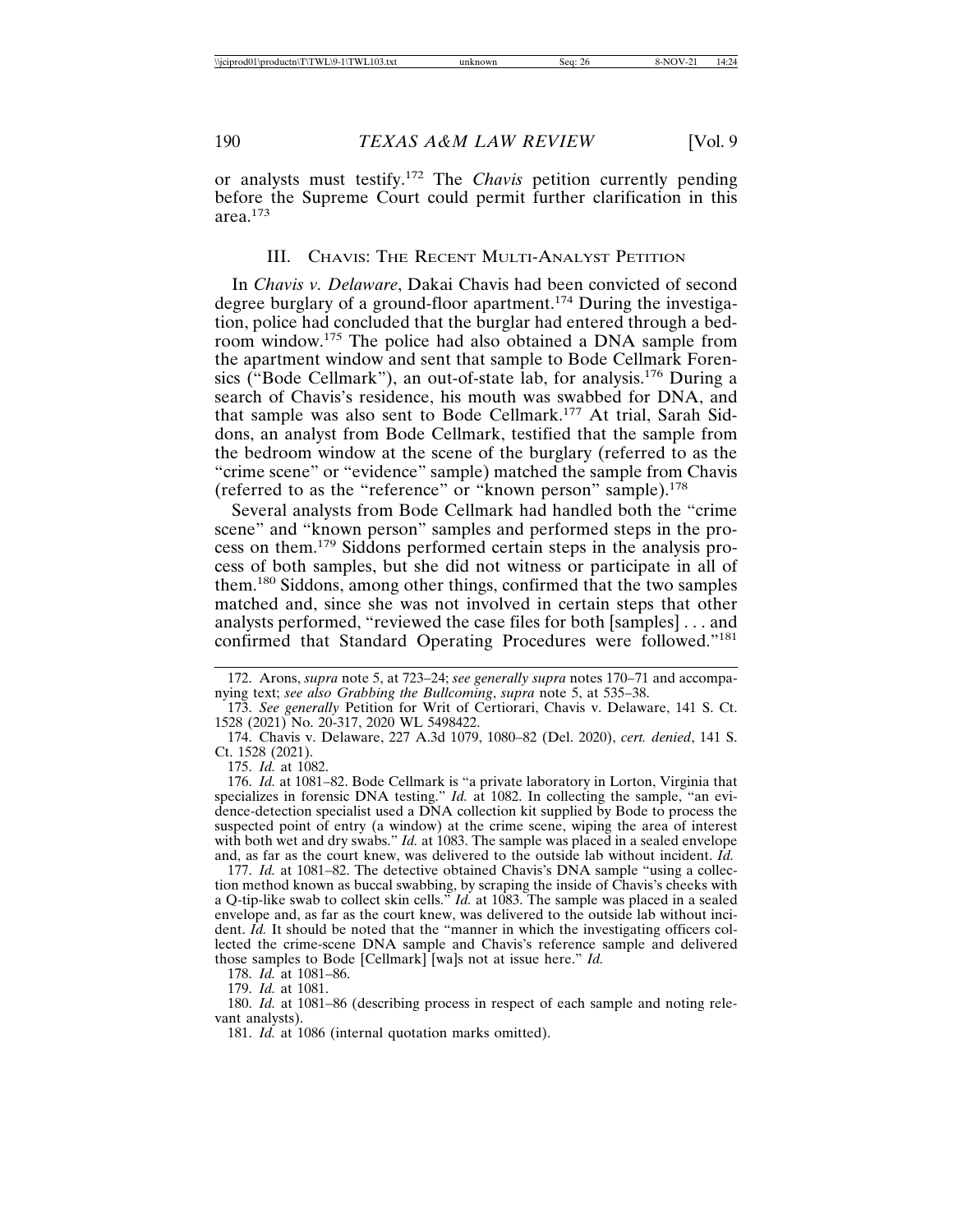or analysts must testify.[172] The *Chavis* petition currently pending before the Supreme Court could permit further clarification in this area.[173]

## III. Chavis: The Recent Multi-Analyst Petition

In *Chavis v. Delaware*, Dakai Chavis had been convicted of second degree burglary of a ground-floor apartment.[174] During the investigation, police had concluded that the burglar had entered through a bedroom window.[175] The police had also obtained a DNA sample from the apartment window and sent that sample to Bode Cellmark Forensics ("Bode Cellmark"), an out-of-state lab, for analysis.[176] During a search of Chavis's residence, his mouth was swabbed for DNA, and that sample was also sent to Bode Cellmark.[177] At trial, Sarah Siddons, an analyst from Bode Cellmark, testified that the sample from the bedroom window at the scene of the burglary (referred to as the "crime scene" or "evidence" sample) matched the sample from Chavis (referred to as the "reference" or "known person" sample).[178]

Several analysts from Bode Cellmark had handled both the "crime scene" and "known person" samples and performed steps in the process on them.[179] Siddons performed certain steps in the analysis process of both samples, but she did not witness or participate in all of them.[180] Siddons, among other things, confirmed that the two samples matched and, since she was not involved in certain steps that other analysts performed, "reviewed the case files for both [samples] . . . and confirmed that Standard Operating Procedures were followed."[181]

---

172. Arons, *supra* note 5, at 723–24; *see generally supra* notes 170–71 and accompanying text; *see also Grabbing the Bullcoming*, *supra* note 5, at 535–38.

173. *See generally* Petition for Writ of Certiorari, Chavis v. Delaware, 141 S. Ct. 1528 (2021) No. 20-317, 2020 WL 5498422.

174. Chavis v. Delaware, 227 A.3d 1079, 1080–82 (Del. 2020), *cert. denied*, 141 S. Ct. 1528 (2021).

175. *Id.* at 1082.

176. *Id.* at 1081–82. Bode Cellmark is "a private laboratory in Lorton, Virginia that specializes in forensic DNA testing." *Id.* at 1082. In collecting the sample, "an evidence-detection specialist used a DNA collection kit supplied by Bode to process the suspected point of entry (a window) at the crime scene, wiping the area of interest with both wet and dry swabs." *Id.* at 1083. The sample was placed in a sealed envelope and, as far as the court knew, was delivered to the outside lab without incident. *Id.*

177. *Id.* at 1081–82. The detective obtained Chavis's DNA sample "using a collection method known as buccal swabbing, by scraping the inside of Chavis's cheeks with a Q-tip-like swab to collect skin cells." *Id.* at 1083. The sample was placed in a sealed envelope and, as far as the court knew, was delivered to the outside lab without incident. *Id.* It should be noted that the "manner in which the investigating officers collected the crime-scene DNA sample and Chavis's reference sample and delivered those samples to Bode [Cellmark] [wa]s not at issue here." *Id.*

178. *Id.* at 1081–86.

179. *Id.* at 1081.

180. *Id.* at 1081–86 (describing process in respect of each sample and noting relevant analysts).

181. *Id.* at 1086 (internal quotation marks omitted).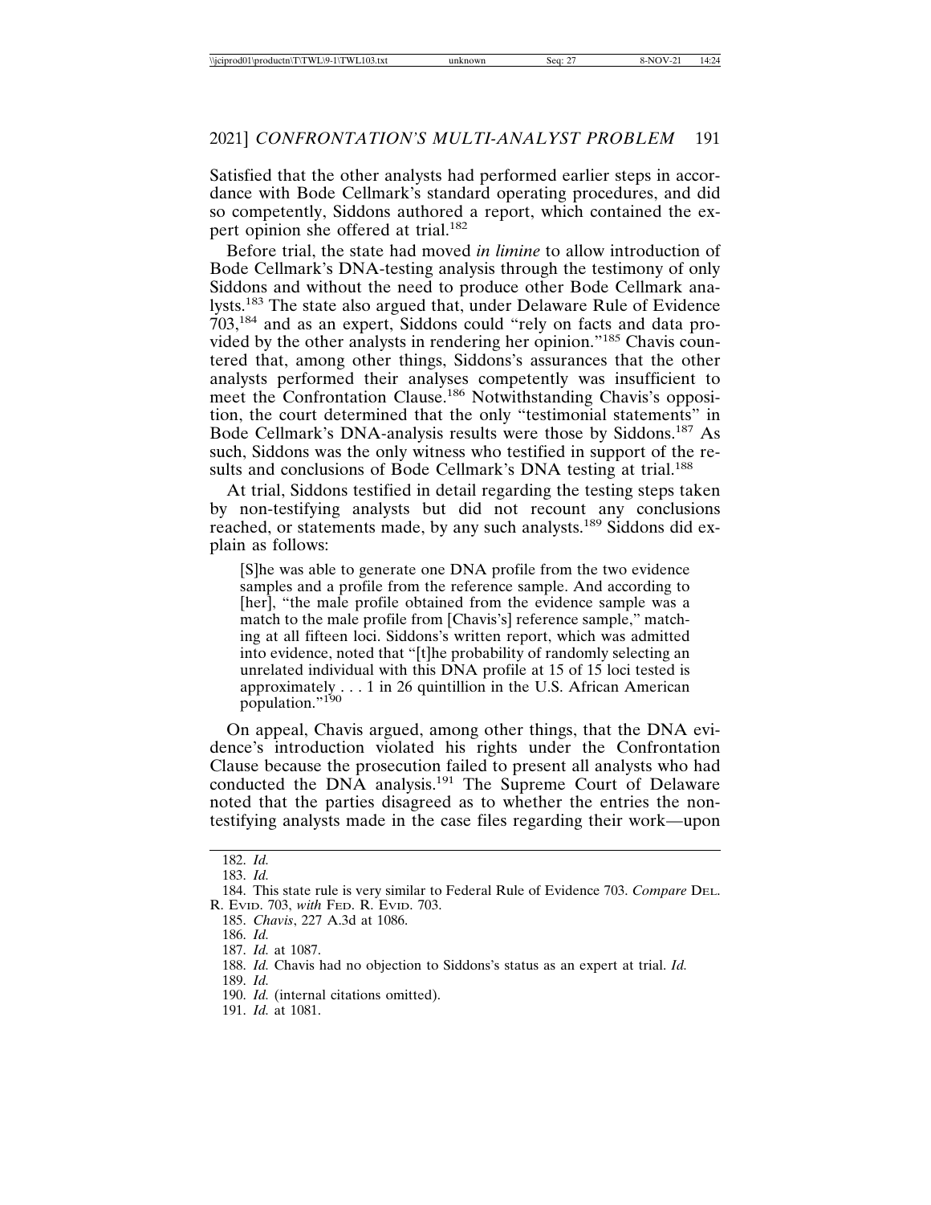Satisfied that the other analysts had performed earlier steps in accordance with Bode Cellmark's standard operating procedures, and did so competently, Siddons authored a report, which contained the expert opinion she offered at trial.[182]

Before trial, the state had moved *in limine* to allow introduction of Bode Cellmark's DNA-testing analysis through the testimony of only Siddons and without the need to produce other Bode Cellmark analysts.[183] The state also argued that, under Delaware Rule of Evidence 703,[184] and as an expert, Siddons could "rely on facts and data provided by the other analysts in rendering her opinion."[185] Chavis countered that, among other things, Siddons's assurances that the other analysts performed their analyses competently was insufficient to meet the Confrontation Clause.[186] Notwithstanding Chavis's opposition, the court determined that the only "testimonial statements" in Bode Cellmark's DNA-analysis results were those by Siddons.[187] As such, Siddons was the only witness who testified in support of the results and conclusions of Bode Cellmark's DNA testing at trial.[188]

At trial, Siddons testified in detail regarding the testing steps taken by non-testifying analysts but did not recount any conclusions reached, or statements made, by any such analysts.[189] Siddons did explain as follows:

> [S]he was able to generate one DNA profile from the two evidence samples and a profile from the reference sample. And according to [her], "the male profile obtained from the evidence sample was a match to the male profile from [Chavis's] reference sample," matching at all fifteen loci. Siddons's written report, which was admitted into evidence, noted that "[t]he probability of randomly selecting an unrelated individual with this DNA profile at 15 of 15 loci tested is approximately . . . 1 in 26 quintillion in the U.S. African American population."[190]

On appeal, Chavis argued, among other things, that the DNA evidence's introduction violated his rights under the Confrontation Clause because the prosecution failed to present all analysts who had conducted the DNA analysis.[191] The Supreme Court of Delaware noted that the parties disagreed as to whether the entries the non-testifying analysts made in the case files regarding their work—upon

---

182. *Id.*

183. *Id.*

184. This state rule is very similar to Federal Rule of Evidence 703. *Compare* DEL. R. EVID. 703, *with* FED. R. EVID. 703.

185. *Chavis*, 227 A.3d at 1086.

186. *Id.*

187. *Id.* at 1087.

188. *Id.* Chavis had no objection to Siddons's status as an expert at trial. *Id.*

189. *Id.*

190. *Id.* (internal citations omitted).

191. *Id.* at 1081.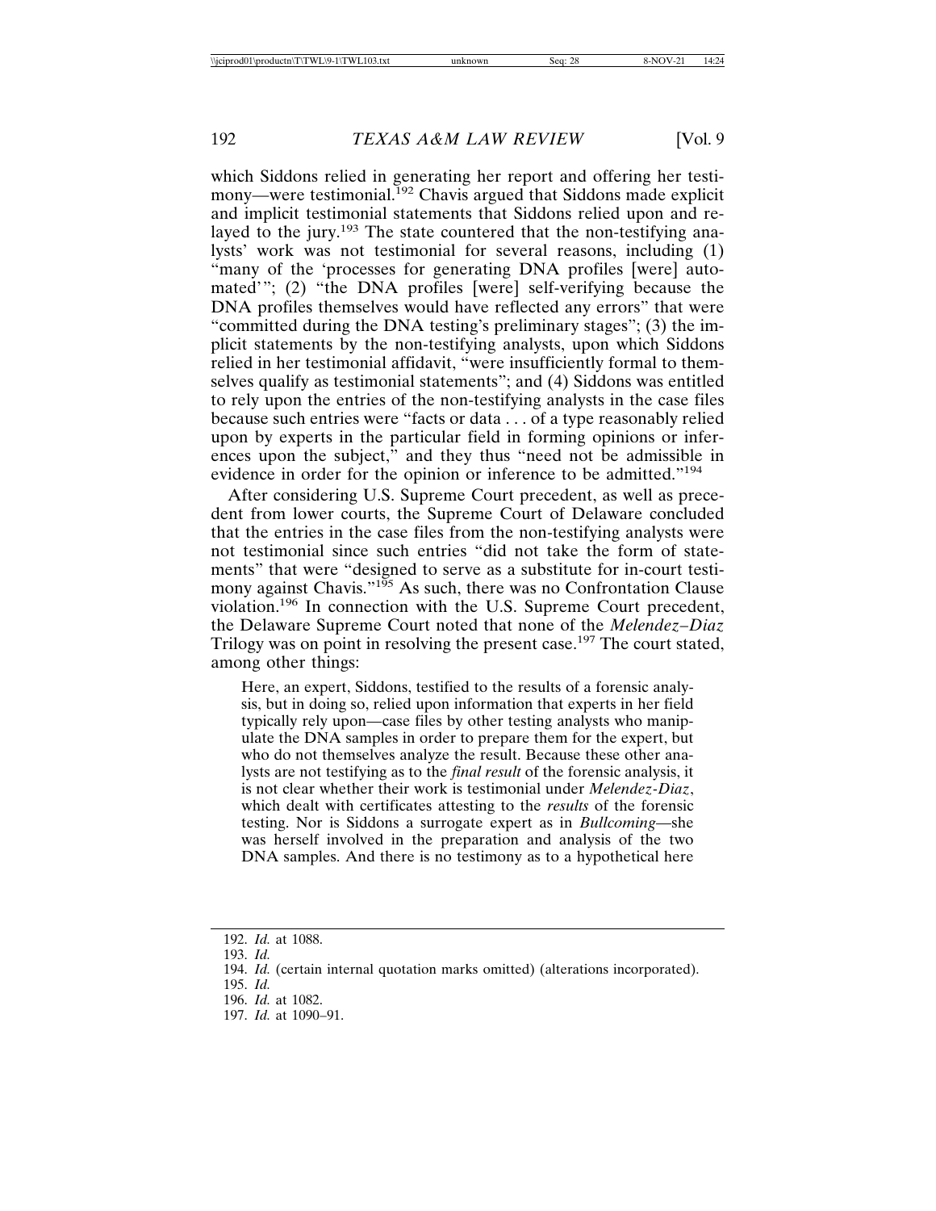which Siddons relied in generating her report and offering her testimony—were testimonial.[192] Chavis argued that Siddons made explicit and implicit testimonial statements that Siddons relied upon and relayed to the jury.[193] The state countered that the non-testifying analysts' work was not testimonial for several reasons, including (1) "many of the 'processes for generating DNA profiles [were] automated'"; (2) "the DNA profiles [were] self-verifying because the DNA profiles themselves would have reflected any errors" that were "committed during the DNA testing's preliminary stages"; (3) the implicit statements by the non-testifying analysts, upon which Siddons relied in her testimonial affidavit, "were insufficiently formal to themselves qualify as testimonial statements"; and (4) Siddons was entitled to rely upon the entries of the non-testifying analysts in the case files because such entries were "facts or data . . . of a type reasonably relied upon by experts in the particular field in forming opinions or inferences upon the subject," and they thus "need not be admissible in evidence in order for the opinion or inference to be admitted."[194]

After considering U.S. Supreme Court precedent, as well as precedent from lower courts, the Supreme Court of Delaware concluded that the entries in the case files from the non-testifying analysts were not testimonial since such entries "did not take the form of statements" that were "designed to serve as a substitute for in-court testimony against Chavis."[195] As such, there was no Confrontation Clause violation.[196] In connection with the U.S. Supreme Court precedent, the Delaware Supreme Court noted that none of the *Melendez–Diaz* Trilogy was on point in resolving the present case.[197] The court stated, among other things:

> Here, an expert, Siddons, testified to the results of a forensic analysis, but in doing so, relied upon information that experts in her field typically rely upon—case files by other testing analysts who manipulate the DNA samples in order to prepare them for the expert, but who do not themselves analyze the result. Because these other analysts are not testifying as to the *final result* of the forensic analysis, it is not clear whether their work is testimonial under *Melendez-Diaz*, which dealt with certificates attesting to the *results* of the forensic testing. Nor is Siddons a surrogate expert as in *Bullcoming*—she was herself involved in the preparation and analysis of the two DNA samples. And there is no testimony as to a hypothetical here

192. *Id.* at 1088.
193. *Id.*
194. *Id.* (certain internal quotation marks omitted) (alterations incorporated).
195. *Id.*
196. *Id.* at 1082.
197. *Id.* at 1090–91.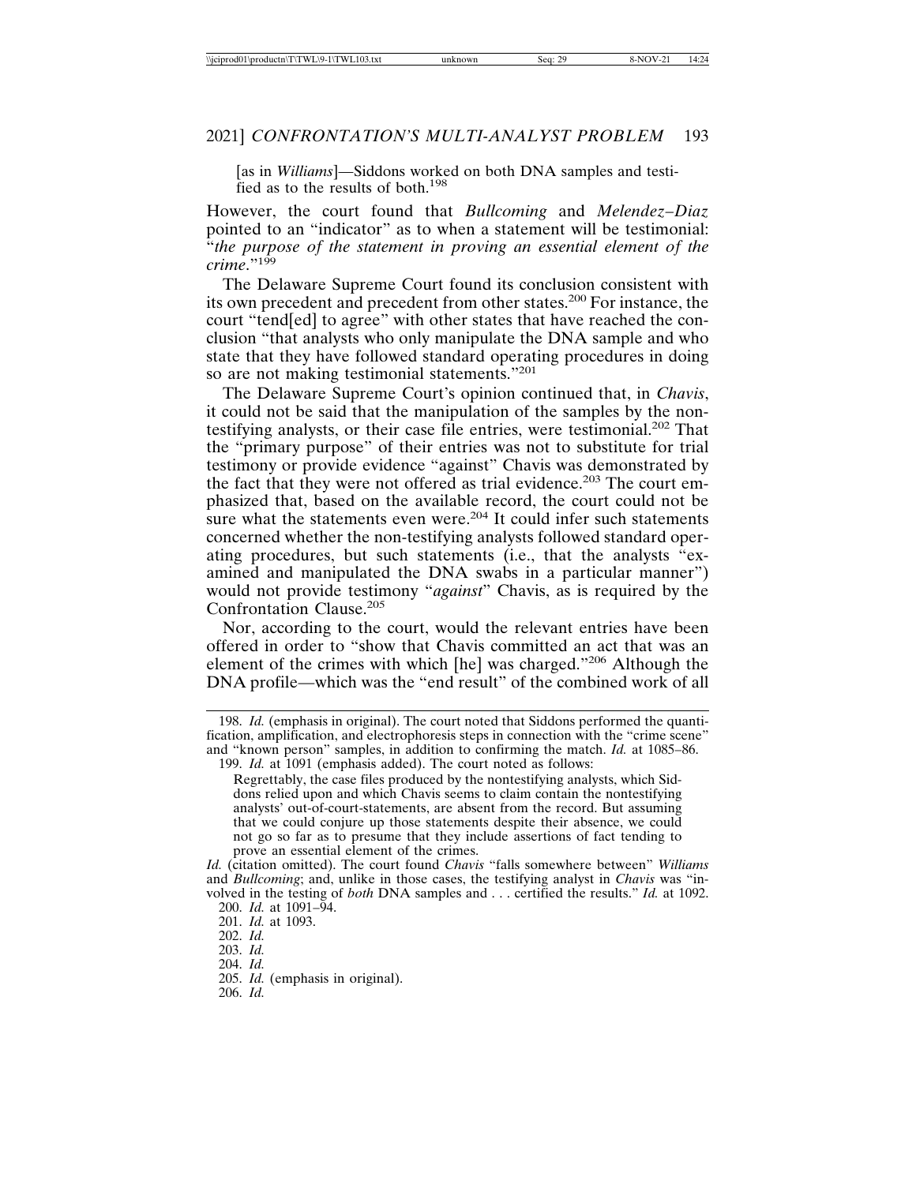[as in *Williams*]—Siddons worked on both DNA samples and testified as to the results of both.[198]

However, the court found that *Bullcoming* and *Melendez–Diaz* pointed to an "indicator" as to when a statement will be testimonial: "*the purpose of the statement in proving an essential element of the crime*."[199]

The Delaware Supreme Court found its conclusion consistent with its own precedent and precedent from other states.[200] For instance, the court "tend[ed] to agree" with other states that have reached the conclusion "that analysts who only manipulate the DNA sample and who state that they have followed standard operating procedures in doing so are not making testimonial statements."[201]

The Delaware Supreme Court's opinion continued that, in *Chavis*, it could not be said that the manipulation of the samples by the nontestifying analysts, or their case file entries, were testimonial.[202] That the "primary purpose" of their entries was not to substitute for trial testimony or provide evidence "against" Chavis was demonstrated by the fact that they were not offered as trial evidence.[203] The court emphasized that, based on the available record, the court could not be sure what the statements even were.[204] It could infer such statements concerned whether the non-testifying analysts followed standard operating procedures, but such statements (i.e., that the analysts "examined and manipulated the DNA swabs in a particular manner") would not provide testimony "*against*" Chavis, as is required by the Confrontation Clause.[205]

Nor, according to the court, would the relevant entries have been offered in order to "show that Chavis committed an act that was an element of the crimes with which [he] was charged."[206] Although the DNA profile—which was the "end result" of the combined work of all

---

198. *Id.* (emphasis in original). The court noted that Siddons performed the quantification, amplification, and electrophoresis steps in connection with the "crime scene" and "known person" samples, in addition to confirming the match. *Id.* at 1085–86.

199. *Id.* at 1091 (emphasis added). The court noted as follows:

> Regrettably, the case files produced by the nontestifying analysts, which Siddons relied upon and which Chavis seems to claim contain the nontestifying analysts' out-of-court-statements, are absent from the record. But assuming that we could conjure up those statements despite their absence, we could not go so far as to presume that they include assertions of fact tending to prove an essential element of the crimes.

*Id.* (citation omitted). The court found *Chavis* "falls somewhere between" *Williams* and *Bullcoming*; and, unlike in those cases, the testifying analyst in *Chavis* was "involved in the testing of *both* DNA samples and . . . certified the results." *Id.* at 1092.

200. *Id.* at 1091–94.

201. *Id.* at 1093.

202. *Id.*

203. *Id.*

204. *Id.*

205. *Id.* (emphasis in original).

206. *Id.*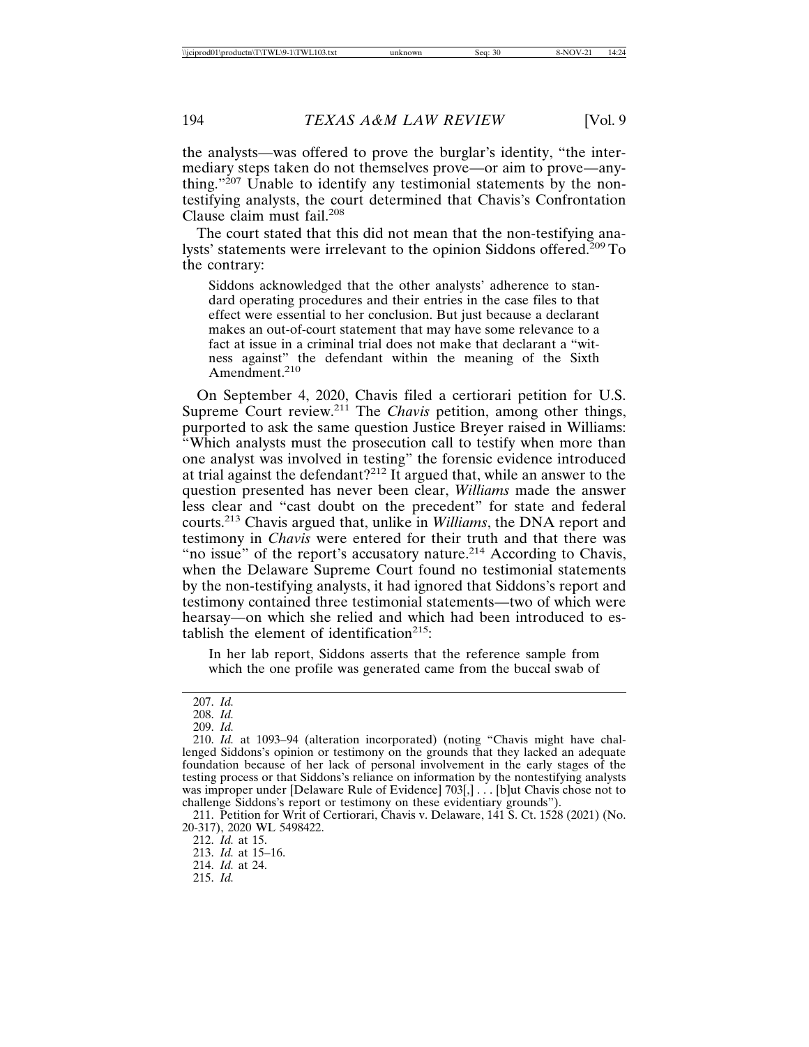the analysts—was offered to prove the burglar's identity, "the intermediary steps taken do not themselves prove—or aim to prove—anything."[207] Unable to identify any testimonial statements by the non-testifying analysts, the court determined that Chavis's Confrontation Clause claim must fail.[208]

The court stated that this did not mean that the non-testifying analysts' statements were irrelevant to the opinion Siddons offered.[209] To the contrary:

> Siddons acknowledged that the other analysts' adherence to standard operating procedures and their entries in the case files to that effect were essential to her conclusion. But just because a declarant makes an out-of-court statement that may have some relevance to a fact at issue in a criminal trial does not make that declarant a "witness against" the defendant within the meaning of the Sixth Amendment.[210]

On September 4, 2020, Chavis filed a certiorari petition for U.S. Supreme Court review.[211] The *Chavis* petition, among other things, purported to ask the same question Justice Breyer raised in Williams: "Which analysts must the prosecution call to testify when more than one analyst was involved in testing" the forensic evidence introduced at trial against the defendant?[212] It argued that, while an answer to the question presented has never been clear, *Williams* made the answer less clear and "cast doubt on the precedent" for state and federal courts.[213] Chavis argued that, unlike in *Williams*, the DNA report and testimony in *Chavis* were entered for their truth and that there was "no issue" of the report's accusatory nature.[214] According to Chavis, when the Delaware Supreme Court found no testimonial statements by the non-testifying analysts, it had ignored that Siddons's report and testimony contained three testimonial statements—two of which were hearsay—on which she relied and which had been introduced to establish the element of identification[215]:

> In her lab report, Siddons asserts that the reference sample from which the one profile was generated came from the buccal swab of

---

207. *Id.*

208. *Id.*

209. *Id.*

210. *Id.* at 1093–94 (alteration incorporated) (noting "Chavis might have challenged Siddons's opinion or testimony on the grounds that they lacked an adequate foundation because of her lack of personal involvement in the early stages of the testing process or that Siddons's reliance on information by the nontestifying analysts was improper under [Delaware Rule of Evidence] 703[,] . . . [b]ut Chavis chose not to challenge Siddons's report or testimony on these evidentiary grounds").

211. Petition for Writ of Certiorari, Chavis v. Delaware, 141 S. Ct. 1528 (2021) (No. 20-317), 2020 WL 5498422.

212. *Id.* at 15.

213. *Id.* at 15–16.

214. *Id.* at 24.

215. *Id.*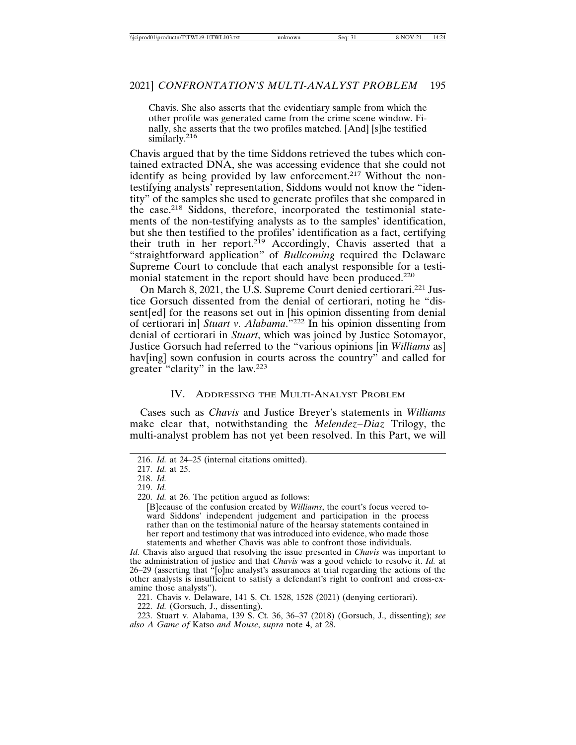Chavis. She also asserts that the evidentiary sample from which the other profile was generated came from the crime scene window. Finally, she asserts that the two profiles matched. [And] [s]he testified similarly.[216]

Chavis argued that by the time Siddons retrieved the tubes which contained extracted DNA, she was accessing evidence that she could not identify as being provided by law enforcement.[217] Without the non-testifying analysts' representation, Siddons would not know the "identity" of the samples she used to generate profiles that she compared in the case.[218] Siddons, therefore, incorporated the testimonial statements of the non-testifying analysts as to the samples' identification, but she then testified to the profiles' identification as a fact, certifying their truth in her report.[219] Accordingly, Chavis asserted that a "straightforward application" of *Bullcoming* required the Delaware Supreme Court to conclude that each analyst responsible for a testimonial statement in the report should have been produced.[220]

On March 8, 2021, the U.S. Supreme Court denied certiorari.[221] Justice Gorsuch dissented from the denial of certiorari, noting he "dissent[ed] for the reasons set out in [his opinion dissenting from denial of certiorari in] *Stuart v. Alabama*."[222] In his opinion dissenting from denial of certiorari in *Stuart*, which was joined by Justice Sotomayor, Justice Gorsuch had referred to the "various opinions [in *Williams* as] hav[ing] sown confusion in courts across the country" and called for greater "clarity" in the law.[223]

## IV. Addressing the Multi-Analyst Problem

Cases such as *Chavis* and Justice Breyer's statements in *Williams* make clear that, notwithstanding the *Melendez–Diaz* Trilogy, the multi-analyst problem has not yet been resolved. In this Part, we will

---

216. *Id.* at 24–25 (internal citations omitted).

217. *Id.* at 25.

218. *Id.*

219. *Id.*

220. *Id.* at 26. The petition argued as follows:

> [B]ecause of the confusion created by *Williams*, the court's focus veered toward Siddons' independent judgement and participation in the process rather than on the testimonial nature of the hearsay statements contained in her report and testimony that was introduced into evidence, who made those statements and whether Chavis was able to confront those individuals.

*Id.* Chavis also argued that resolving the issue presented in *Chavis* was important to the administration of justice and that *Chavis* was a good vehicle to resolve it. *Id.* at 26–29 (asserting that "[o]ne analyst's assurances at trial regarding the actions of the other analysts is insufficient to satisfy a defendant's right to confront and cross-examine those analysts").

221. Chavis v. Delaware, 141 S. Ct. 1528, 1528 (2021) (denying certiorari).

222. *Id.* (Gorsuch, J., dissenting).

223. Stuart v. Alabama, 139 S. Ct. 36, 36–37 (2018) (Gorsuch, J., dissenting); *see also A Game of* Katso *and Mouse*, *supra* note 4, at 28.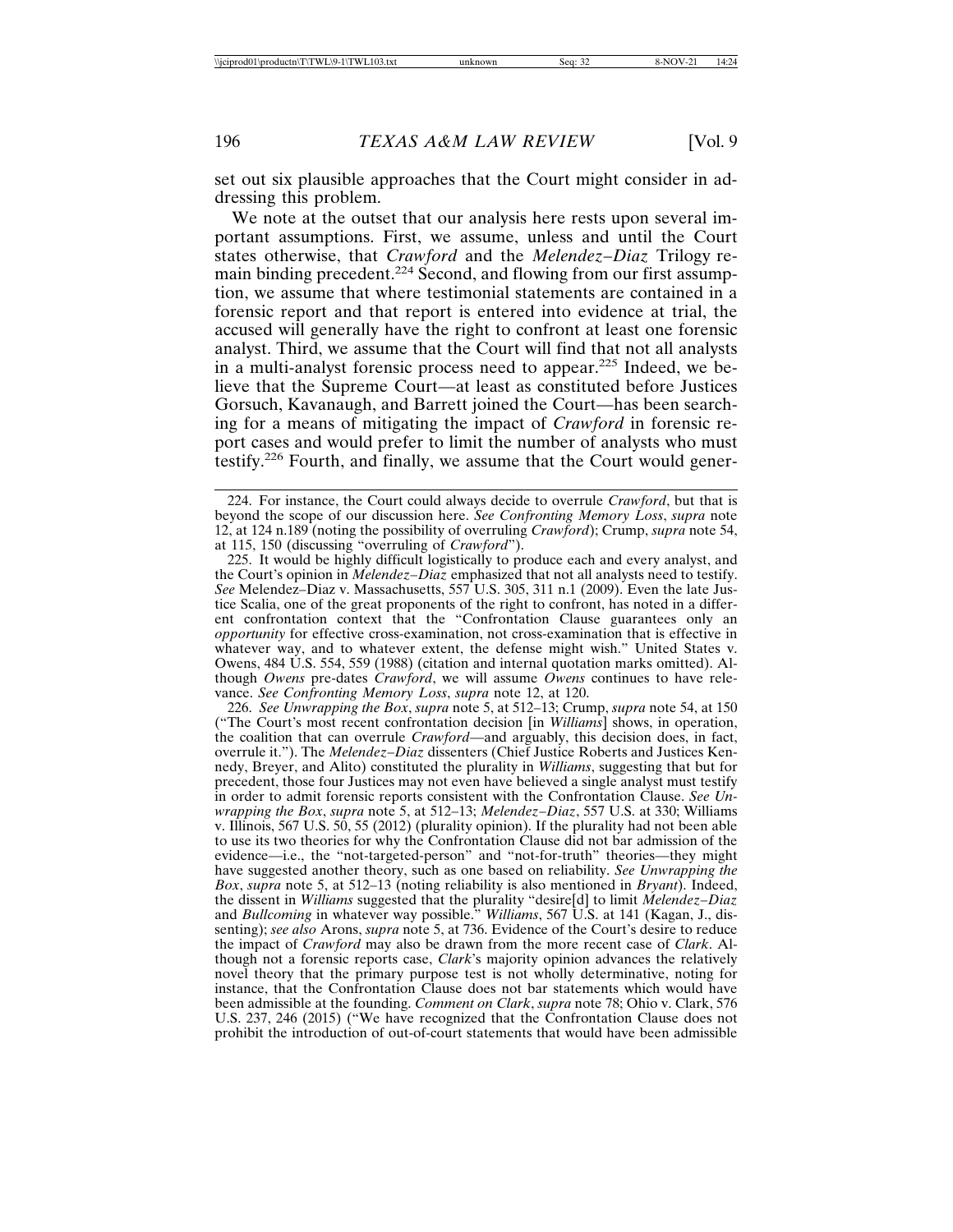set out six plausible approaches that the Court might consider in addressing this problem.

We note at the outset that our analysis here rests upon several important assumptions. First, we assume, unless and until the Court states otherwise, that *Crawford* and the *Melendez–Diaz* Trilogy remain binding precedent.[224] Second, and flowing from our first assumption, we assume that where testimonial statements are contained in a forensic report and that report is entered into evidence at trial, the accused will generally have the right to confront at least one forensic analyst. Third, we assume that the Court will find that not all analysts in a multi-analyst forensic process need to appear.[225] Indeed, we believe that the Supreme Court—at least as constituted before Justices Gorsuch, Kavanaugh, and Barrett joined the Court—has been searching for a means of mitigating the impact of *Crawford* in forensic report cases and would prefer to limit the number of analysts who must testify.[226] Fourth, and finally, we assume that the Court would gener-

224. For instance, the Court could always decide to overrule *Crawford*, but that is beyond the scope of our discussion here. *See Confronting Memory Loss*, *supra* note 12, at 124 n.189 (noting the possibility of overruling *Crawford*); Crump, *supra* note 54, at 115, 150 (discussing "overruling of *Crawford*").

225. It would be highly difficult logistically to produce each and every analyst, and the Court's opinion in *Melendez–Diaz* emphasized that not all analysts need to testify. *See* Melendez–Diaz v. Massachusetts, 557 U.S. 305, 311 n.1 (2009). Even the late Justice Scalia, one of the great proponents of the right to confront, has noted in a different confrontation context that the "Confrontation Clause guarantees only an *opportunity* for effective cross-examination, not cross-examination that is effective in whatever way, and to whatever extent, the defense might wish." United States v. Owens, 484 U.S. 554, 559 (1988) (citation and internal quotation marks omitted). Although *Owens* pre-dates *Crawford*, we will assume *Owens* continues to have relevance. *See Confronting Memory Loss*, *supra* note 12, at 120.

226. *See Unwrapping the Box*, *supra* note 5, at 512–13; Crump, *supra* note 54, at 150 ("The Court's most recent confrontation decision [in *Williams*] shows, in operation, the coalition that can overrule *Crawford*—and arguably, this decision does, in fact, overrule it."). The *Melendez–Diaz* dissenters (Chief Justice Roberts and Justices Kennedy, Breyer, and Alito) constituted the plurality in *Williams*, suggesting that but for precedent, those four Justices may not even have believed a single analyst must testify in order to admit forensic reports consistent with the Confrontation Clause. *See Unwrapping the Box*, *supra* note 5, at 512–13; *Melendez–Diaz*, 557 U.S. at 330; Williams v. Illinois, 567 U.S. 50, 55 (2012) (plurality opinion). If the plurality had not been able to use its two theories for why the Confrontation Clause did not bar admission of the evidence—i.e., the "not-targeted-person" and "not-for-truth" theories—they might have suggested another theory, such as one based on reliability. *See Unwrapping the Box*, *supra* note 5, at 512–13 (noting reliability is also mentioned in *Bryant*). Indeed, the dissent in *Williams* suggested that the plurality "desire[d] to limit *Melendez–Diaz* and *Bullcoming* in whatever way possible." *Williams*, 567 U.S. at 141 (Kagan, J., dissenting); *see also* Arons, *supra* note 5, at 736. Evidence of the Court's desire to reduce the impact of *Crawford* may also be drawn from the more recent case of *Clark*. Although not a forensic reports case, *Clark*'s majority opinion advances the relatively novel theory that the primary purpose test is not wholly determinative, noting for instance, that the Confrontation Clause does not bar statements which would have been admissible at the founding. *Comment on Clark*, *supra* note 78; Ohio v. Clark, 576 U.S. 237, 246 (2015) ("We have recognized that the Confrontation Clause does not prohibit the introduction of out-of-court statements that would have been admissible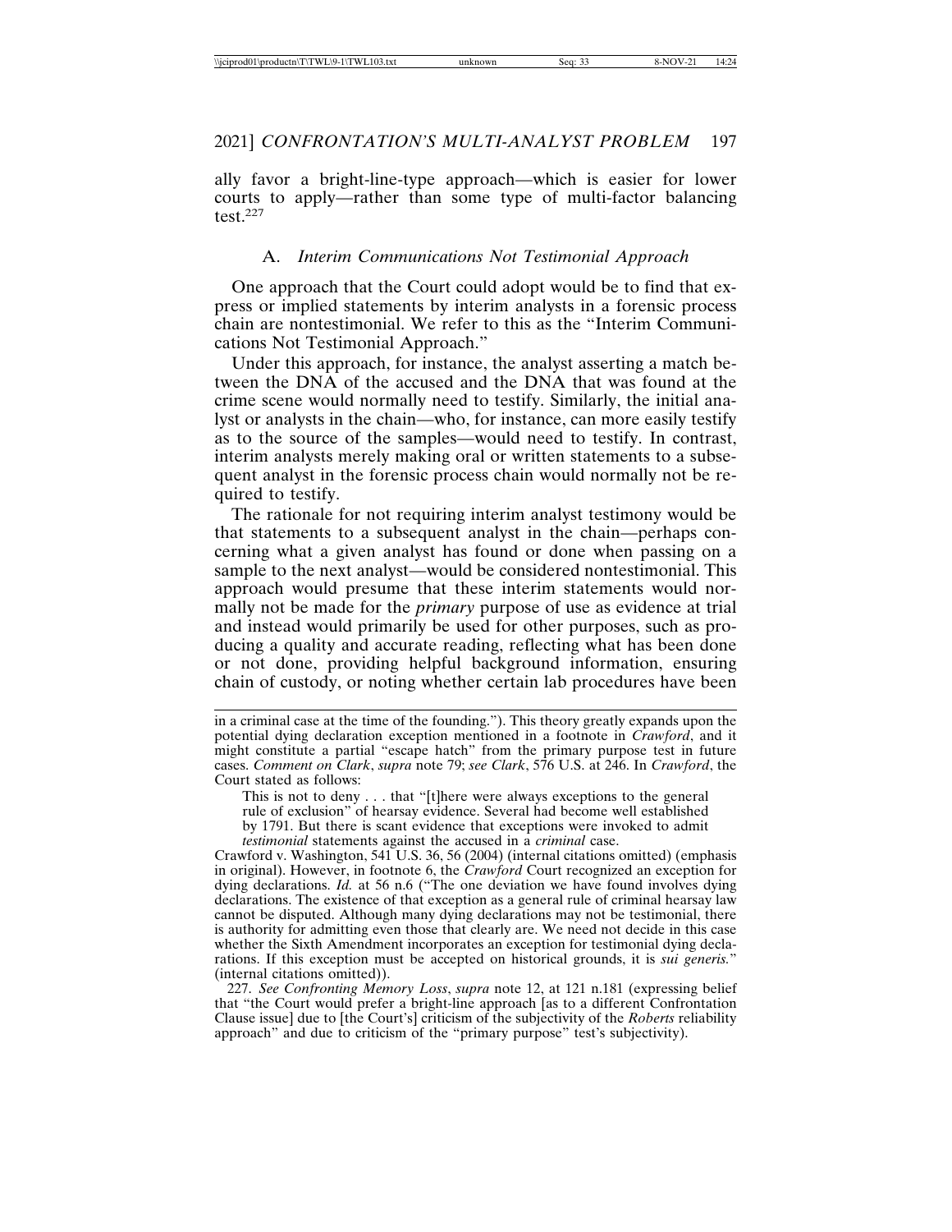ally favor a bright-line-type approach—which is easier for lower courts to apply—rather than some type of multi-factor balancing test.[227]

### A. *Interim Communications Not Testimonial Approach*

One approach that the Court could adopt would be to find that express or implied statements by interim analysts in a forensic process chain are nontestimonial. We refer to this as the "Interim Communications Not Testimonial Approach."

Under this approach, for instance, the analyst asserting a match between the DNA of the accused and the DNA that was found at the crime scene would normally need to testify. Similarly, the initial analyst or analysts in the chain—who, for instance, can more easily testify as to the source of the samples—would need to testify. In contrast, interim analysts merely making oral or written statements to a subsequent analyst in the forensic process chain would normally not be required to testify.

The rationale for not requiring interim analyst testimony would be that statements to a subsequent analyst in the chain—perhaps concerning what a given analyst has found or done when passing on a sample to the next analyst—would be considered nontestimonial. This approach would presume that these interim statements would normally not be made for the *primary* purpose of use as evidence at trial and instead would primarily be used for other purposes, such as producing a quality and accurate reading, reflecting what has been done or not done, providing helpful background information, ensuring chain of custody, or noting whether certain lab procedures have been

---

in a criminal case at the time of the founding."). This theory greatly expands upon the potential dying declaration exception mentioned in a footnote in *Crawford*, and it might constitute a partial "escape hatch" from the primary purpose test in future cases. *Comment on Clark*, *supra* note 79; *see Clark*, 576 U.S. at 246. In *Crawford*, the Court stated as follows:

> This is not to deny . . . that "[t]here were always exceptions to the general rule of exclusion" of hearsay evidence. Several had become well established by 1791. But there is scant evidence that exceptions were invoked to admit *testimonial* statements against the accused in a *criminal* case.

Crawford v. Washington, 541 U.S. 36, 56 (2004) (internal citations omitted) (emphasis in original). However, in footnote 6, the *Crawford* Court recognized an exception for dying declarations. *Id.* at 56 n.6 ("The one deviation we have found involves dying declarations. The existence of that exception as a general rule of criminal hearsay law cannot be disputed. Although many dying declarations may not be testimonial, there is authority for admitting even those that clearly are. We need not decide in this case whether the Sixth Amendment incorporates an exception for testimonial dying declarations. If this exception must be accepted on historical grounds, it is *sui generis.*" (internal citations omitted)).

227. *See Confronting Memory Loss*, *supra* note 12, at 121 n.181 (expressing belief that "the Court would prefer a bright-line approach [as to a different Confrontation Clause issue] due to [the Court's] criticism of the subjectivity of the *Roberts* reliability approach" and due to criticism of the "primary purpose" test's subjectivity).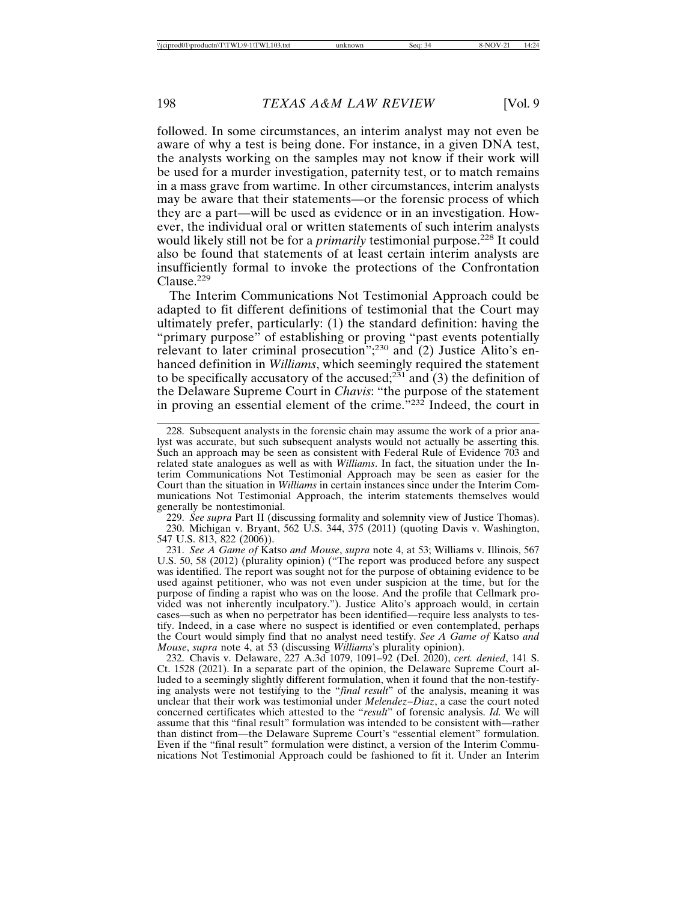followed. In some circumstances, an interim analyst may not even be aware of why a test is being done. For instance, in a given DNA test, the analysts working on the samples may not know if their work will be used for a murder investigation, paternity test, or to match remains in a mass grave from wartime. In other circumstances, interim analysts may be aware that their statements—or the forensic process of which they are a part—will be used as evidence or in an investigation. However, the individual oral or written statements of such interim analysts would likely still not be for a *primarily* testimonial purpose.[228] It could also be found that statements of at least certain interim analysts are insufficiently formal to invoke the protections of the Confrontation Clause.[229]

The Interim Communications Not Testimonial Approach could be adapted to fit different definitions of testimonial that the Court may ultimately prefer, particularly: (1) the standard definition: having the "primary purpose" of establishing or proving "past events potentially relevant to later criminal prosecution";[230] and (2) Justice Alito's enhanced definition in *Williams*, which seemingly required the statement to be specifically accusatory of the accused;[231] and (3) the definition of the Delaware Supreme Court in *Chavis*: "the purpose of the statement in proving an essential element of the crime."[232] Indeed, the court in

---

228. Subsequent analysts in the forensic chain may assume the work of a prior analyst was accurate, but such subsequent analysts would not actually be asserting this. Such an approach may be seen as consistent with Federal Rule of Evidence 703 and related state analogues as well as with *Williams*. In fact, the situation under the Interim Communications Not Testimonial Approach may be seen as easier for the Court than the situation in *Williams* in certain instances since under the Interim Communications Not Testimonial Approach, the interim statements themselves would generally be nontestimonial.

229. *See supra* Part II (discussing formality and solemnity view of Justice Thomas).

230. Michigan v. Bryant, 562 U.S. 344, 375 (2011) (quoting Davis v. Washington, 547 U.S. 813, 822 (2006)).

231. *See A Game of* Katso *and Mouse*, *supra* note 4, at 53; Williams v. Illinois, 567 U.S. 50, 58 (2012) (plurality opinion) ("The report was produced before any suspect was identified. The report was sought not for the purpose of obtaining evidence to be used against petitioner, who was not even under suspicion at the time, but for the purpose of finding a rapist who was on the loose. And the profile that Cellmark provided was not inherently inculpatory."). Justice Alito's approach would, in certain cases—such as when no perpetrator has been identified—require less analysts to testify. Indeed, in a case where no suspect is identified or even contemplated, perhaps the Court would simply find that no analyst need testify. *See A Game of* Katso *and Mouse*, *supra* note 4, at 53 (discussing *Williams*'s plurality opinion).

232. Chavis v. Delaware, 227 A.3d 1079, 1091–92 (Del. 2020), *cert. denied*, 141 S. Ct. 1528 (2021). In a separate part of the opinion, the Delaware Supreme Court alluded to a seemingly slightly different formulation, when it found that the non-testifying analysts were not testifying to the "*final result*" of the analysis, meaning it was unclear that their work was testimonial under *Melendez–Diaz*, a case the court noted concerned certificates which attested to the "*result*" of forensic analysis. *Id.* We will assume that this "final result" formulation was intended to be consistent with—rather than distinct from—the Delaware Supreme Court's "essential element" formulation. Even if the "final result" formulation were distinct, a version of the Interim Communications Not Testimonial Approach could be fashioned to fit it. Under an Interim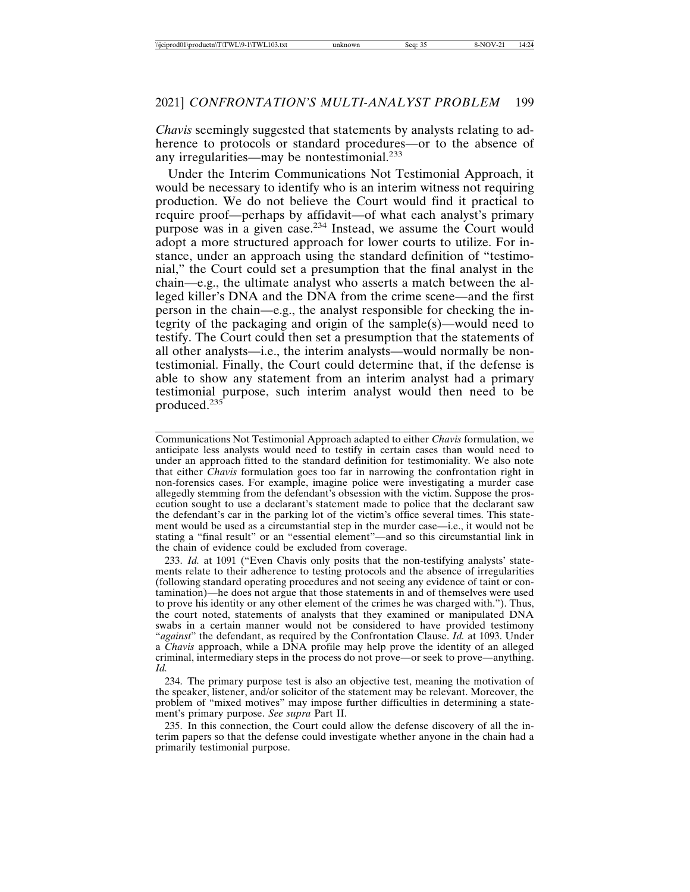*Chavis* seemingly suggested that statements by analysts relating to adherence to protocols or standard procedures—or to the absence of any irregularities—may be nontestimonial.[233]

Under the Interim Communications Not Testimonial Approach, it would be necessary to identify who is an interim witness not requiring production. We do not believe the Court would find it practical to require proof—perhaps by affidavit—of what each analyst's primary purpose was in a given case.[234] Instead, we assume the Court would adopt a more structured approach for lower courts to utilize. For instance, under an approach using the standard definition of "testimonial," the Court could set a presumption that the final analyst in the chain—e.g., the ultimate analyst who asserts a match between the alleged killer's DNA and the DNA from the crime scene—and the first person in the chain—e.g., the analyst responsible for checking the integrity of the packaging and origin of the sample(s)—would need to testify. The Court could then set a presumption that the statements of all other analysts—i.e., the interim analysts—would normally be nontestimonial. Finally, the Court could determine that, if the defense is able to show any statement from an interim analyst had a primary testimonial purpose, such interim analyst would then need to be produced.[235]

---

Communications Not Testimonial Approach adapted to either *Chavis* formulation, we anticipate less analysts would need to testify in certain cases than would need to under an approach fitted to the standard definition for testimoniality. We also note that either *Chavis* formulation goes too far in narrowing the confrontation right in non-forensics cases. For example, imagine police were investigating a murder case allegedly stemming from the defendant's obsession with the victim. Suppose the prosecution sought to use a declarant's statement made to police that the declarant saw the defendant's car in the parking lot of the victim's office several times. This statement would be used as a circumstantial step in the murder case—i.e., it would not be stating a "final result" or an "essential element"—and so this circumstantial link in the chain of evidence could be excluded from coverage.

233. *Id.* at 1091 ("Even Chavis only posits that the non-testifying analysts' statements relate to their adherence to testing protocols and the absence of irregularities (following standard operating procedures and not seeing any evidence of taint or contamination)—he does not argue that those statements in and of themselves were used to prove his identity or any other element of the crimes he was charged with."). Thus, the court noted, statements of analysts that they examined or manipulated DNA swabs in a certain manner would not be considered to have provided testimony "*against*" the defendant, as required by the Confrontation Clause. *Id.* at 1093. Under a *Chavis* approach, while a DNA profile may help prove the identity of an alleged criminal, intermediary steps in the process do not prove—or seek to prove—anything. *Id.*

234. The primary purpose test is also an objective test, meaning the motivation of the speaker, listener, and/or solicitor of the statement may be relevant. Moreover, the problem of "mixed motives" may impose further difficulties in determining a statement's primary purpose. *See supra* Part II.

235. In this connection, the Court could allow the defense discovery of all the interim papers so that the defense could investigate whether anyone in the chain had a primarily testimonial purpose.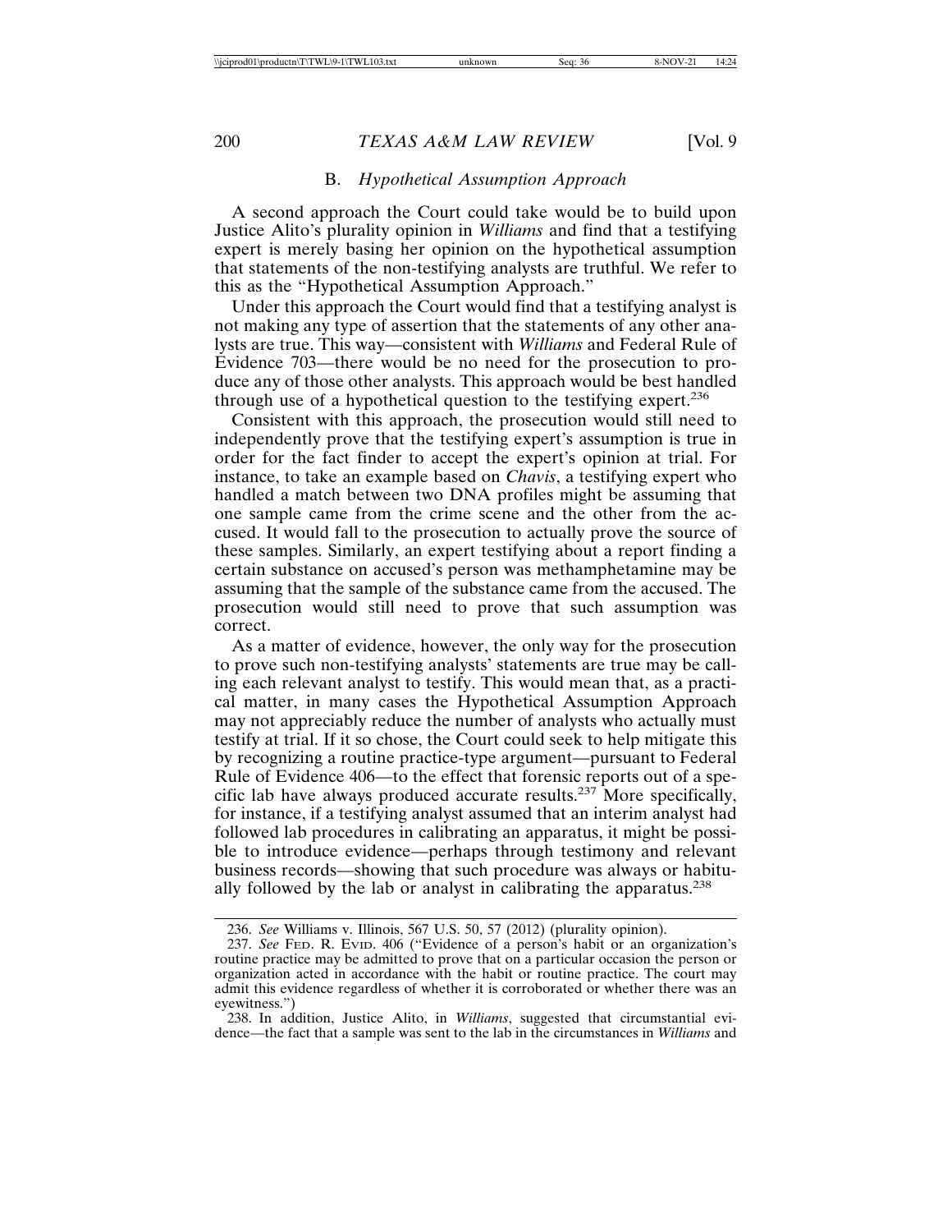### B. *Hypothetical Assumption Approach*

A second approach the Court could take would be to build upon Justice Alito's plurality opinion in *Williams* and find that a testifying expert is merely basing her opinion on the hypothetical assumption that statements of the non-testifying analysts are truthful. We refer to this as the "Hypothetical Assumption Approach."

Under this approach the Court would find that a testifying analyst is not making any type of assertion that the statements of any other analysts are true. This way—consistent with *Williams* and Federal Rule of Evidence 703—there would be no need for the prosecution to produce any of those other analysts. This approach would be best handled through use of a hypothetical question to the testifying expert.[236]

Consistent with this approach, the prosecution would still need to independently prove that the testifying expert's assumption is true in order for the fact finder to accept the expert's opinion at trial. For instance, to take an example based on *Chavis*, a testifying expert who handled a match between two DNA profiles might be assuming that one sample came from the crime scene and the other from the accused. It would fall to the prosecution to actually prove the source of these samples. Similarly, an expert testifying about a report finding a certain substance on accused's person was methamphetamine may be assuming that the sample of the substance came from the accused. The prosecution would still need to prove that such assumption was correct.

As a matter of evidence, however, the only way for the prosecution to prove such non-testifying analysts' statements are true may be calling each relevant analyst to testify. This would mean that, as a practical matter, in many cases the Hypothetical Assumption Approach may not appreciably reduce the number of analysts who actually must testify at trial. If it so chose, the Court could seek to help mitigate this by recognizing a routine practice-type argument—pursuant to Federal Rule of Evidence 406—to the effect that forensic reports out of a specific lab have always produced accurate results.[237] More specifically, for instance, if a testifying analyst assumed that an interim analyst had followed lab procedures in calibrating an apparatus, it might be possible to introduce evidence—perhaps through testimony and relevant business records—showing that such procedure was always or habitually followed by the lab or analyst in calibrating the apparatus.[238]

---

236. *See* Williams v. Illinois, 567 U.S. 50, 57 (2012) (plurality opinion).

237. *See* Fed. R. Evid. 406 ("Evidence of a person's habit or an organization's routine practice may be admitted to prove that on a particular occasion the person or organization acted in accordance with the habit or routine practice. The court may admit this evidence regardless of whether it is corroborated or whether there was an eyewitness.")

238. In addition, Justice Alito, in *Williams*, suggested that circumstantial evidence—the fact that a sample was sent to the lab in the circumstances in *Williams* and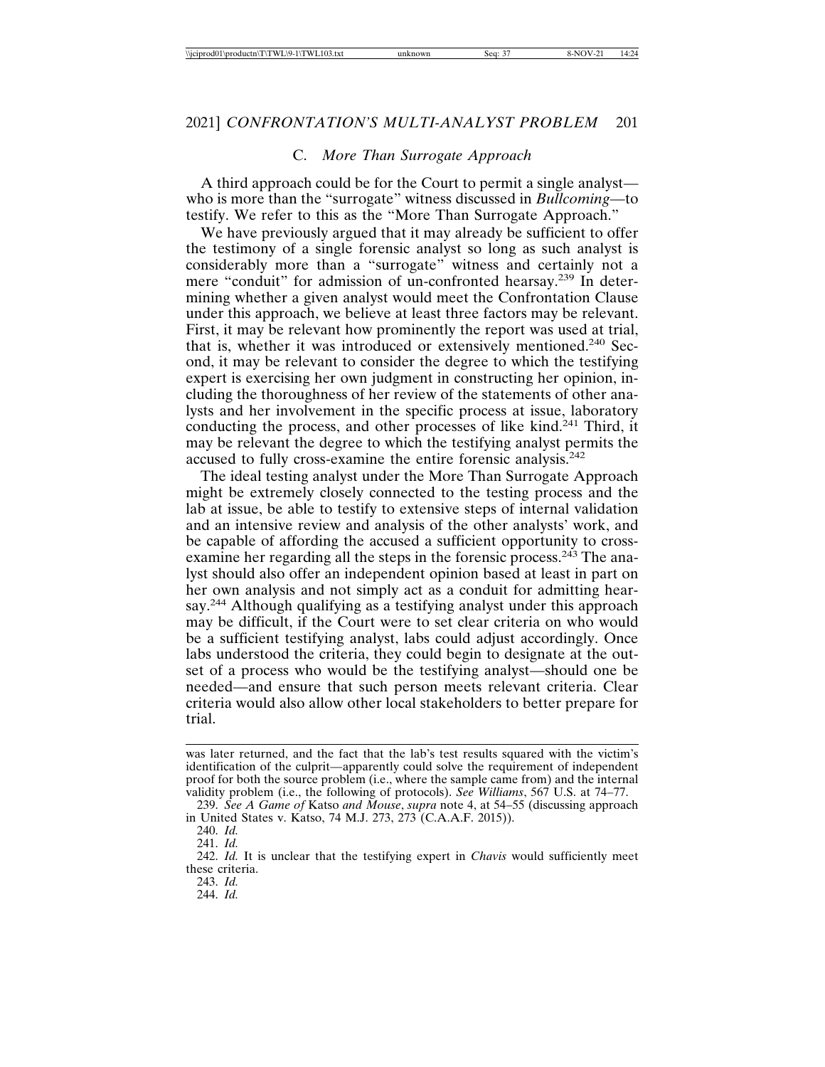### C. *More Than Surrogate Approach*

A third approach could be for the Court to permit a single analyst—who is more than the "surrogate" witness discussed in *Bullcoming*—to testify. We refer to this as the "More Than Surrogate Approach."

We have previously argued that it may already be sufficient to offer the testimony of a single forensic analyst so long as such analyst is considerably more than a "surrogate" witness and certainly not a mere "conduit" for admission of un-confronted hearsay.[239] In determining whether a given analyst would meet the Confrontation Clause under this approach, we believe at least three factors may be relevant. First, it may be relevant how prominently the report was used at trial, that is, whether it was introduced or extensively mentioned.[240] Second, it may be relevant to consider the degree to which the testifying expert is exercising her own judgment in constructing her opinion, including the thoroughness of her review of the statements of other analysts and her involvement in the specific process at issue, laboratory conducting the process, and other processes of like kind.[241] Third, it may be relevant the degree to which the testifying analyst permits the accused to fully cross-examine the entire forensic analysis.[242]

The ideal testing analyst under the More Than Surrogate Approach might be extremely closely connected to the testing process and the lab at issue, be able to testify to extensive steps of internal validation and an intensive review and analysis of the other analysts' work, and be capable of affording the accused a sufficient opportunity to cross-examine her regarding all the steps in the forensic process.[243] The analyst should also offer an independent opinion based at least in part on her own analysis and not simply act as a conduit for admitting hearsay.[244] Although qualifying as a testifying analyst under this approach may be difficult, if the Court were to set clear criteria on who would be a sufficient testifying analyst, labs could adjust accordingly. Once labs understood the criteria, they could begin to designate at the outset of a process who would be the testifying analyst—should one be needed—and ensure that such person meets relevant criteria. Clear criteria would also allow other local stakeholders to better prepare for trial.

---

was later returned, and the fact that the lab's test results squared with the victim's identification of the culprit—apparently could solve the requirement of independent proof for both the source problem (i.e., where the sample came from) and the internal validity problem (i.e., the following of protocols). *See Williams*, 567 U.S. at 74–77.

239. *See A Game of* Katso *and Mouse*, *supra* note 4, at 54–55 (discussing approach in United States v. Katso, 74 M.J. 273, 273 (C.A.A.F. 2015)).

240. *Id.*

241. *Id.*

242. *Id.* It is unclear that the testifying expert in *Chavis* would sufficiently meet these criteria.

243. *Id.*

244. *Id.*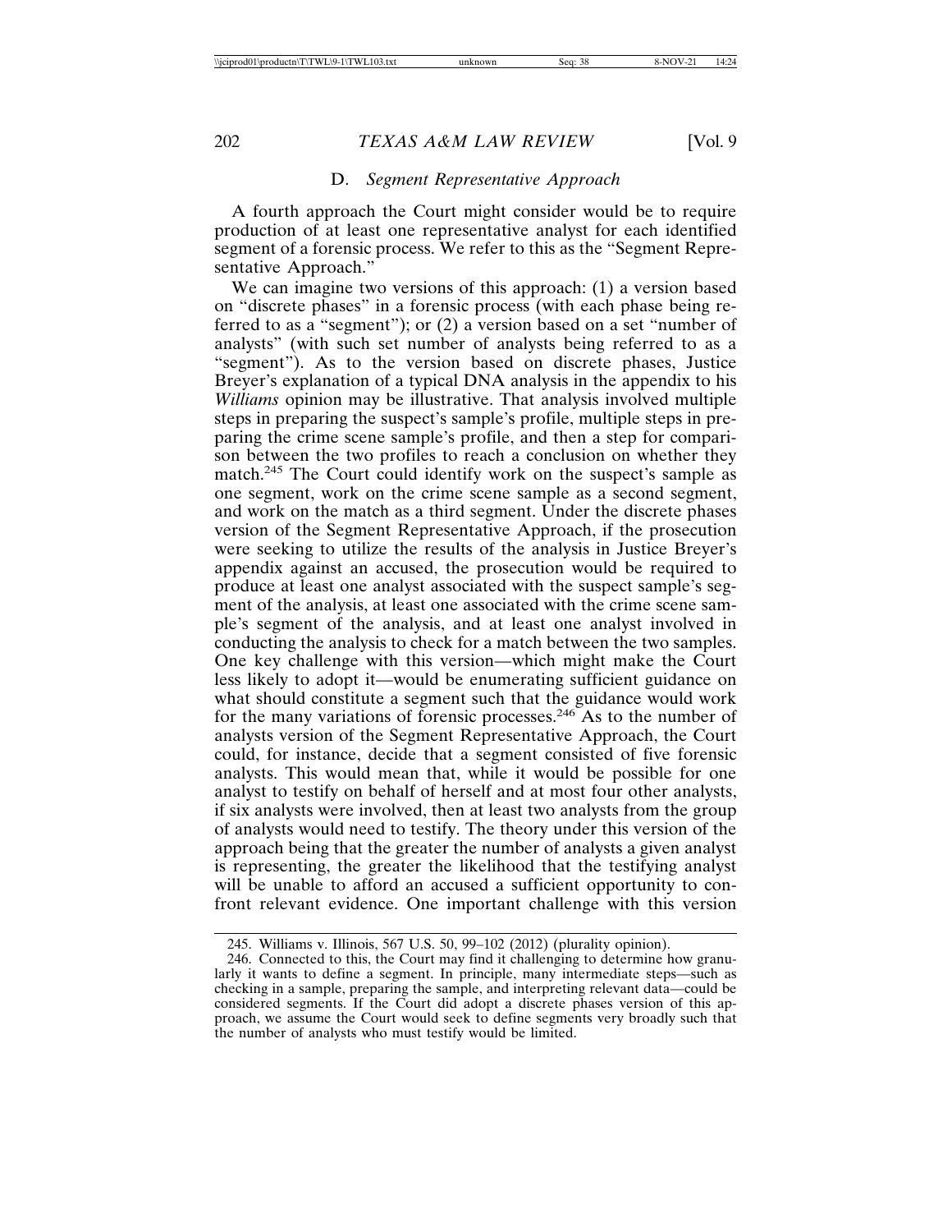### D. *Segment Representative Approach*

A fourth approach the Court might consider would be to require production of at least one representative analyst for each identified segment of a forensic process. We refer to this as the "Segment Representative Approach."

We can imagine two versions of this approach: (1) a version based on "discrete phases" in a forensic process (with each phase being referred to as a "segment"); or (2) a version based on a set "number of analysts" (with such set number of analysts being referred to as a "segment"). As to the version based on discrete phases, Justice Breyer's explanation of a typical DNA analysis in the appendix to his *Williams* opinion may be illustrative. That analysis involved multiple steps in preparing the suspect's sample's profile, multiple steps in preparing the crime scene sample's profile, and then a step for comparison between the two profiles to reach a conclusion on whether they match.[245] The Court could identify work on the suspect's sample as one segment, work on the crime scene sample as a second segment, and work on the match as a third segment. Under the discrete phases version of the Segment Representative Approach, if the prosecution were seeking to utilize the results of the analysis in Justice Breyer's appendix against an accused, the prosecution would be required to produce at least one analyst associated with the suspect sample's segment of the analysis, at least one associated with the crime scene sample's segment of the analysis, and at least one analyst involved in conducting the analysis to check for a match between the two samples. One key challenge with this version—which might make the Court less likely to adopt it—would be enumerating sufficient guidance on what should constitute a segment such that the guidance would work for the many variations of forensic processes.[246] As to the number of analysts version of the Segment Representative Approach, the Court could, for instance, decide that a segment consisted of five forensic analysts. This would mean that, while it would be possible for one analyst to testify on behalf of herself and at most four other analysts, if six analysts were involved, then at least two analysts from the group of analysts would need to testify. The theory under this version of the approach being that the greater the number of analysts a given analyst is representing, the greater the likelihood that the testifying analyst will be unable to afford an accused a sufficient opportunity to confront relevant evidence. One important challenge with this version

245. Williams v. Illinois, 567 U.S. 50, 99–102 (2012) (plurality opinion).

246. Connected to this, the Court may find it challenging to determine how granularly it wants to define a segment. In principle, many intermediate steps—such as checking in a sample, preparing the sample, and interpreting relevant data—could be considered segments. If the Court did adopt a discrete phases version of this approach, we assume the Court would seek to define segments very broadly such that the number of analysts who must testify would be limited.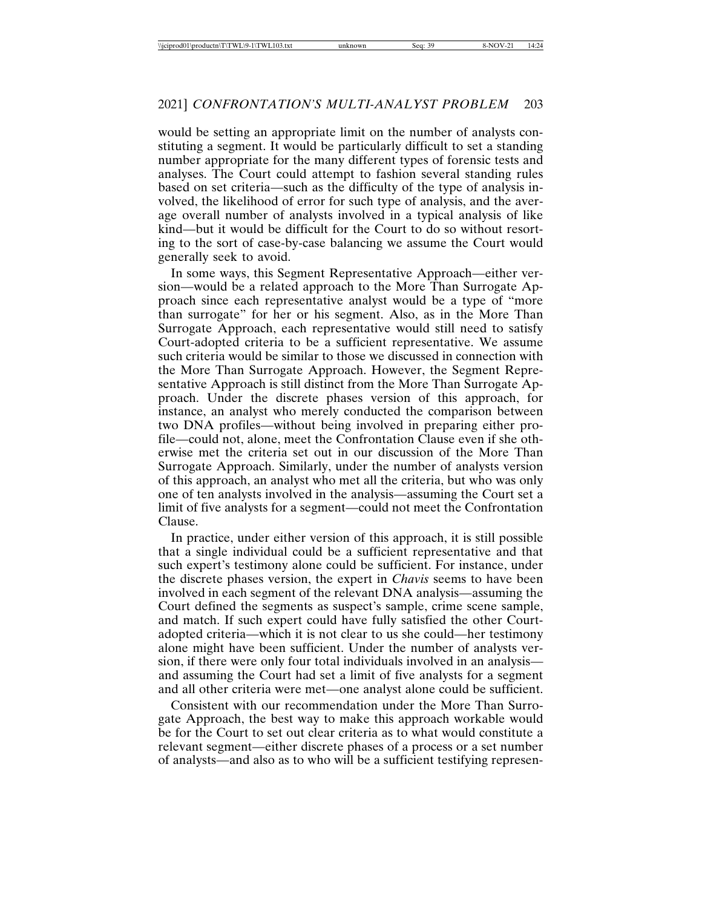would be setting an appropriate limit on the number of analysts constituting a segment. It would be particularly difficult to set a standing number appropriate for the many different types of forensic tests and analyses. The Court could attempt to fashion several standing rules based on set criteria—such as the difficulty of the type of analysis involved, the likelihood of error for such type of analysis, and the average overall number of analysts involved in a typical analysis of like kind—but it would be difficult for the Court to do so without resorting to the sort of case-by-case balancing we assume the Court would generally seek to avoid.

In some ways, this Segment Representative Approach—either version—would be a related approach to the More Than Surrogate Approach since each representative analyst would be a type of "more than surrogate" for her or his segment. Also, as in the More Than Surrogate Approach, each representative would still need to satisfy Court-adopted criteria to be a sufficient representative. We assume such criteria would be similar to those we discussed in connection with the More Than Surrogate Approach. However, the Segment Representative Approach is still distinct from the More Than Surrogate Approach. Under the discrete phases version of this approach, for instance, an analyst who merely conducted the comparison between two DNA profiles—without being involved in preparing either profile—could not, alone, meet the Confrontation Clause even if she otherwise met the criteria set out in our discussion of the More Than Surrogate Approach. Similarly, under the number of analysts version of this approach, an analyst who met all the criteria, but who was only one of ten analysts involved in the analysis—assuming the Court set a limit of five analysts for a segment—could not meet the Confrontation Clause.

In practice, under either version of this approach, it is still possible that a single individual could be a sufficient representative and that such expert's testimony alone could be sufficient. For instance, under the discrete phases version, the expert in *Chavis* seems to have been involved in each segment of the relevant DNA analysis—assuming the Court defined the segments as suspect's sample, crime scene sample, and match. If such expert could have fully satisfied the other Court-adopted criteria—which it is not clear to us she could—her testimony alone might have been sufficient. Under the number of analysts version, if there were only four total individuals involved in an analysis—and assuming the Court had set a limit of five analysts for a segment and all other criteria were met—one analyst alone could be sufficient.

Consistent with our recommendation under the More Than Surrogate Approach, the best way to make this approach workable would be for the Court to set out clear criteria as to what would constitute a relevant segment—either discrete phases of a process or a set number of analysts—and also as to who will be a sufficient testifying represen-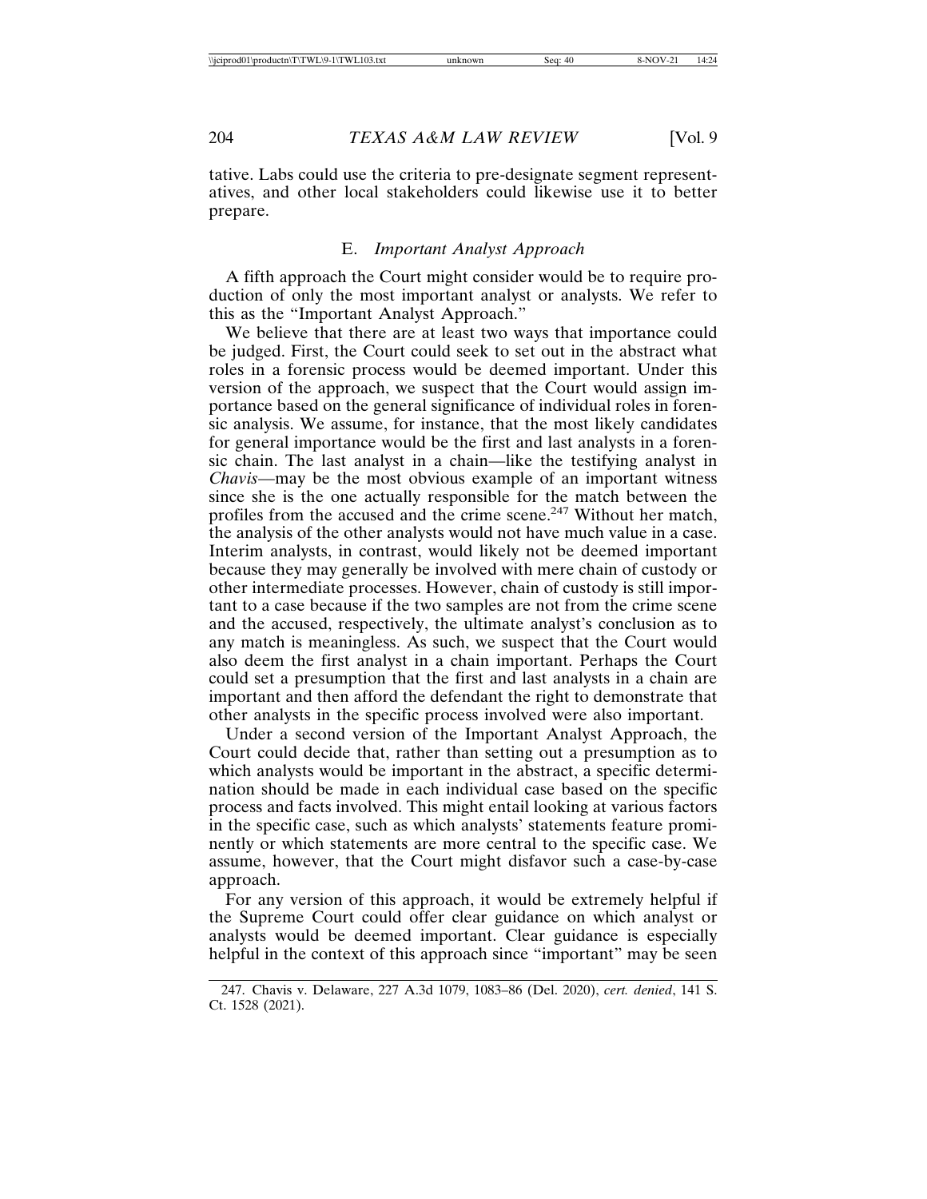tative. Labs could use the criteria to pre-designate segment representatives, and other local stakeholders could likewise use it to better prepare.

### E. *Important Analyst Approach*

A fifth approach the Court might consider would be to require production of only the most important analyst or analysts. We refer to this as the "Important Analyst Approach."

We believe that there are at least two ways that importance could be judged. First, the Court could seek to set out in the abstract what roles in a forensic process would be deemed important. Under this version of the approach, we suspect that the Court would assign importance based on the general significance of individual roles in forensic analysis. We assume, for instance, that the most likely candidates for general importance would be the first and last analysts in a forensic chain. The last analyst in a chain—like the testifying analyst in *Chavis*—may be the most obvious example of an important witness since she is the one actually responsible for the match between the profiles from the accused and the crime scene.[247] Without her match, the analysis of the other analysts would not have much value in a case. Interim analysts, in contrast, would likely not be deemed important because they may generally be involved with mere chain of custody or other intermediate processes. However, chain of custody is still important to a case because if the two samples are not from the crime scene and the accused, respectively, the ultimate analyst's conclusion as to any match is meaningless. As such, we suspect that the Court would also deem the first analyst in a chain important. Perhaps the Court could set a presumption that the first and last analysts in a chain are important and then afford the defendant the right to demonstrate that other analysts in the specific process involved were also important.

Under a second version of the Important Analyst Approach, the Court could decide that, rather than setting out a presumption as to which analysts would be important in the abstract, a specific determination should be made in each individual case based on the specific process and facts involved. This might entail looking at various factors in the specific case, such as which analysts' statements feature prominently or which statements are more central to the specific case. We assume, however, that the Court might disfavor such a case-by-case approach.

For any version of this approach, it would be extremely helpful if the Supreme Court could offer clear guidance on which analyst or analysts would be deemed important. Clear guidance is especially helpful in the context of this approach since "important" may be seen

---

247. Chavis v. Delaware, 227 A.3d 1079, 1083–86 (Del. 2020), *cert. denied*, 141 S. Ct. 1528 (2021).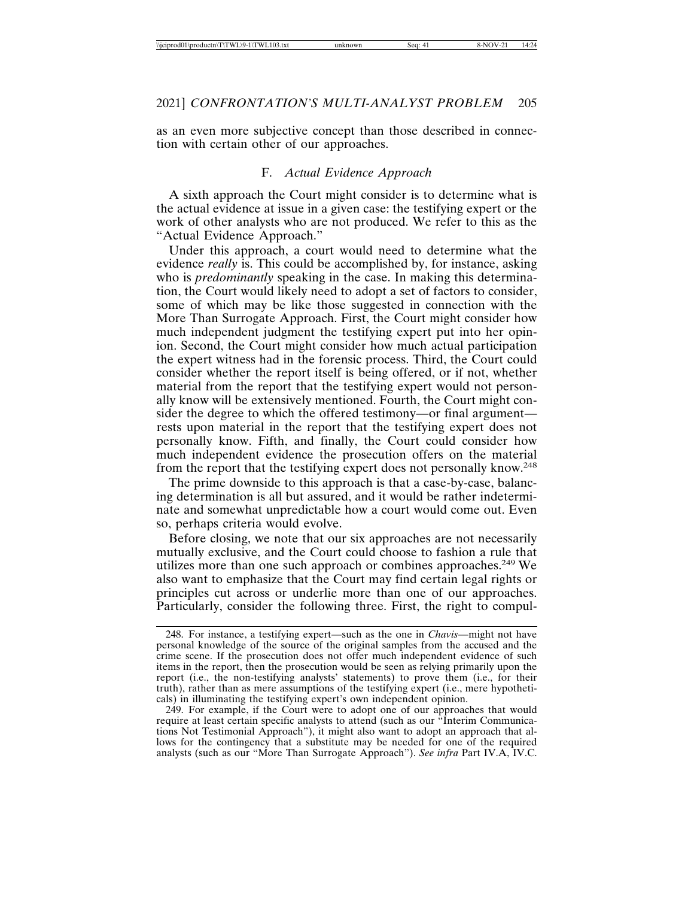as an even more subjective concept than those described in connection with certain other of our approaches.

### F. *Actual Evidence Approach*

A sixth approach the Court might consider is to determine what is the actual evidence at issue in a given case: the testifying expert or the work of other analysts who are not produced. We refer to this as the "Actual Evidence Approach."

Under this approach, a court would need to determine what the evidence *really* is. This could be accomplished by, for instance, asking who is *predominantly* speaking in the case. In making this determination, the Court would likely need to adopt a set of factors to consider, some of which may be like those suggested in connection with the More Than Surrogate Approach. First, the Court might consider how much independent judgment the testifying expert put into her opinion. Second, the Court might consider how much actual participation the expert witness had in the forensic process. Third, the Court could consider whether the report itself is being offered, or if not, whether material from the report that the testifying expert would not personally know will be extensively mentioned. Fourth, the Court might consider the degree to which the offered testimony—or final argument—rests upon material in the report that the testifying expert does not personally know. Fifth, and finally, the Court could consider how much independent evidence the prosecution offers on the material from the report that the testifying expert does not personally know.[248]

The prime downside to this approach is that a case-by-case, balancing determination is all but assured, and it would be rather indeterminate and somewhat unpredictable how a court would come out. Even so, perhaps criteria would evolve.

Before closing, we note that our six approaches are not necessarily mutually exclusive, and the Court could choose to fashion a rule that utilizes more than one such approach or combines approaches.[249] We also want to emphasize that the Court may find certain legal rights or principles cut across or underlie more than one of our approaches. Particularly, consider the following three. First, the right to compul-

---

248. For instance, a testifying expert—such as the one in *Chavis*—might not have personal knowledge of the source of the original samples from the accused and the crime scene. If the prosecution does not offer much independent evidence of such items in the report, then the prosecution would be seen as relying primarily upon the report (i.e., the non-testifying analysts' statements) to prove them (i.e., for their truth), rather than as mere assumptions of the testifying expert (i.e., mere hypotheticals) in illuminating the testifying expert's own independent opinion.

249. For example, if the Court were to adopt one of our approaches that would require at least certain specific analysts to attend (such as our "Interim Communications Not Testimonial Approach"), it might also want to adopt an approach that allows for the contingency that a substitute may be needed for one of the required analysts (such as our "More Than Surrogate Approach"). *See infra* Part IV.A, IV.C.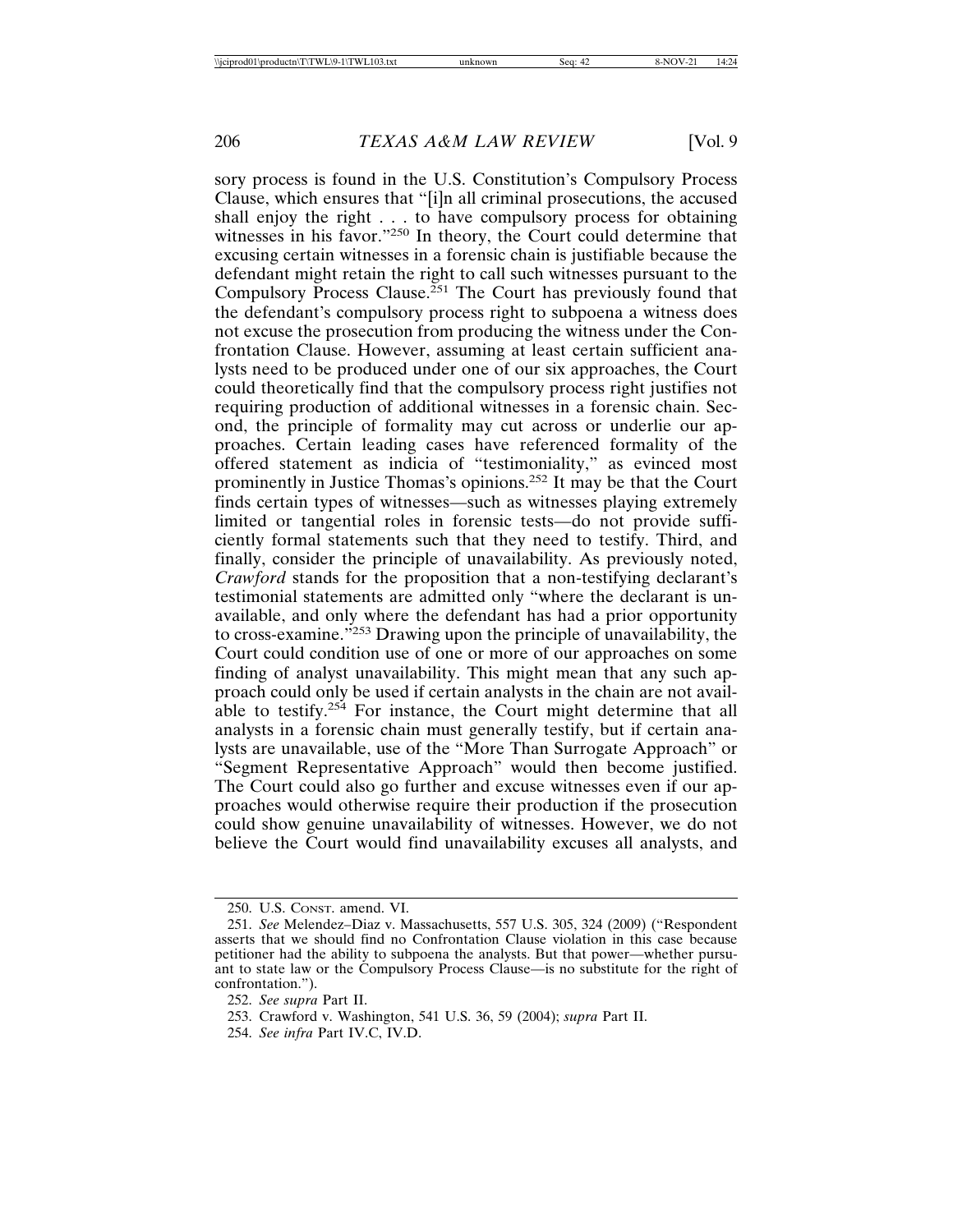sory process is found in the U.S. Constitution's Compulsory Process Clause, which ensures that "[i]n all criminal prosecutions, the accused shall enjoy the right . . . to have compulsory process for obtaining witnesses in his favor."[250] In theory, the Court could determine that excusing certain witnesses in a forensic chain is justifiable because the defendant might retain the right to call such witnesses pursuant to the Compulsory Process Clause.[251] The Court has previously found that the defendant's compulsory process right to subpoena a witness does not excuse the prosecution from producing the witness under the Confrontation Clause. However, assuming at least certain sufficient analysts need to be produced under one of our six approaches, the Court could theoretically find that the compulsory process right justifies not requiring production of additional witnesses in a forensic chain. Second, the principle of formality may cut across or underlie our approaches. Certain leading cases have referenced formality of the offered statement as indicia of "testimoniality," as evinced most prominently in Justice Thomas's opinions.[252] It may be that the Court finds certain types of witnesses—such as witnesses playing extremely limited or tangential roles in forensic tests—do not provide sufficiently formal statements such that they need to testify. Third, and finally, consider the principle of unavailability. As previously noted, *Crawford* stands for the proposition that a non-testifying declarant's testimonial statements are admitted only "where the declarant is unavailable, and only where the defendant has had a prior opportunity to cross-examine."[253] Drawing upon the principle of unavailability, the Court could condition use of one or more of our approaches on some finding of analyst unavailability. This might mean that any such approach could only be used if certain analysts in the chain are not available to testify.[254] For instance, the Court might determine that all analysts in a forensic chain must generally testify, but if certain analysts are unavailable, use of the "More Than Surrogate Approach" or "Segment Representative Approach" would then become justified. The Court could also go further and excuse witnesses even if our approaches would otherwise require their production if the prosecution could show genuine unavailability of witnesses. However, we do not believe the Court would find unavailability excuses all analysts, and

---

250. U.S. CONST. amend. VI.

251. *See* Melendez–Diaz v. Massachusetts, 557 U.S. 305, 324 (2009) ("Respondent asserts that we should find no Confrontation Clause violation in this case because petitioner had the ability to subpoena the analysts. But that power—whether pursuant to state law or the Compulsory Process Clause—is no substitute for the right of confrontation.").

252. *See supra* Part II.

253. Crawford v. Washington, 541 U.S. 36, 59 (2004); *supra* Part II.

254. *See infra* Part IV.C, IV.D.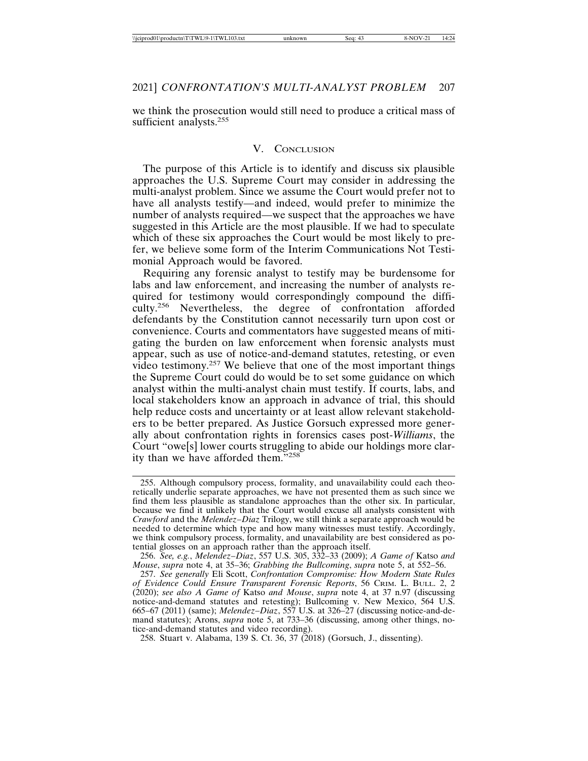we think the prosecution would still need to produce a critical mass of sufficient analysts.[255]

## V. Conclusion

The purpose of this Article is to identify and discuss six plausible approaches the U.S. Supreme Court may consider in addressing the multi-analyst problem. Since we assume the Court would prefer not to have all analysts testify—and indeed, would prefer to minimize the number of analysts required—we suspect that the approaches we have suggested in this Article are the most plausible. If we had to speculate which of these six approaches the Court would be most likely to prefer, we believe some form of the Interim Communications Not Testimonial Approach would be favored.

Requiring any forensic analyst to testify may be burdensome for labs and law enforcement, and increasing the number of analysts required for testimony would correspondingly compound the difficulty.[256] Nevertheless, the degree of confrontation afforded defendants by the Constitution cannot necessarily turn upon cost or convenience. Courts and commentators have suggested means of mitigating the burden on law enforcement when forensic analysts must appear, such as use of notice-and-demand statutes, retesting, or even video testimony.[257] We believe that one of the most important things the Supreme Court could do would be to set some guidance on which analyst within the multi-analyst chain must testify. If courts, labs, and local stakeholders know an approach in advance of trial, this should help reduce costs and uncertainty or at least allow relevant stakeholders to be better prepared. As Justice Gorsuch expressed more generally about confrontation rights in forensics cases post-*Williams*, the Court "owe[s] lower courts struggling to abide our holdings more clarity than we have afforded them."[258]

---

255. Although compulsory process, formality, and unavailability could each theoretically underlie separate approaches, we have not presented them as such since we find them less plausible as standalone approaches than the other six. In particular, because we find it unlikely that the Court would excuse all analysts consistent with *Crawford* and the *Melendez–Diaz* Trilogy, we still think a separate approach would be needed to determine which type and how many witnesses must testify. Accordingly, we think compulsory process, formality, and unavailability are best considered as potential glosses on an approach rather than the approach itself.

256. *See, e.g.*, *Melendez–Diaz*, 557 U.S. 305, 332–33 (2009); *A Game of* Katso *and Mouse*, *supra* note 4, at 35–36; *Grabbing the Bullcoming*, *supra* note 5, at 552–56.

257. *See generally* Eli Scott, *Confrontation Compromise: How Modern State Rules of Evidence Could Ensure Transparent Forensic Reports*, 56 Crim. L. Bull. 2, 2 (2020); *see also A Game of* Katso *and Mouse*, *supra* note 4, at 37 n.97 (discussing notice-and-demand statutes and retesting); Bullcoming v. New Mexico, 564 U.S. 665–67 (2011) (same); *Melendez–Diaz*, 557 U.S. at 326–27 (discussing notice-and-demand statutes); Arons, *supra* note 5, at 733–36 (discussing, among other things, notice-and-demand statutes and video recording).

258. Stuart v. Alabama, 139 S. Ct. 36, 37 (2018) (Gorsuch, J., dissenting).